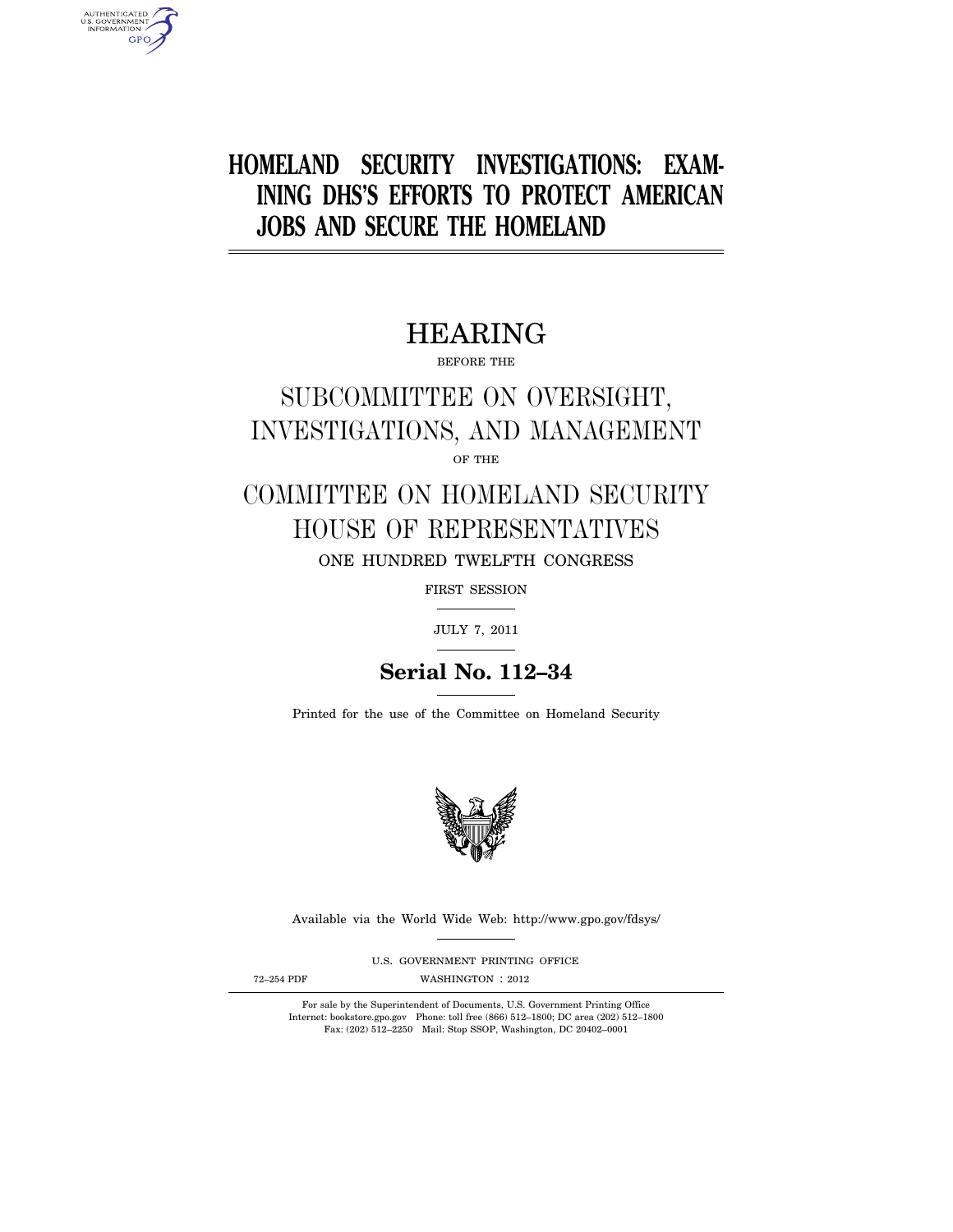# HOMELAND SECURITY INVESTIGATIONS: EXAMINING DHS'S EFFORTS TO PROTECT AMERICAN JOBS AND SECURE THE HOMELAND

## HEARING

BEFORE THE

## SUBCOMMITTEE ON OVERSIGHT, INVESTIGATIONS, AND MANAGEMENT

OF THE

## COMMITTEE ON HOMELAND SECURITY HOUSE OF REPRESENTATIVES

ONE HUNDRED TWELFTH CONGRESS

FIRST SESSION

JULY 7, 2011

**Serial No. 112–34**

Printed for the use of the Committee on Homeland Security

Available via the World Wide Web: http://www.gpo.gov/fdsys/

U.S. GOVERNMENT PRINTING OFFICE

72–254 PDF WASHINGTON : 2012

For sale by the Superintendent of Documents, U.S. Government Printing Office
Internet: bookstore.gpo.gov Phone: toll free (866) 512–1800; DC area (202) 512–1800
Fax: (202) 512–2250 Mail: Stop SSOP, Washington, DC 20402–0001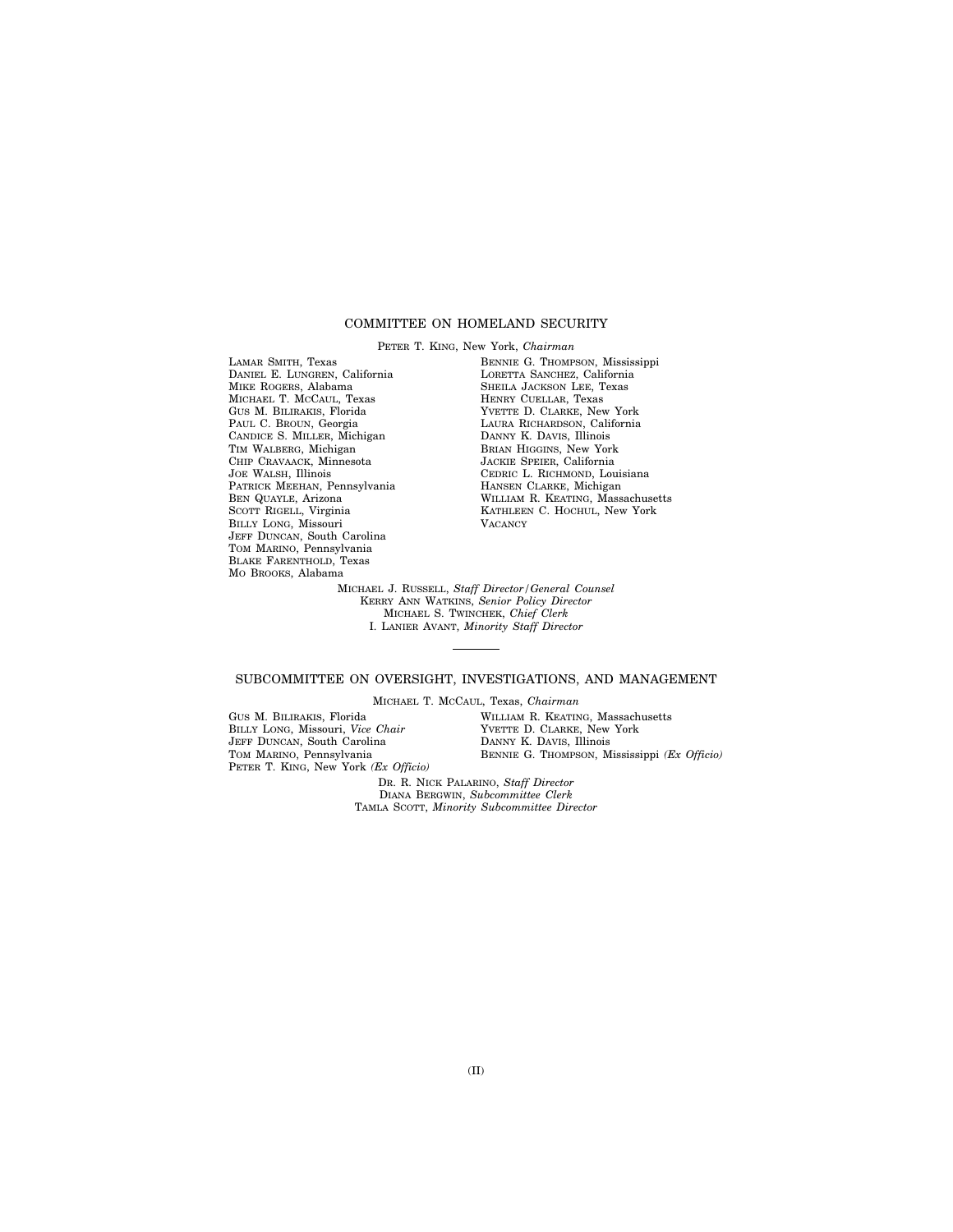## COMMITTEE ON HOMELAND SECURITY

PETER T. KING, New York, *Chairman*

LAMAR SMITH, Texas
DANIEL E. LUNGREN, California
MIKE ROGERS, Alabama
MICHAEL T. MCCAUL, Texas
GUS M. BILIRAKIS, Florida
PAUL C. BROUN, Georgia
CANDICE S. MILLER, Michigan
TIM WALBERG, Michigan
CHIP CRAVAACK, Minnesota
JOE WALSH, Illinois
PATRICK MEEHAN, Pennsylvania
BEN QUAYLE, Arizona
SCOTT RIGELL, Virginia
BILLY LONG, Missouri
JEFF DUNCAN, South Carolina
TOM MARINO, Pennsylvania
BLAKE FARENTHOLD, Texas
MO BROOKS, Alabama

BENNIE G. THOMPSON, Mississippi
LORETTA SANCHEZ, California
SHEILA JACKSON LEE, Texas
HENRY CUELLAR, Texas
YVETTE D. CLARKE, New York
LAURA RICHARDSON, California
DANNY K. DAVIS, Illinois
BRIAN HIGGINS, New York
JACKIE SPEIER, California
CEDRIC L. RICHMOND, Louisiana
HANSEN CLARKE, Michigan
WILLIAM R. KEATING, Massachusetts
KATHLEEN C. HOCHUL, New York
VACANCY

MICHAEL J. RUSSELL, *Staff Director/General Counsel*
KERRY ANN WATKINS, *Senior Policy Director*
MICHAEL S. TWINCHEK, *Chief Clerk*
I. LANIER AVANT, *Minority Staff Director*

---

## SUBCOMMITTEE ON OVERSIGHT, INVESTIGATIONS, AND MANAGEMENT

MICHAEL T. MCCAUL, Texas, *Chairman*

GUS M. BILIRAKIS, Florida
BILLY LONG, Missouri, *Vice Chair*
JEFF DUNCAN, South Carolina
TOM MARINO, Pennsylvania
PETER T. KING, New York *(Ex Officio)*

WILLIAM R. KEATING, Massachusetts
YVETTE D. CLARKE, New York
DANNY K. DAVIS, Illinois
BENNIE G. THOMPSON, Mississippi *(Ex Officio)*

DR. R. NICK PALARINO, *Staff Director*
DIANA BERGWIN, *Subcommittee Clerk*
TAMLA SCOTT, *Minority Subcommittee Director*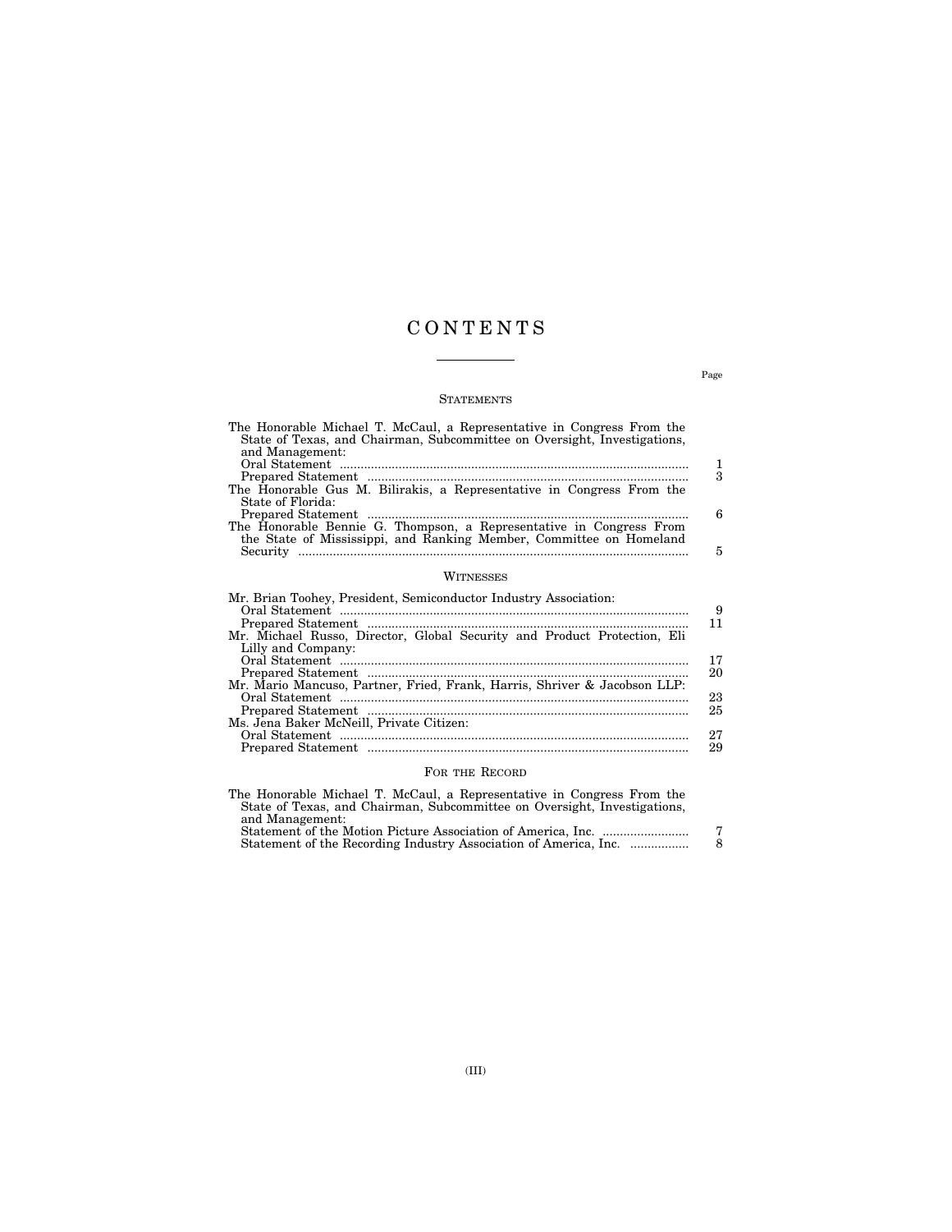# CONTENTS

Page

## STATEMENTS

| | Page |
|---|---|
| The Honorable Michael T. McCaul, a Representative in Congress From the State of Texas, and Chairman, Subcommittee on Oversight, Investigations, and Management: | |
| Oral Statement | 1 |
| Prepared Statement | 3 |
| The Honorable Gus M. Bilirakis, a Representative in Congress From the State of Florida: | |
| Prepared Statement | 6 |
| The Honorable Bennie G. Thompson, a Representative in Congress From the State of Mississippi, and Ranking Member, Committee on Homeland Security | 5 |

## WITNESSES

| | |
|---|---|
| Mr. Brian Toohey, President, Semiconductor Industry Association: | |
| Oral Statement | 9 |
| Prepared Statement | 11 |
| Mr. Michael Russo, Director, Global Security and Product Protection, Eli Lilly and Company: | |
| Oral Statement | 17 |
| Prepared Statement | 20 |
| Mr. Mario Mancuso, Partner, Fried, Frank, Harris, Shriver & Jacobson LLP: | |
| Oral Statement | 23 |
| Prepared Statement | 25 |
| Ms. Jena Baker McNeill, Private Citizen: | |
| Oral Statement | 27 |
| Prepared Statement | 29 |

## FOR THE RECORD

| | |
|---|---|
| The Honorable Michael T. McCaul, a Representative in Congress From the State of Texas, and Chairman, Subcommittee on Oversight, Investigations, and Management: | |
| Statement of the Motion Picture Association of America, Inc. | 7 |
| Statement of the Recording Industry Association of America, Inc. | 8 |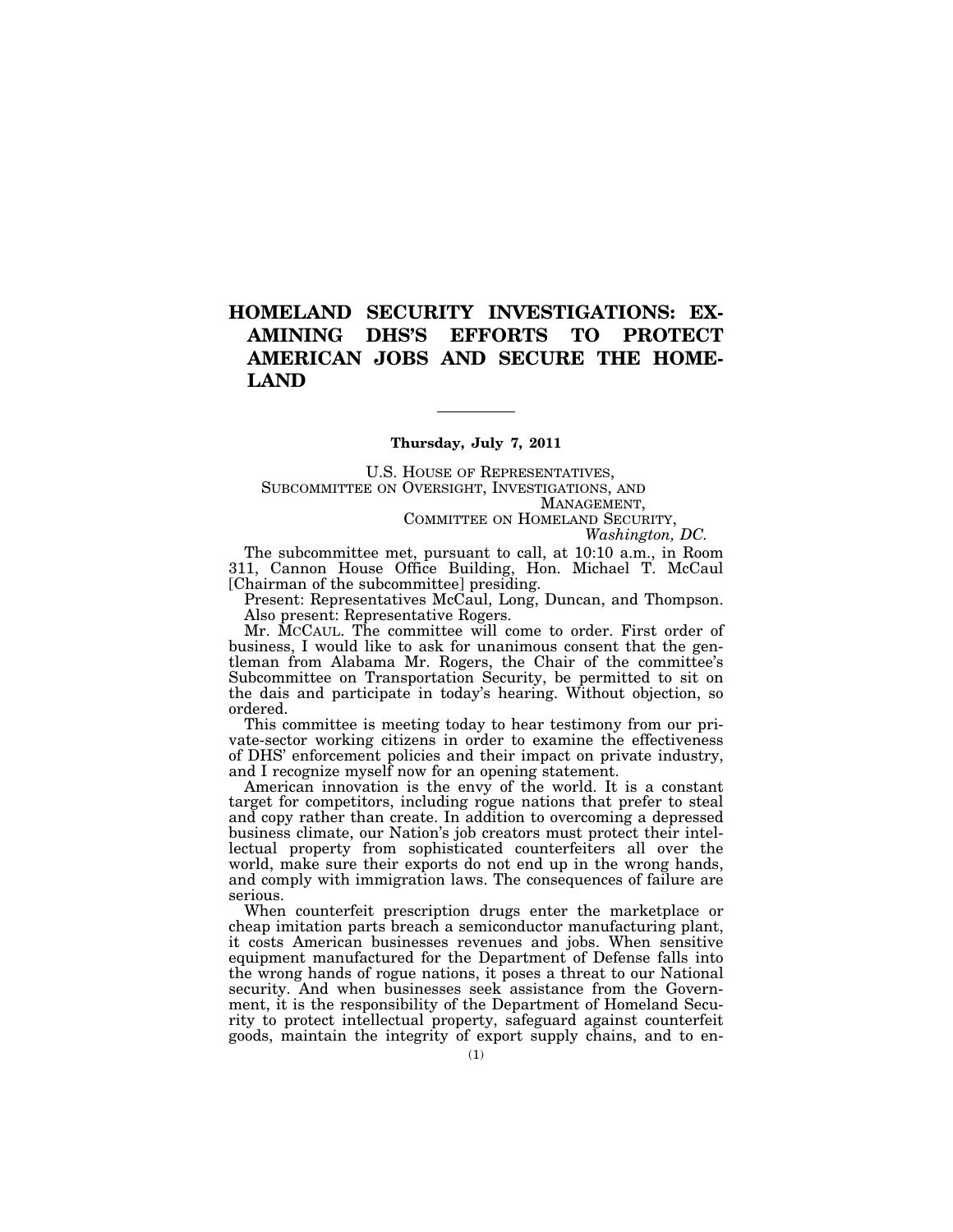# HOMELAND SECURITY INVESTIGATIONS: EXAMINING DHS'S EFFORTS TO PROTECT AMERICAN JOBS AND SECURE THE HOMELAND

---

**Thursday, July 7, 2011**

U.S. HOUSE OF REPRESENTATIVES,
SUBCOMMITTEE ON OVERSIGHT, INVESTIGATIONS, AND MANAGEMENT,
COMMITTEE ON HOMELAND SECURITY,
*Washington, DC.*

The subcommittee met, pursuant to call, at 10:10 a.m., in Room 311, Cannon House Office Building, Hon. Michael T. McCaul [Chairman of the subcommittee] presiding.

Present: Representatives McCaul, Long, Duncan, and Thompson.

Also present: Representative Rogers.

Mr. MCCAUL. The committee will come to order. First order of business, I would like to ask for unanimous consent that the gentleman from Alabama Mr. Rogers, the Chair of the committee's Subcommittee on Transportation Security, be permitted to sit on the dais and participate in today's hearing. Without objection, so ordered.

This committee is meeting today to hear testimony from our private-sector working citizens in order to examine the effectiveness of DHS' enforcement policies and their impact on private industry, and I recognize myself now for an opening statement.

American innovation is the envy of the world. It is a constant target for competitors, including rogue nations that prefer to steal and copy rather than create. In addition to overcoming a depressed business climate, our Nation's job creators must protect their intellectual property from sophisticated counterfeiters all over the world, make sure their exports do not end up in the wrong hands, and comply with immigration laws. The consequences of failure are serious.

When counterfeit prescription drugs enter the marketplace or cheap imitation parts breach a semiconductor manufacturing plant, it costs American businesses revenues and jobs. When sensitive equipment manufactured for the Department of Defense falls into the wrong hands of rogue nations, it poses a threat to our National security. And when businesses seek assistance from the Government, it is the responsibility of the Department of Homeland Security to protect intellectual property, safeguard against counterfeit goods, maintain the integrity of export supply chains, and to en-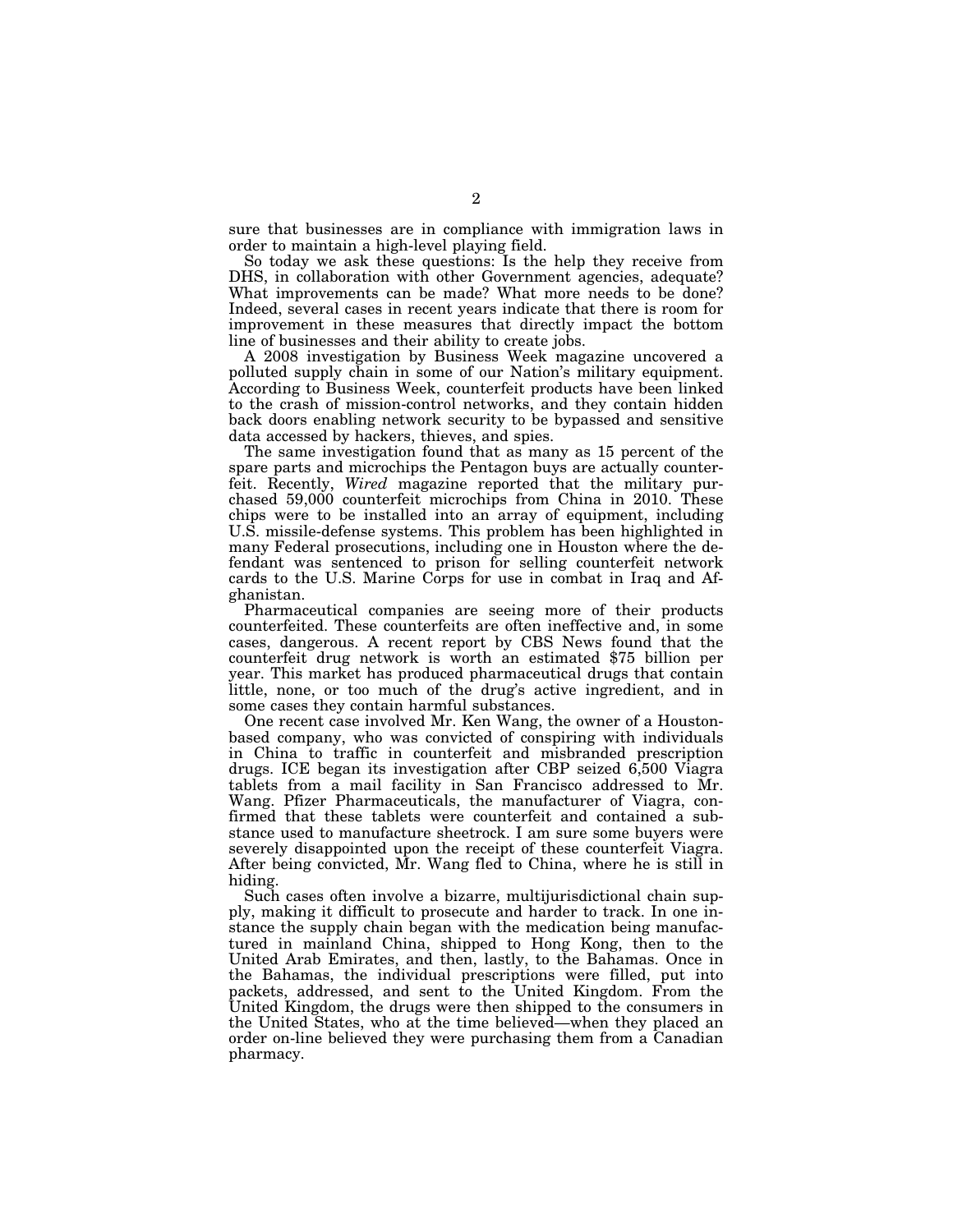sure that businesses are in compliance with immigration laws in order to maintain a high-level playing field.

So today we ask these questions: Is the help they receive from DHS, in collaboration with other Government agencies, adequate? What improvements can be made? What more needs to be done? Indeed, several cases in recent years indicate that there is room for improvement in these measures that directly impact the bottom line of businesses and their ability to create jobs.

A 2008 investigation by Business Week magazine uncovered a polluted supply chain in some of our Nation's military equipment. According to Business Week, counterfeit products have been linked to the crash of mission-control networks, and they contain hidden back doors enabling network security to be bypassed and sensitive data accessed by hackers, thieves, and spies.

The same investigation found that as many as 15 percent of the spare parts and microchips the Pentagon buys are actually counterfeit. Recently, *Wired* magazine reported that the military purchased 59,000 counterfeit microchips from China in 2010. These chips were to be installed into an array of equipment, including U.S. missile-defense systems. This problem has been highlighted in many Federal prosecutions, including one in Houston where the defendant was sentenced to prison for selling counterfeit network cards to the U.S. Marine Corps for use in combat in Iraq and Afghanistan.

Pharmaceutical companies are seeing more of their products counterfeited. These counterfeits are often ineffective and, in some cases, dangerous. A recent report by CBS News found that the counterfeit drug network is worth an estimated $75 billion per year. This market has produced pharmaceutical drugs that contain little, none, or too much of the drug's active ingredient, and in some cases they contain harmful substances.

One recent case involved Mr. Ken Wang, the owner of a Houston-based company, who was convicted of conspiring with individuals in China to traffic in counterfeit and misbranded prescription drugs. ICE began its investigation after CBP seized 6,500 Viagra tablets from a mail facility in San Francisco addressed to Mr. Wang. Pfizer Pharmaceuticals, the manufacturer of Viagra, confirmed that these tablets were counterfeit and contained a substance used to manufacture sheetrock. I am sure some buyers were severely disappointed upon the receipt of these counterfeit Viagra. After being convicted, Mr. Wang fled to China, where he is still in hiding.

Such cases often involve a bizarre, multijurisdictional chain supply, making it difficult to prosecute and harder to track. In one instance the supply chain began with the medication being manufactured in mainland China, shipped to Hong Kong, then to the United Arab Emirates, and then, lastly, to the Bahamas. Once in the Bahamas, the individual prescriptions were filled, put into packets, addressed, and sent to the United Kingdom. From the United Kingdom, the drugs were then shipped to the consumers in the United States, who at the time believed—when they placed an order on-line believed they were purchasing them from a Canadian pharmacy.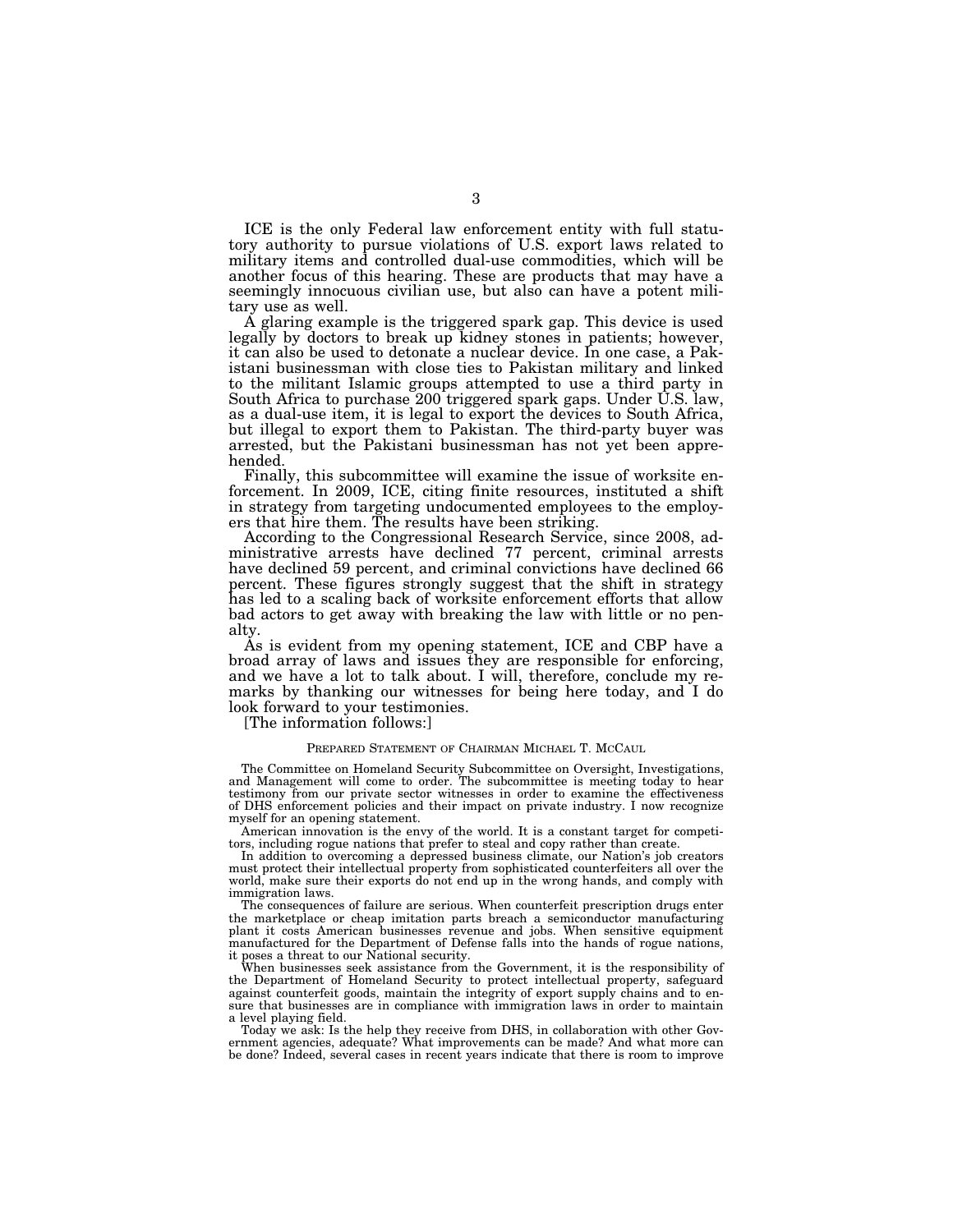ICE is the only Federal law enforcement entity with full statutory authority to pursue violations of U.S. export laws related to military items and controlled dual-use commodities, which will be another focus of this hearing. These are products that may have a seemingly innocuous civilian use, but also can have a potent military use as well.

A glaring example is the triggered spark gap. This device is used legally by doctors to break up kidney stones in patients; however, it can also be used to detonate a nuclear device. In one case, a Pakistani businessman with close ties to Pakistan military and linked to the militant Islamic groups attempted to use a third party in South Africa to purchase 200 triggered spark gaps. Under U.S. law, as a dual-use item, it is legal to export the devices to South Africa, but illegal to export them to Pakistan. The third-party buyer was arrested, but the Pakistani businessman has not yet been apprehended.

Finally, this subcommittee will examine the issue of worksite enforcement. In 2009, ICE, citing finite resources, instituted a shift in strategy from targeting undocumented employees to the employers that hire them. The results have been striking.

According to the Congressional Research Service, since 2008, administrative arrests have declined 77 percent, criminal arrests have declined 59 percent, and criminal convictions have declined 66 percent. These figures strongly suggest that the shift in strategy has led to a scaling back of worksite enforcement efforts that allow bad actors to get away with breaking the law with little or no penalty.

As is evident from my opening statement, ICE and CBP have a broad array of laws and issues they are responsible for enforcing, and we have a lot to talk about. I will, therefore, conclude my remarks by thanking our witnesses for being here today, and I do look forward to your testimonies.

[The information follows:]

PREPARED STATEMENT OF CHAIRMAN MICHAEL T. MCCAUL

The Committee on Homeland Security Subcommittee on Oversight, Investigations, and Management will come to order. The subcommittee is meeting today to hear testimony from our private sector witnesses in order to examine the effectiveness of DHS enforcement policies and their impact on private industry. I now recognize myself for an opening statement.

American innovation is the envy of the world. It is a constant target for competitors, including rogue nations that prefer to steal and copy rather than create.

In addition to overcoming a depressed business climate, our Nation's job creators must protect their intellectual property from sophisticated counterfeiters all over the world, make sure their exports do not end up in the wrong hands, and comply with immigration laws.

The consequences of failure are serious. When counterfeit prescription drugs enter the marketplace or cheap imitation parts breach a semiconductor manufacturing plant it costs American businesses revenue and jobs. When sensitive equipment manufactured for the Department of Defense falls into the hands of rogue nations, it poses a threat to our National security.

When businesses seek assistance from the Government, it is the responsibility of the Department of Homeland Security to protect intellectual property, safeguard against counterfeit goods, maintain the integrity of export supply chains and to ensure that businesses are in compliance with immigration laws in order to maintain a level playing field.

Today we ask: Is the help they receive from DHS, in collaboration with other Government agencies, adequate? What improvements can be made? And what more can be done? Indeed, several cases in recent years indicate that there is room to improve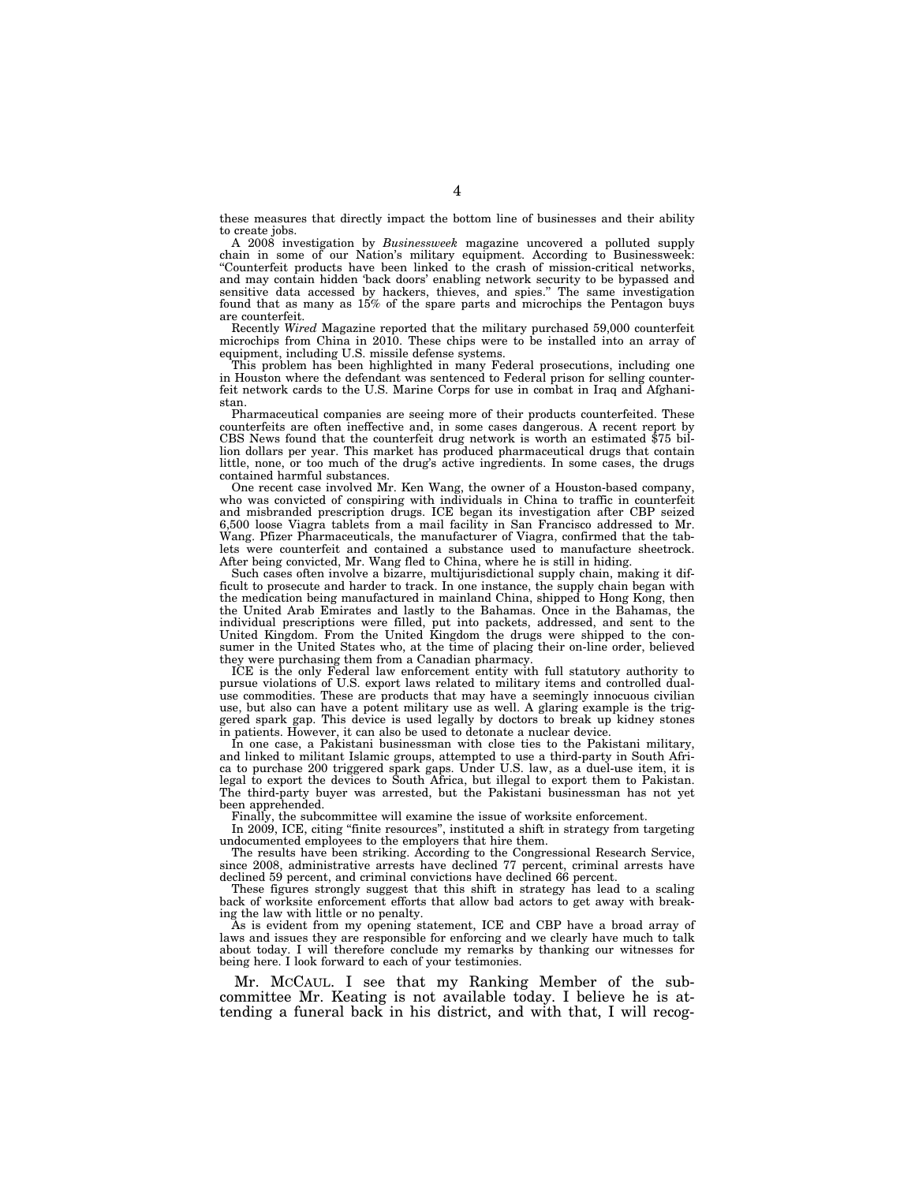these measures that directly impact the bottom line of businesses and their ability to create jobs.

A 2008 investigation by *Businessweek* magazine uncovered a polluted supply chain in some of our Nation's military equipment. According to Businessweek: "Counterfeit products have been linked to the crash of mission-critical networks, and may contain hidden 'back doors' enabling network security to be bypassed and sensitive data accessed by hackers, thieves, and spies." The same investigation found that as many as 15% of the spare parts and microchips the Pentagon buys are counterfeit.

Recently *Wired* Magazine reported that the military purchased 59,000 counterfeit microchips from China in 2010. These chips were to be installed into an array of equipment, including U.S. missile defense systems.

This problem has been highlighted in many Federal prosecutions, including one in Houston where the defendant was sentenced to Federal prison for selling counterfeit network cards to the U.S. Marine Corps for use in combat in Iraq and Afghanistan.

Pharmaceutical companies are seeing more of their products counterfeited. These counterfeits are often ineffective and, in some cases dangerous. A recent report by CBS News found that the counterfeit drug network is worth an estimated $75 billion dollars per year. This market has produced pharmaceutical drugs that contain little, none, or too much of the drug's active ingredients. In some cases, the drugs contained harmful substances.

One recent case involved Mr. Ken Wang, the owner of a Houston-based company, who was convicted of conspiring with individuals in China to traffic in counterfeit and misbranded prescription drugs. ICE began its investigation after CBP seized 6,500 loose Viagra tablets from a mail facility in San Francisco addressed to Mr. Wang. Pfizer Pharmaceuticals, the manufacturer of Viagra, confirmed that the tablets were counterfeit and contained a substance used to manufacture sheetrock. After being convicted, Mr. Wang fled to China, where he is still in hiding.

Such cases often involve a bizarre, multijurisdictional supply chain, making it difficult to prosecute and harder to track. In one instance, the supply chain began with the medication being manufactured in mainland China, shipped to Hong Kong, then the United Arab Emirates and lastly to the Bahamas. Once in the Bahamas, the individual prescriptions were filled, put into packets, addressed, and sent to the United Kingdom. From the United Kingdom the drugs were shipped to the consumer in the United States who, at the time of placing their on-line order, believed they were purchasing them from a Canadian pharmacy.

ICE is the only Federal law enforcement entity with full statutory authority to pursue violations of U.S. export laws related to military items and controlled dual-use commodities. These are products that may have a seemingly innocuous civilian use, but also can have a potent military use as well. A glaring example is the triggered spark gap. This device is used legally by doctors to break up kidney stones in patients. However, it can also be used to detonate a nuclear device.

In one case, a Pakistani businessman with close ties to the Pakistani military, and linked to militant Islamic groups, attempted to use a third-party in South Africa to purchase 200 triggered spark gaps. Under U.S. law, as a duel-use item, it is legal to export the devices to South Africa, but illegal to export them to Pakistan. The third-party buyer was arrested, but the Pakistani businessman has not yet been apprehended.

Finally, the subcommittee will examine the issue of worksite enforcement.

In 2009, ICE, citing "finite resources", instituted a shift in strategy from targeting undocumented employees to the employers that hire them.

The results have been striking. According to the Congressional Research Service, since 2008, administrative arrests have declined 77 percent, criminal arrests have declined 59 percent, and criminal convictions have declined 66 percent.

These figures strongly suggest that this shift in strategy has lead to a scaling back of worksite enforcement efforts that allow bad actors to get away with breaking the law with little or no penalty.

As is evident from my opening statement, ICE and CBP have a broad array of laws and issues they are responsible for enforcing and we clearly have much to talk about today. I will therefore conclude my remarks by thanking our witnesses for being here. I look forward to each of your testimonies.

Mr. McCAUL. I see that my Ranking Member of the subcommittee Mr. Keating is not available today. I believe he is attending a funeral back in his district, and with that, I will recog-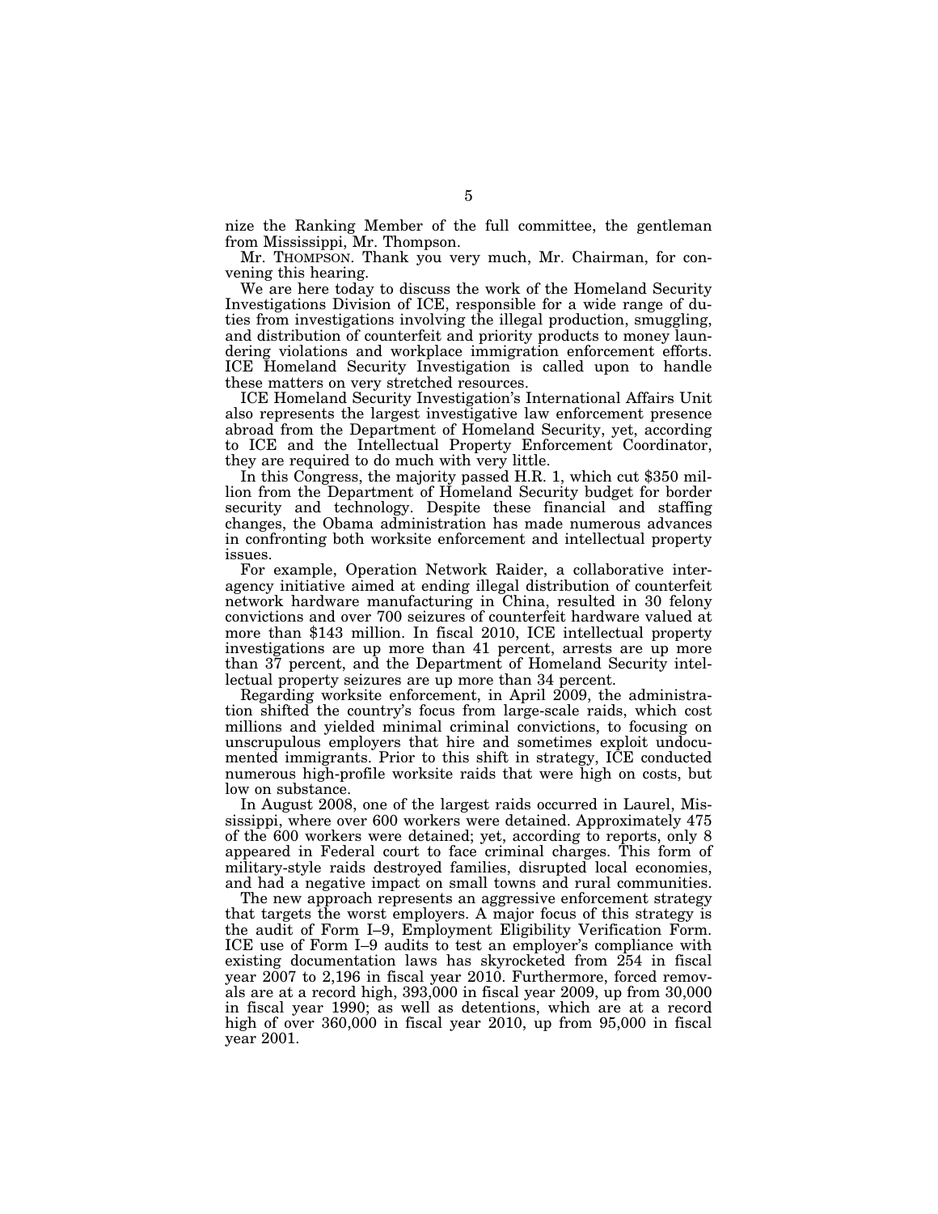nize the Ranking Member of the full committee, the gentleman from Mississippi, Mr. Thompson.

Mr. THOMPSON. Thank you very much, Mr. Chairman, for convening this hearing.

We are here today to discuss the work of the Homeland Security Investigations Division of ICE, responsible for a wide range of duties from investigations involving the illegal production, smuggling, and distribution of counterfeit and priority products to money laundering violations and workplace immigration enforcement efforts. ICE Homeland Security Investigation is called upon to handle these matters on very stretched resources.

ICE Homeland Security Investigation's International Affairs Unit also represents the largest investigative law enforcement presence abroad from the Department of Homeland Security, yet, according to ICE and the Intellectual Property Enforcement Coordinator, they are required to do much with very little.

In this Congress, the majority passed H.R. 1, which cut $350 million from the Department of Homeland Security budget for border security and technology. Despite these financial and staffing changes, the Obama administration has made numerous advances in confronting both worksite enforcement and intellectual property issues.

For example, Operation Network Raider, a collaborative interagency initiative aimed at ending illegal distribution of counterfeit network hardware manufacturing in China, resulted in 30 felony convictions and over 700 seizures of counterfeit hardware valued at more than $143 million. In fiscal 2010, ICE intellectual property investigations are up more than 41 percent, arrests are up more than 37 percent, and the Department of Homeland Security intellectual property seizures are up more than 34 percent.

Regarding worksite enforcement, in April 2009, the administration shifted the country's focus from large-scale raids, which cost millions and yielded minimal criminal convictions, to focusing on unscrupulous employers that hire and sometimes exploit undocumented immigrants. Prior to this shift in strategy, ICE conducted numerous high-profile worksite raids that were high on costs, but low on substance.

In August 2008, one of the largest raids occurred in Laurel, Mississippi, where over 600 workers were detained. Approximately 475 of the 600 workers were detained; yet, according to reports, only 8 appeared in Federal court to face criminal charges. This form of military-style raids destroyed families, disrupted local economies, and had a negative impact on small towns and rural communities.

The new approach represents an aggressive enforcement strategy that targets the worst employers. A major focus of this strategy is the audit of Form I–9, Employment Eligibility Verification Form. ICE use of Form I–9 audits to test an employer's compliance with existing documentation laws has skyrocketed from 254 in fiscal year 2007 to 2,196 in fiscal year 2010. Furthermore, forced removals are at a record high, 393,000 in fiscal year 2009, up from 30,000 in fiscal year 1990; as well as detentions, which are at a record high of over 360,000 in fiscal year 2010, up from 95,000 in fiscal year 2001.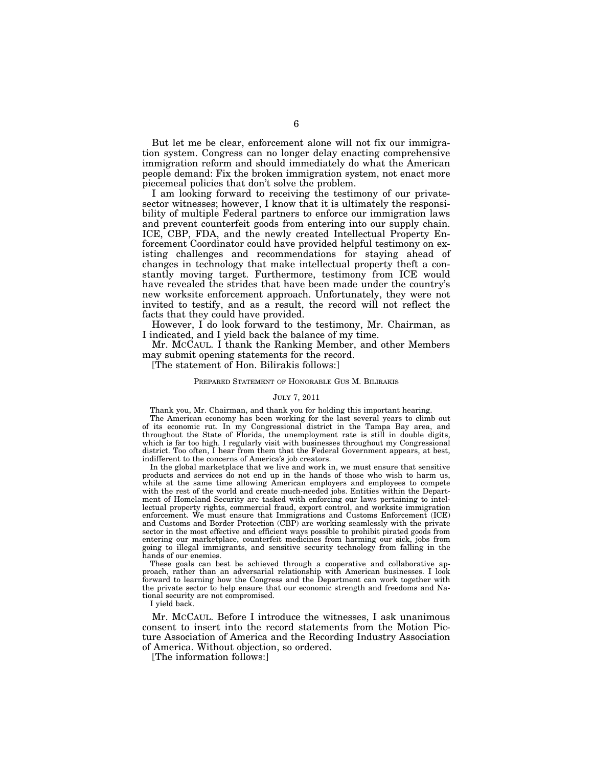But let me be clear, enforcement alone will not fix our immigration system. Congress can no longer delay enacting comprehensive immigration reform and should immediately do what the American people demand: Fix the broken immigration system, not enact more piecemeal policies that don't solve the problem.

I am looking forward to receiving the testimony of our private-sector witnesses; however, I know that it is ultimately the responsibility of multiple Federal partners to enforce our immigration laws and prevent counterfeit goods from entering into our supply chain. ICE, CBP, FDA, and the newly created Intellectual Property Enforcement Coordinator could have provided helpful testimony on existing challenges and recommendations for staying ahead of changes in technology that make intellectual property theft a constantly moving target. Furthermore, testimony from ICE would have revealed the strides that have been made under the country's new worksite enforcement approach. Unfortunately, they were not invited to testify, and as a result, the record will not reflect the facts that they could have provided.

However, I do look forward to the testimony, Mr. Chairman, as I indicated, and I yield back the balance of my time.

Mr. MCCAUL. I thank the Ranking Member, and other Members may submit opening statements for the record.

[The statement of Hon. Bilirakis follows:]

PREPARED STATEMENT OF HONORABLE GUS M. BILIRAKIS

JULY 7, 2011

Thank you, Mr. Chairman, and thank you for holding this important hearing.

The American economy has been working for the last several years to climb out of its economic rut. In my Congressional district in the Tampa Bay area, and throughout the State of Florida, the unemployment rate is still in double digits, which is far too high. I regularly visit with businesses throughout my Congressional district. Too often, I hear from them that the Federal Government appears, at best, indifferent to the concerns of America's job creators.

In the global marketplace that we live and work in, we must ensure that sensitive products and services do not end up in the hands of those who wish to harm us, while at the same time allowing American employers and employees to compete with the rest of the world and create much-needed jobs. Entities within the Department of Homeland Security are tasked with enforcing our laws pertaining to intellectual property rights, commercial fraud, export control, and worksite immigration enforcement. We must ensure that Immigrations and Customs Enforcement (ICE) and Customs and Border Protection (CBP) are working seamlessly with the private sector in the most effective and efficient ways possible to prohibit pirated goods from entering our marketplace, counterfeit medicines from harming our sick, jobs from going to illegal immigrants, and sensitive security technology from falling in the hands of our enemies.

These goals can best be achieved through a cooperative and collaborative approach, rather than an adversarial relationship with American businesses. I look forward to learning how the Congress and the Department can work together with the private sector to help ensure that our economic strength and freedoms and National security are not compromised.

I yield back.

Mr. MCCAUL. Before I introduce the witnesses, I ask unanimous consent to insert into the record statements from the Motion Picture Association of America and the Recording Industry Association of America. Without objection, so ordered.

[The information follows:]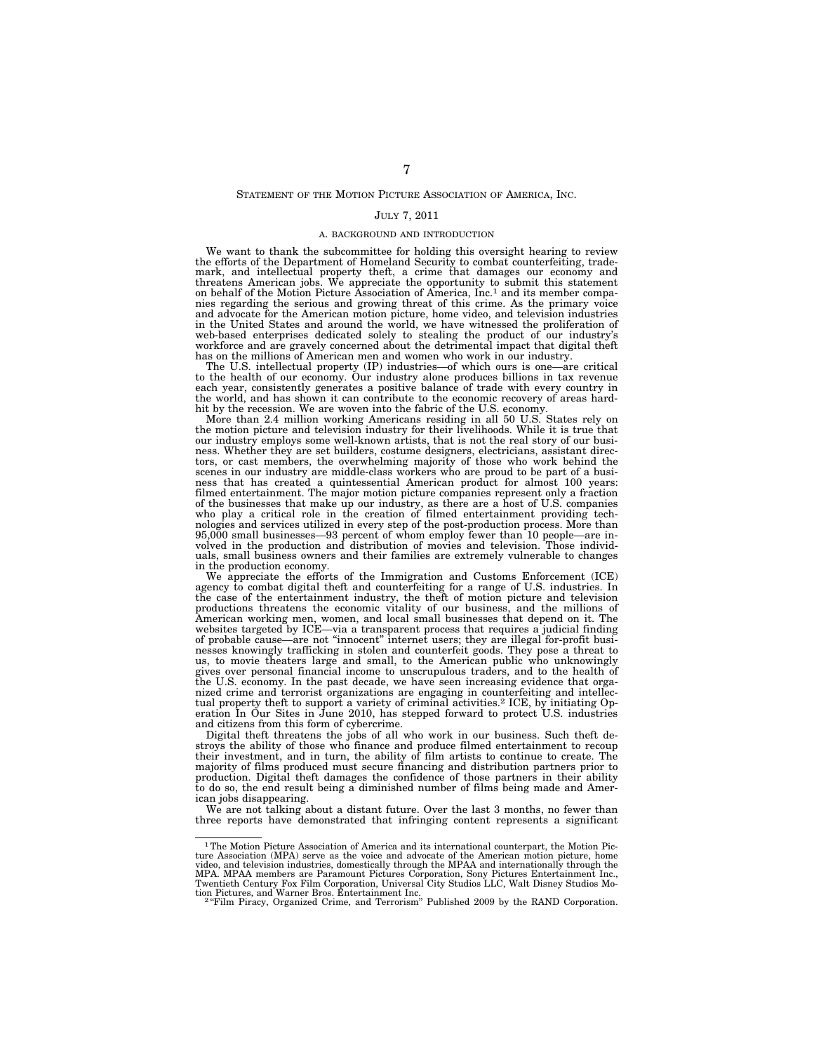## STATEMENT OF THE MOTION PICTURE ASSOCIATION OF AMERICA, INC.

JULY 7, 2011

### A. BACKGROUND AND INTRODUCTION

We want to thank the subcommittee for holding this oversight hearing to review the efforts of the Department of Homeland Security to combat counterfeiting, trademark, and intellectual property theft, a crime that damages our economy and threatens American jobs. We appreciate the opportunity to submit this statement on behalf of the Motion Picture Association of America, Inc.[1] and its member companies regarding the serious and growing threat of this crime. As the primary voice and advocate for the American motion picture, home video, and television industries in the United States and around the world, we have witnessed the proliferation of web-based enterprises dedicated solely to stealing the product of our industry's workforce and are gravely concerned about the detrimental impact that digital theft has on the millions of American men and women who work in our industry.

The U.S. intellectual property (IP) industries—of which ours is one—are critical to the health of our economy. Our industry alone produces billions in tax revenue each year, consistently generates a positive balance of trade with every country in the world, and has shown it can contribute to the economic recovery of areas hard-hit by the recession. We are woven into the fabric of the U.S. economy.

More than 2.4 million working Americans residing in all 50 U.S. States rely on the motion picture and television industry for their livelihoods. While it is true that our industry employs some well-known artists, that is not the real story of our business. Whether they are set builders, costume designers, electricians, assistant directors, or cast members, the overwhelming majority of those who work behind the scenes in our industry are middle-class workers who are proud to be part of a business that has created a quintessential American product for almost 100 years: filmed entertainment. The major motion picture companies represent only a fraction of the businesses that make up our industry, as there are a host of U.S. companies who play a critical role in the creation of filmed entertainment providing technologies and services utilized in every step of the post-production process. More than 95,000 small businesses—93 percent of whom employ fewer than 10 people—are involved in the production and distribution of movies and television. Those individuals, small business owners and their families are extremely vulnerable to changes in the production economy.

We appreciate the efforts of the Immigration and Customs Enforcement (ICE) agency to combat digital theft and counterfeiting for a range of U.S. industries. In the case of the entertainment industry, the theft of motion picture and television productions threatens the economic vitality of our business, and the millions of American working men, women, and local small businesses that depend on it. The websites targeted by ICE—via a transparent process that requires a judicial finding of probable cause—are not "innocent" internet users; they are illegal for-profit businesses knowingly trafficking in stolen and counterfeit goods. They pose a threat to us, to movie theaters large and small, to the American public who unknowingly gives over personal financial income to unscrupulous traders, and to the health of the U.S. economy. In the past decade, we have seen increasing evidence that organized crime and terrorist organizations are engaging in counterfeiting and intellectual property theft to support a variety of criminal activities.[2] ICE, by initiating Operation In Our Sites in June 2010, has stepped forward to protect U.S. industries and citizens from this form of cybercrime.

Digital theft threatens the jobs of all who work in our business. Such theft destroys the ability of those who finance and produce filmed entertainment to recoup their investment, and in turn, the ability of film artists to continue to create. The majority of films produced must secure financing and distribution partners prior to production. Digital theft damages the confidence of those partners in their ability to do so, the end result being a diminished number of films being made and American jobs disappearing.

We are not talking about a distant future. Over the last 3 months, no fewer than three reports have demonstrated that infringing content represents a significant

---

[1] The Motion Picture Association of America and its international counterpart, the Motion Picture Association (MPA) serve as the voice and advocate of the American motion picture, home video, and television industries, domestically through the MPAA and internationally through the MPA. MPAA members are Paramount Pictures Corporation, Sony Pictures Entertainment Inc., Twentieth Century Fox Film Corporation, Universal City Studios LLC, Walt Disney Studios Motion Pictures, and Warner Bros. Entertainment Inc.

[2] "Film Piracy, Organized Crime, and Terrorism" Published 2009 by the RAND Corporation.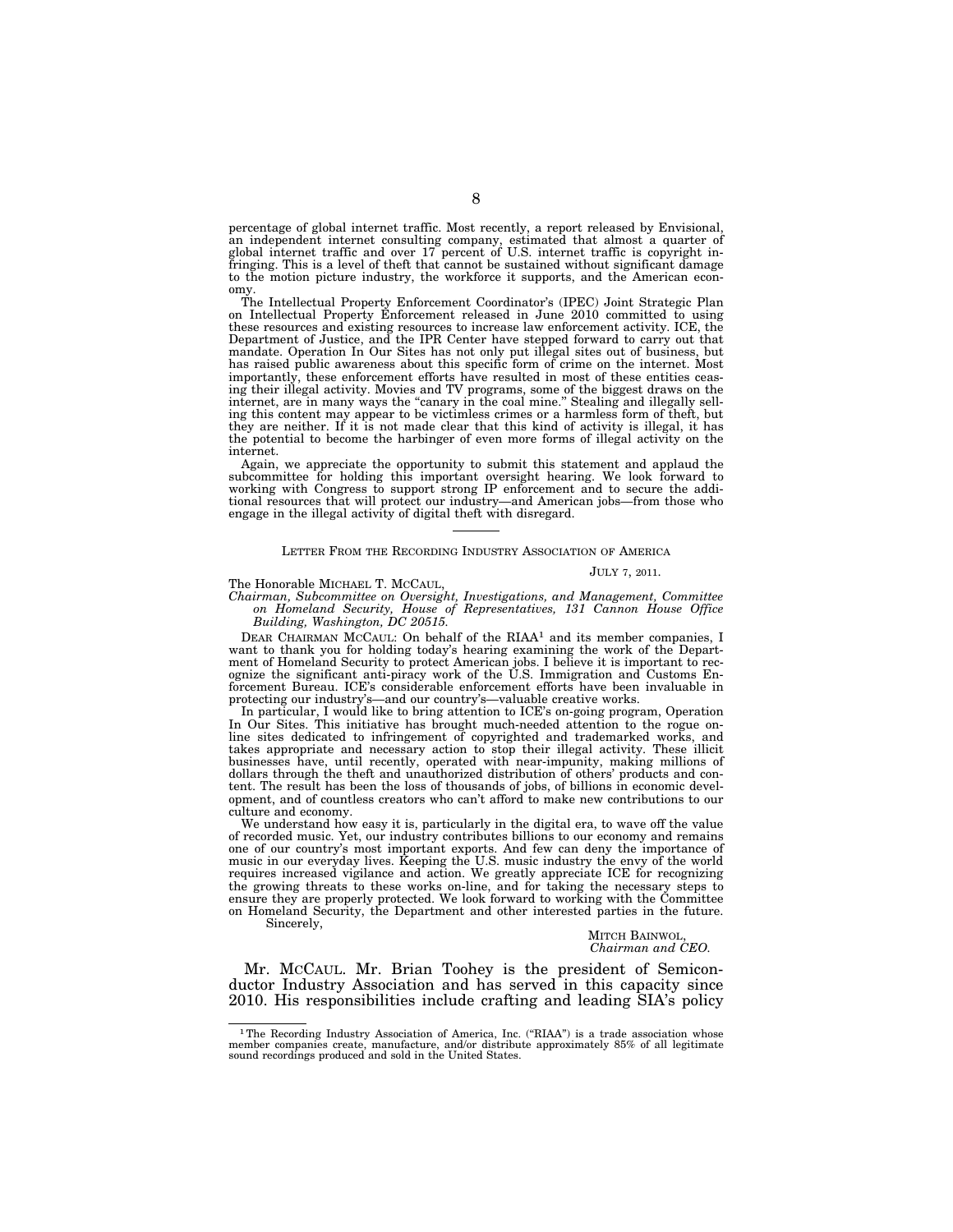percentage of global internet traffic. Most recently, a report released by Envisional, an independent internet consulting company, estimated that almost a quarter of global internet traffic and over 17 percent of U.S. internet traffic is copyright infringing. This is a level of theft that cannot be sustained without significant damage to the motion picture industry, the workforce it supports, and the American economy.

The Intellectual Property Enforcement Coordinator's (IPEC) Joint Strategic Plan on Intellectual Property Enforcement released in June 2010 committed to using these resources and existing resources to increase law enforcement activity. ICE, the Department of Justice, and the IPR Center have stepped forward to carry out that mandate. Operation In Our Sites has not only put illegal sites out of business, but has raised public awareness about this specific form of crime on the internet. Most importantly, these enforcement efforts have resulted in most of these entities ceasing their illegal activity. Movies and TV programs, some of the biggest draws on the internet, are in many ways the "canary in the coal mine." Stealing and illegally selling this content may appear to be victimless crimes or a harmless form of theft, but they are neither. If it is not made clear that this kind of activity is illegal, it has the potential to become the harbinger of even more forms of illegal activity on the internet.

Again, we appreciate the opportunity to submit this statement and applaud the subcommittee for holding this important oversight hearing. We look forward to working with Congress to support strong IP enforcement and to secure the additional resources that will protect our industry—and American jobs—from those who engage in the illegal activity of digital theft with disregard.

---

LETTER FROM THE RECORDING INDUSTRY ASSOCIATION OF AMERICA

JULY 7, 2011.

The Honorable MICHAEL T. MCCAUL,
*Chairman, Subcommittee on Oversight, Investigations, and Management, Committee on Homeland Security, House of Representatives, 131 Cannon House Office Building, Washington, DC 20515.*

DEAR CHAIRMAN MCCAUL: On behalf of the RIAA[1] and its member companies, I want to thank you for holding today's hearing examining the work of the Department of Homeland Security to protect American jobs. I believe it is important to recognize the significant anti-piracy work of the U.S. Immigration and Customs Enforcement Bureau. ICE's considerable enforcement efforts have been invaluable in protecting our industry's—and our country's—valuable creative works.

In particular, I would like to bring attention to ICE's on-going program, Operation In Our Sites. This initiative has brought much-needed attention to the rogue online sites dedicated to infringement of copyrighted and trademarked works, and takes appropriate and necessary action to stop their illegal activity. These illicit businesses have, until recently, operated with near-impunity, making millions of dollars through the theft and unauthorized distribution of others' products and content. The result has been the loss of thousands of jobs, of billions in economic development, and of countless creators who can't afford to make new contributions to our culture and economy.

We understand how easy it is, particularly in the digital era, to wave off the value of recorded music. Yet, our industry contributes billions to our economy and remains one of our country's most important exports. And few can deny the importance of music in our everyday lives. Keeping the U.S. music industry the envy of the world requires increased vigilance and action. We greatly appreciate ICE for recognizing the growing threats to these works on-line, and for taking the necessary steps to ensure they are properly protected. We look forward to working with the Committee on Homeland Security, the Department and other interested parties in the future.

Sincerely,

MITCH BAINWOL,
*Chairman and CEO.*

Mr. MCCAUL. Mr. Brian Toohey is the president of Semiconductor Industry Association and has served in this capacity since 2010. His responsibilities include crafting and leading SIA's policy

---

[1] The Recording Industry Association of America, Inc. ("RIAA") is a trade association whose member companies create, manufacture, and/or distribute approximately 85% of all legitimate sound recordings produced and sold in the United States.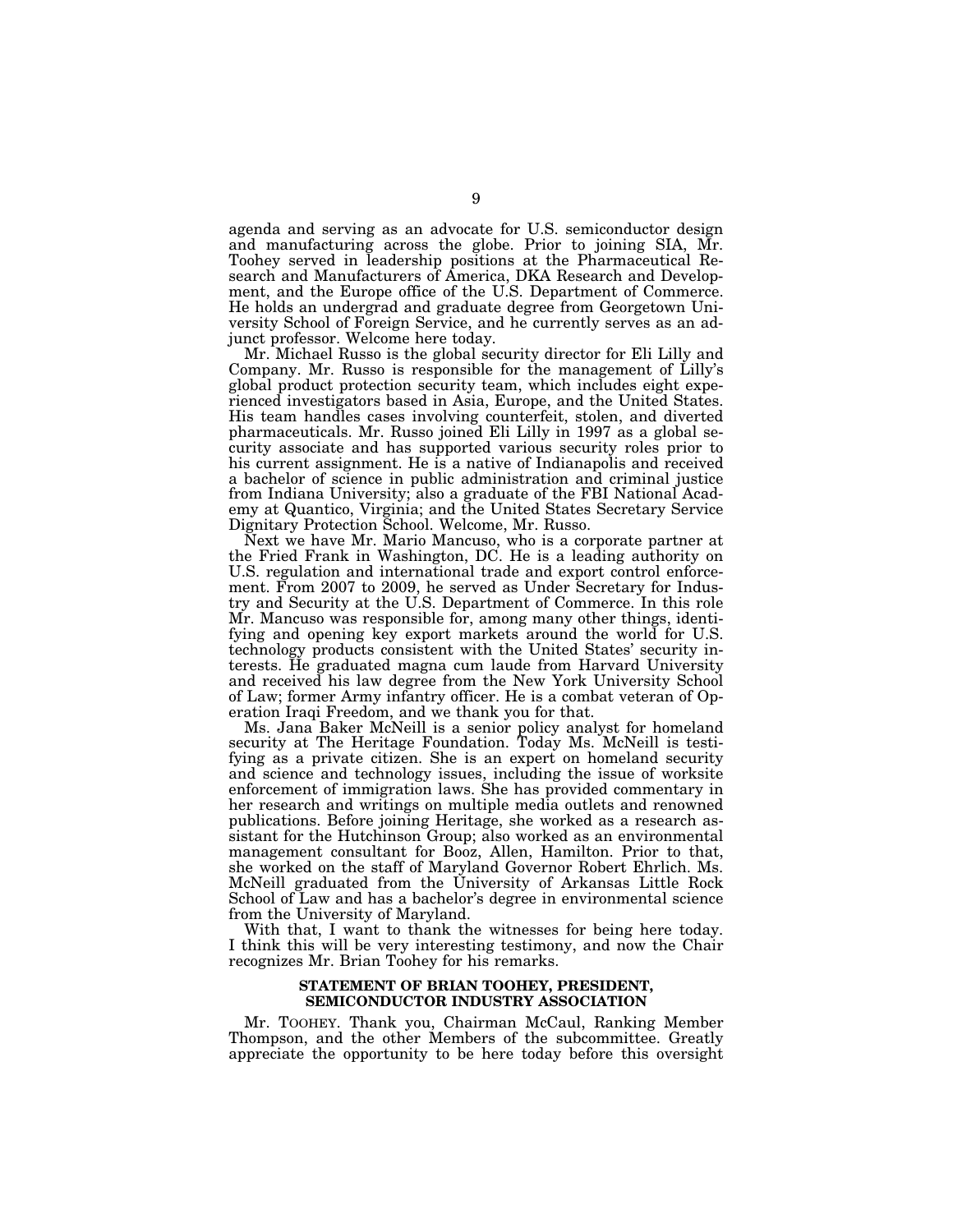agenda and serving as an advocate for U.S. semiconductor design and manufacturing across the globe. Prior to joining SIA, Mr. Toohey served in leadership positions at the Pharmaceutical Research and Manufacturers of America, DKA Research and Development, and the Europe office of the U.S. Department of Commerce. He holds an undergrad and graduate degree from Georgetown University School of Foreign Service, and he currently serves as an adjunct professor. Welcome here today.

Mr. Michael Russo is the global security director for Eli Lilly and Company. Mr. Russo is responsible for the management of Lilly's global product protection security team, which includes eight experienced investigators based in Asia, Europe, and the United States. His team handles cases involving counterfeit, stolen, and diverted pharmaceuticals. Mr. Russo joined Eli Lilly in 1997 as a global security associate and has supported various security roles prior to his current assignment. He is a native of Indianapolis and received a bachelor of science in public administration and criminal justice from Indiana University; also a graduate of the FBI National Academy at Quantico, Virginia; and the United States Secretary Service Dignitary Protection School. Welcome, Mr. Russo.

Next we have Mr. Mario Mancuso, who is a corporate partner at the Fried Frank in Washington, DC. He is a leading authority on U.S. regulation and international trade and export control enforcement. From 2007 to 2009, he served as Under Secretary for Industry and Security at the U.S. Department of Commerce. In this role Mr. Mancuso was responsible for, among many other things, identifying and opening key export markets around the world for U.S. technology products consistent with the United States' security interests. He graduated magna cum laude from Harvard University and received his law degree from the New York University School of Law; former Army infantry officer. He is a combat veteran of Operation Iraqi Freedom, and we thank you for that.

Ms. Jana Baker McNeill is a senior policy analyst for homeland security at The Heritage Foundation. Today Ms. McNeill is testifying as a private citizen. She is an expert on homeland security and science and technology issues, including the issue of worksite enforcement of immigration laws. She has provided commentary in her research and writings on multiple media outlets and renowned publications. Before joining Heritage, she worked as a research assistant for the Hutchinson Group; also worked as an environmental management consultant for Booz, Allen, Hamilton. Prior to that, she worked on the staff of Maryland Governor Robert Ehrlich. Ms. McNeill graduated from the University of Arkansas Little Rock School of Law and has a bachelor's degree in environmental science from the University of Maryland.

With that, I want to thank the witnesses for being here today. I think this will be very interesting testimony, and now the Chair recognizes Mr. Brian Toohey for his remarks.

**STATEMENT OF BRIAN TOOHEY, PRESIDENT, SEMICONDUCTOR INDUSTRY ASSOCIATION**

Mr. TOOHEY. Thank you, Chairman McCaul, Ranking Member Thompson, and the other Members of the subcommittee. Greatly appreciate the opportunity to be here today before this oversight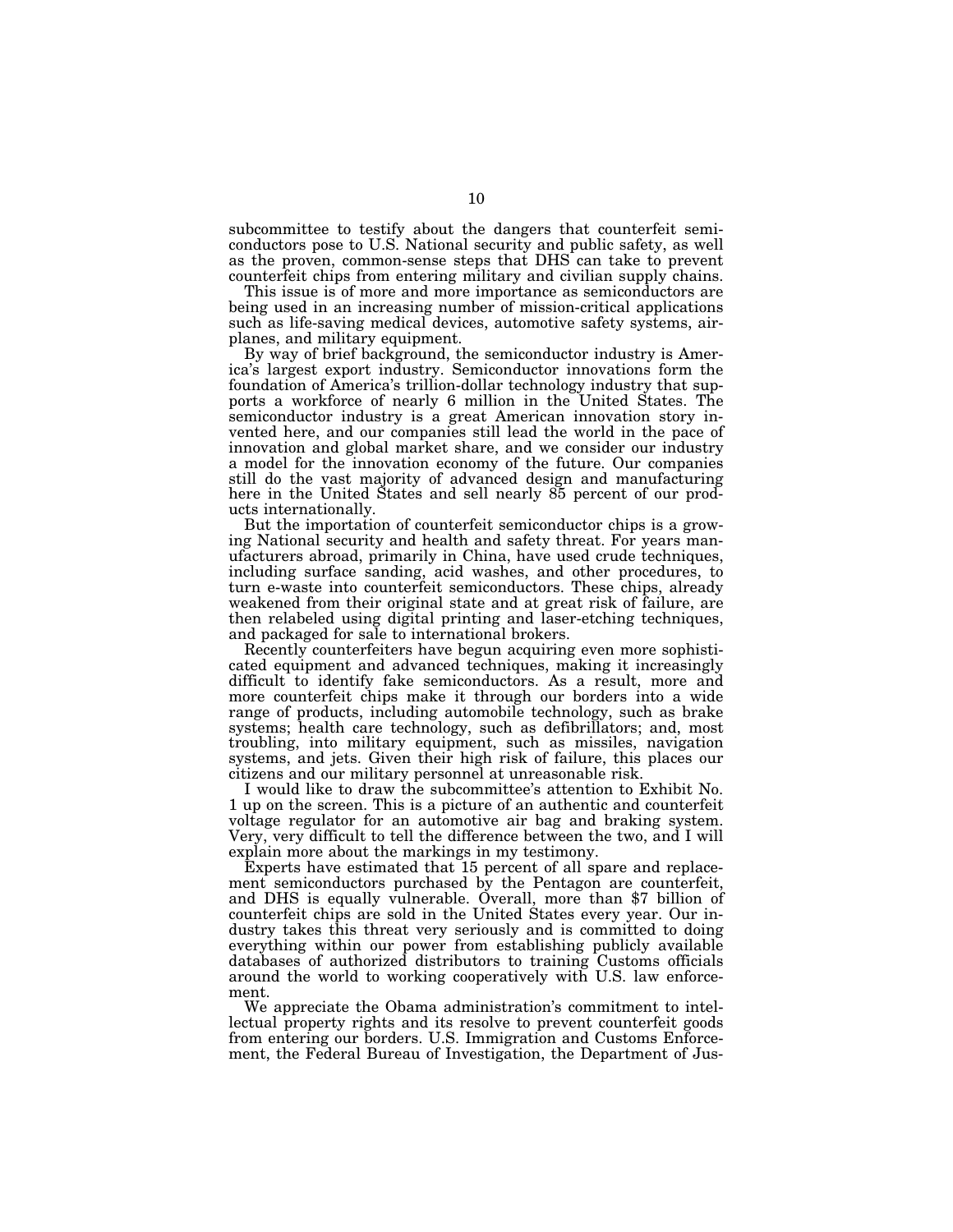subcommittee to testify about the dangers that counterfeit semiconductors pose to U.S. National security and public safety, as well as the proven, common-sense steps that DHS can take to prevent counterfeit chips from entering military and civilian supply chains.

This issue is of more and more importance as semiconductors are being used in an increasing number of mission-critical applications such as life-saving medical devices, automotive safety systems, airplanes, and military equipment.

By way of brief background, the semiconductor industry is America's largest export industry. Semiconductor innovations form the foundation of America's trillion-dollar technology industry that supports a workforce of nearly 6 million in the United States. The semiconductor industry is a great American innovation story invented here, and our companies still lead the world in the pace of innovation and global market share, and we consider our industry a model for the innovation economy of the future. Our companies still do the vast majority of advanced design and manufacturing here in the United States and sell nearly 85 percent of our products internationally.

But the importation of counterfeit semiconductor chips is a growing National security and health and safety threat. For years manufacturers abroad, primarily in China, have used crude techniques, including surface sanding, acid washes, and other procedures, to turn e-waste into counterfeit semiconductors. These chips, already weakened from their original state and at great risk of failure, are then relabeled using digital printing and laser-etching techniques, and packaged for sale to international brokers.

Recently counterfeiters have begun acquiring even more sophisticated equipment and advanced techniques, making it increasingly difficult to identify fake semiconductors. As a result, more and more counterfeit chips make it through our borders into a wide range of products, including automobile technology, such as brake systems; health care technology, such as defibrillators; and, most troubling, into military equipment, such as missiles, navigation systems, and jets. Given their high risk of failure, this places our citizens and our military personnel at unreasonable risk.

I would like to draw the subcommittee's attention to Exhibit No. 1 up on the screen. This is a picture of an authentic and counterfeit voltage regulator for an automotive air bag and braking system. Very, very difficult to tell the difference between the two, and I will explain more about the markings in my testimony.

Experts have estimated that 15 percent of all spare and replacement semiconductors purchased by the Pentagon are counterfeit, and DHS is equally vulnerable. Overall, more than $7 billion of counterfeit chips are sold in the United States every year. Our industry takes this threat very seriously and is committed to doing everything within our power from establishing publicly available databases of authorized distributors to training Customs officials around the world to working cooperatively with U.S. law enforcement.

We appreciate the Obama administration's commitment to intellectual property rights and its resolve to prevent counterfeit goods from entering our borders. U.S. Immigration and Customs Enforcement, the Federal Bureau of Investigation, the Department of Jus-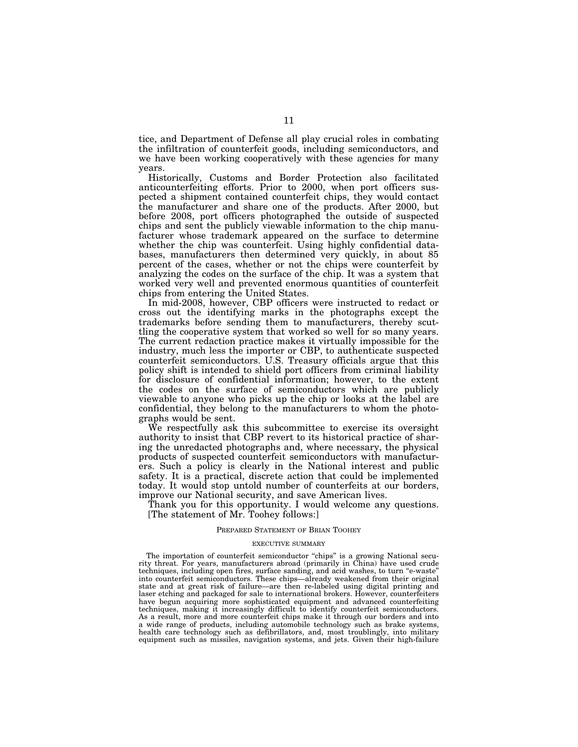tice, and Department of Defense all play crucial roles in combating the infiltration of counterfeit goods, including semiconductors, and we have been working cooperatively with these agencies for many years.

Historically, Customs and Border Protection also facilitated anticounterfeiting efforts. Prior to 2000, when port officers suspected a shipment contained counterfeit chips, they would contact the manufacturer and share one of the products. After 2000, but before 2008, port officers photographed the outside of suspected chips and sent the publicly viewable information to the chip manufacturer whose trademark appeared on the surface to determine whether the chip was counterfeit. Using highly confidential databases, manufacturers then determined very quickly, in about 85 percent of the cases, whether or not the chips were counterfeit by analyzing the codes on the surface of the chip. It was a system that worked very well and prevented enormous quantities of counterfeit chips from entering the United States.

In mid-2008, however, CBP officers were instructed to redact or cross out the identifying marks in the photographs except the trademarks before sending them to manufacturers, thereby scuttling the cooperative system that worked so well for so many years. The current redaction practice makes it virtually impossible for the industry, much less the importer or CBP, to authenticate suspected counterfeit semiconductors. U.S. Treasury officials argue that this policy shift is intended to shield port officers from criminal liability for disclosure of confidential information; however, to the extent the codes on the surface of semiconductors which are publicly viewable to anyone who picks up the chip or looks at the label are confidential, they belong to the manufacturers to whom the photographs would be sent.

We respectfully ask this subcommittee to exercise its oversight authority to insist that CBP revert to its historical practice of sharing the unredacted photographs and, where necessary, the physical products of suspected counterfeit semiconductors with manufacturers. Such a policy is clearly in the National interest and public safety. It is a practical, discrete action that could be implemented today. It would stop untold number of counterfeits at our borders, improve our National security, and save American lives.

Thank you for this opportunity. I would welcome any questions.

[The statement of Mr. Toohey follows:]

PREPARED STATEMENT OF BRIAN TOOHEY

EXECUTIVE SUMMARY

The importation of counterfeit semiconductor "chips" is a growing National security threat. For years, manufacturers abroad (primarily in China) have used crude techniques, including open fires, surface sanding, and acid washes, to turn "e-waste" into counterfeit semiconductors. These chips—already weakened from their original state and at great risk of failure—are then re-labeled using digital printing and laser etching and packaged for sale to international brokers. However, counterfeiters have begun acquiring more sophisticated equipment and advanced counterfeiting techniques, making it increasingly difficult to identify counterfeit semiconductors. As a result, more and more counterfeit chips make it through our borders and into a wide range of products, including automobile technology such as brake systems, health care technology such as defibrillators, and, most troublingly, into military equipment such as missiles, navigation systems, and jets. Given their high-failure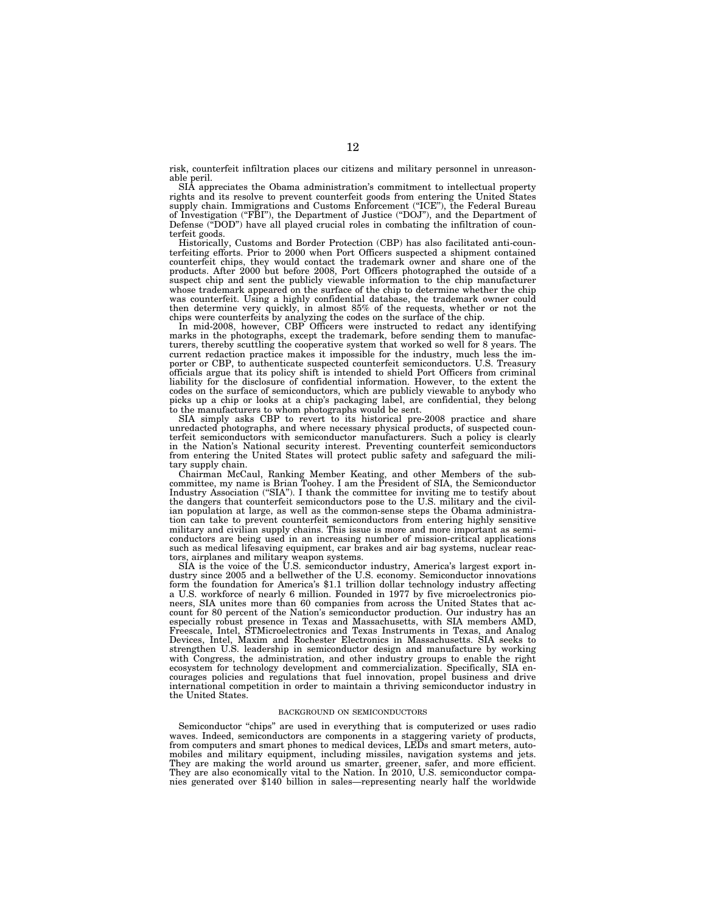risk, counterfeit infiltration places our citizens and military personnel in unreasonable peril.

SIA appreciates the Obama administration's commitment to intellectual property rights and its resolve to prevent counterfeit goods from entering the United States supply chain. Immigrations and Customs Enforcement ("ICE"), the Federal Bureau of Investigation ("FBI"), the Department of Justice ("DOJ"), and the Department of Defense ("DOD") have all played crucial roles in combating the infiltration of counterfeit goods.

Historically, Customs and Border Protection (CBP) has also facilitated anti-counterfeiting efforts. Prior to 2000 when Port Officers suspected a shipment contained counterfeit chips, they would contact the trademark owner and share one of the products. After 2000 but before 2008, Port Officers photographed the outside of a suspect chip and sent the publicly viewable information to the chip manufacturer whose trademark appeared on the surface of the chip to determine whether the chip was counterfeit. Using a highly confidential database, the trademark owner could then determine very quickly, in almost 85% of the requests, whether or not the chips were counterfeits by analyzing the codes on the surface of the chip.

In mid-2008, however, CBP Officers were instructed to redact any identifying marks in the photographs, except the trademark, before sending them to manufacturers, thereby scuttling the cooperative system that worked so well for 8 years. The current redaction practice makes it impossible for the industry, much less the importer or CBP, to authenticate suspected counterfeit semiconductors. U.S. Treasury officials argue that its policy shift is intended to shield Port Officers from criminal liability for the disclosure of confidential information. However, to the extent the codes on the surface of semiconductors, which are publicly viewable to anybody who picks up a chip or looks at a chip's packaging label, are confidential, they belong to the manufacturers to whom photographs would be sent.

SIA simply asks CBP to revert to its historical pre-2008 practice and share unredacted photographs, and where necessary physical products, of suspected counterfeit semiconductors with semiconductor manufacturers. Such a policy is clearly in the Nation's National security interest. Preventing counterfeit semiconductors from entering the United States will protect public safety and safeguard the military supply chain.

Chairman McCaul, Ranking Member Keating, and other Members of the subcommittee, my name is Brian Toohey. I am the President of SIA, the Semiconductor Industry Association ("SIA"). I thank the committee for inviting me to testify about the dangers that counterfeit semiconductors pose to the U.S. military and the civilian population at large, as well as the common-sense steps the Obama administration can take to prevent counterfeit semiconductors from entering highly sensitive military and civilian supply chains. This issue is more and more important as semiconductors are being used in an increasing number of mission-critical applications such as medical lifesaving equipment, car brakes and air bag systems, nuclear reactors, airplanes and military weapon systems.

SIA is the voice of the U.S. semiconductor industry, America's largest export industry since 2005 and a bellwether of the U.S. economy. Semiconductor innovations form the foundation for America's $1.1 trillion dollar technology industry affecting a U.S. workforce of nearly 6 million. Founded in 1977 by five microelectronics pioneers, SIA unites more than 60 companies from across the United States that account for 80 percent of the Nation's semiconductor production. Our industry has an especially robust presence in Texas and Massachusetts, with SIA members AMD, Freescale, Intel, STMicroelectronics and Texas Instruments in Texas, and Analog Devices, Intel, Maxim and Rochester Electronics in Massachusetts. SIA seeks to strengthen U.S. leadership in semiconductor design and manufacture by working with Congress, the administration, and other industry groups to enable the right ecosystem for technology development and commercialization. Specifically, SIA encourages policies and regulations that fuel innovation, propel business and drive international competition in order to maintain a thriving semiconductor industry in the United States.

## BACKGROUND ON SEMICONDUCTORS

Semiconductor "chips" are used in everything that is computerized or uses radio waves. Indeed, semiconductors are components in a staggering variety of products, from computers and smart phones to medical devices, LEDs and smart meters, automobiles and military equipment, including missiles, navigation systems and jets. They are making the world around us smarter, greener, safer, and more efficient. They are also economically vital to the Nation. In 2010, U.S. semiconductor companies generated over $140 billion in sales—representing nearly half the worldwide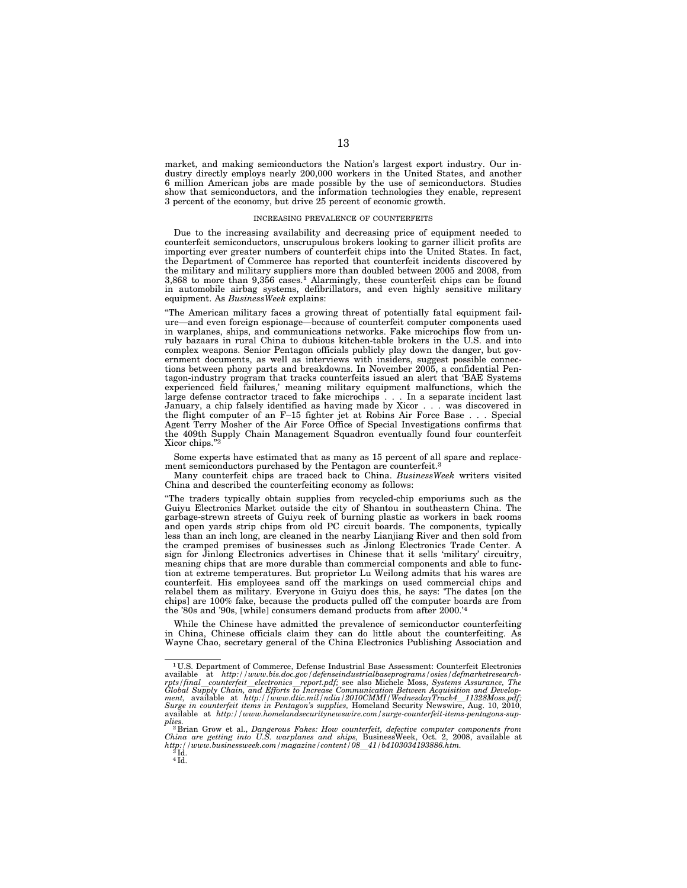market, and making semiconductors the Nation's largest export industry. Our industry directly employs nearly 200,000 workers in the United States, and another 6 million American jobs are made possible by the use of semiconductors. Studies show that semiconductors, and the information technologies they enable, represent 3 percent of the economy, but drive 25 percent of economic growth.

### INCREASING PREVALENCE OF COUNTERFEITS

Due to the increasing availability and decreasing price of equipment needed to counterfeit semiconductors, unscrupulous brokers looking to garner illicit profits are importing ever greater numbers of counterfeit chips into the United States. In fact, the Department of Commerce has reported that counterfeit incidents discovered by the military and military suppliers more than doubled between 2005 and 2008, from 3,868 to more than 9,356 cases.[1] Alarmingly, these counterfeit chips can be found in automobile airbag systems, defibrillators, and even highly sensitive military equipment. As *BusinessWeek* explains:

"The American military faces a growing threat of potentially fatal equipment failure—and even foreign espionage—because of counterfeit computer components used in warplanes, ships, and communications networks. Fake microchips flow from unruly bazaars in rural China to dubious kitchen-table brokers in the U.S. and into complex weapons. Senior Pentagon officials publicly play down the danger, but government documents, as well as interviews with insiders, suggest possible connections between phony parts and breakdowns. In November 2005, a confidential Pentagon-industry program that tracks counterfeits issued an alert that 'BAE Systems experienced field failures,' meaning military equipment malfunctions, which the large defense contractor traced to fake microchips . . . In a separate incident last January, a chip falsely identified as having made by Xicor . . . was discovered in the flight computer of an F–15 fighter jet at Robins Air Force Base . . . Special Agent Terry Mosher of the Air Force Office of Special Investigations confirms that the 409th Supply Chain Management Squadron eventually found four counterfeit Xicor chips."[2]

Some experts have estimated that as many as 15 percent of all spare and replacement semiconductors purchased by the Pentagon are counterfeit.[3]

Many counterfeit chips are traced back to China. *BusinessWeek* writers visited China and described the counterfeiting economy as follows:

"The traders typically obtain supplies from recycled-chip emporiums such as the Guiyu Electronics Market outside the city of Shantou in southeastern China. The garbage-strewn streets of Guiyu reek of burning plastic as workers in back rooms and open yards strip chips from old PC circuit boards. The components, typically less than an inch long, are cleaned in the nearby Lianjiang River and then sold from the cramped premises of businesses such as Jinlong Electronics Trade Center. A sign for Jinlong Electronics advertises in Chinese that it sells 'military' circuitry, meaning chips that are more durable than commercial components and able to function at extreme temperatures. But proprietor Lu Weilong admits that his wares are counterfeit. His employees sand off the markings on used commercial chips and relabel them as military. Everyone in Guiyu does this, he says: 'The dates [on the chips] are 100% fake, because the products pulled off the computer boards are from the '80s and '90s, [while] consumers demand products from after 2000.'[4]

While the Chinese have admitted the prevalence of semiconductor counterfeiting in China, Chinese officials claim they can do little about the counterfeiting. As Wayne Chao, secretary general of the China Electronics Publishing Association and

---

[1] U.S. Department of Commerce, Defense Industrial Base Assessment: Counterfeit Electronics available at *http://www.bis.doc.gov/defenseindustrialbaseprograms/osies/defmarketresearchrpts/final_counterfeit_electronics_report.pdf;* see also Michele Moss, *Systems Assurance, The Global Supply Chain, and Efforts to Increase Communication Between Acquisition and Development,* available at *http://www.dtic.mil/ndia/2010CMMI/WednesdayTrack4_11328Moss.pdf; Surge in counterfeit items in Pentagon's supplies,* Homeland Security Newswire, Aug. 10, 2010, available at *http://www.homelandsecuritynewswire.com/surge-counterfeit-items-pentagons-supplies.*

[2] Brian Grow et al., *Dangerous Fakes: How counterfeit, defective computer components from China are getting into U.S. warplanes and ships,* BusinessWeek, Oct. 2, 2008, available at *http://www.businessweek.com/magazine/content/08_41/b4103034193886.htm.*

[3] Id.

[4] Id.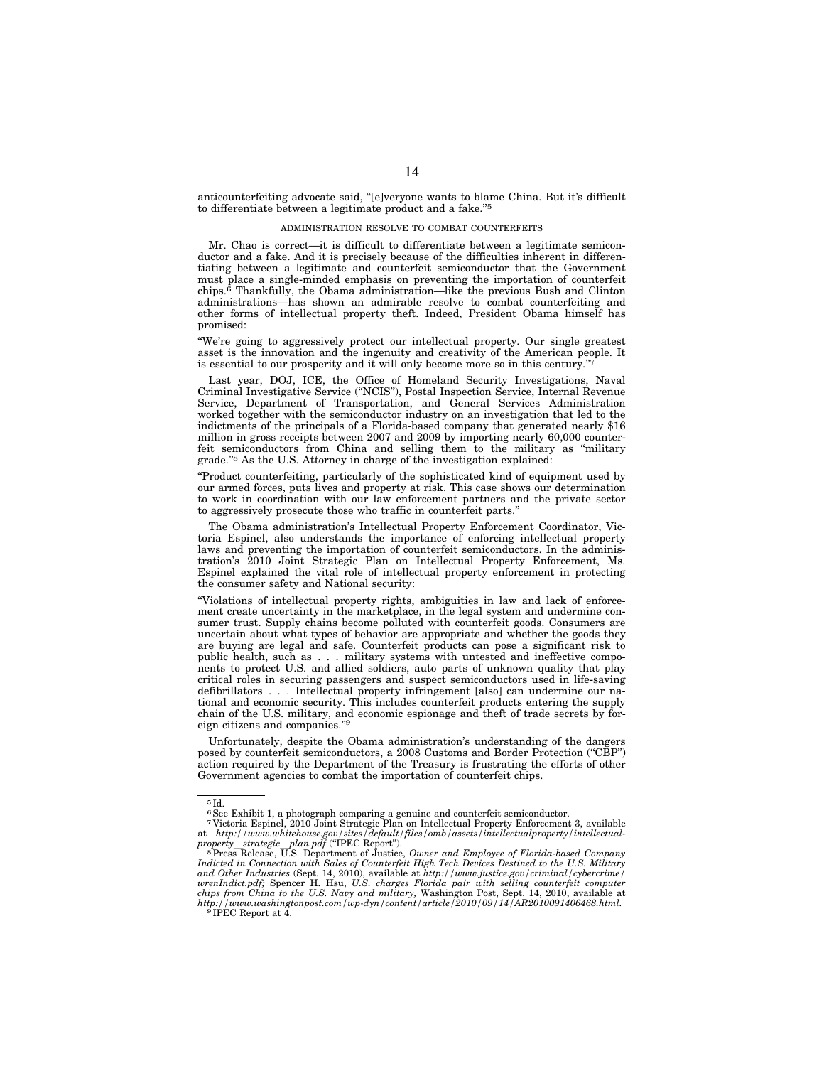anticounterfeiting advocate said, "[e]veryone wants to blame China. But it's difficult to differentiate between a legitimate product and a fake."[5]

## ADMINISTRATION RESOLVE TO COMBAT COUNTERFEITS

Mr. Chao is correct—it is difficult to differentiate between a legitimate semiconductor and a fake. And it is precisely because of the difficulties inherent in differentiating between a legitimate and counterfeit semiconductor that the Government must place a single-minded emphasis on preventing the importation of counterfeit chips.[6] Thankfully, the Obama administration—like the previous Bush and Clinton administrations—has shown an admirable resolve to combat counterfeiting and other forms of intellectual property theft. Indeed, President Obama himself has promised:

"We're going to aggressively protect our intellectual property. Our single greatest asset is the innovation and the ingenuity and creativity of the American people. It is essential to our prosperity and it will only become more so in this century."[7]

Last year, DOJ, ICE, the Office of Homeland Security Investigations, Naval Criminal Investigative Service ("NCIS"), Postal Inspection Service, Internal Revenue Service, Department of Transportation, and General Services Administration worked together with the semiconductor industry on an investigation that led to the indictments of the principals of a Florida-based company that generated nearly $16 million in gross receipts between 2007 and 2009 by importing nearly 60,000 counterfeit semiconductors from China and selling them to the military as "military grade."[8] As the U.S. Attorney in charge of the investigation explained:

"Product counterfeiting, particularly of the sophisticated kind of equipment used by our armed forces, puts lives and property at risk. This case shows our determination to work in coordination with our law enforcement partners and the private sector to aggressively prosecute those who traffic in counterfeit parts."

The Obama administration's Intellectual Property Enforcement Coordinator, Victoria Espinel, also understands the importance of enforcing intellectual property laws and preventing the importation of counterfeit semiconductors. In the administration's 2010 Joint Strategic Plan on Intellectual Property Enforcement, Ms. Espinel explained the vital role of intellectual property enforcement in protecting the consumer safety and National security:

"Violations of intellectual property rights, ambiguities in law and lack of enforcement create uncertainty in the marketplace, in the legal system and undermine consumer trust. Supply chains become polluted with counterfeit goods. Consumers are uncertain about what types of behavior are appropriate and whether the goods they are buying are legal and safe. Counterfeit products can pose a significant risk to public health, such as . . . military systems with untested and ineffective components to protect U.S. and allied soldiers, auto parts of unknown quality that play critical roles in securing passengers and suspect semiconductors used in life-saving defibrillators . . . Intellectual property infringement [also] can undermine our national and economic security. This includes counterfeit products entering the supply chain of the U.S. military, and economic espionage and theft of trade secrets by foreign citizens and companies."[9]

Unfortunately, despite the Obama administration's understanding of the dangers posed by counterfeit semiconductors, a 2008 Customs and Border Protection ("CBP") action required by the Department of the Treasury is frustrating the efforts of other Government agencies to combat the importation of counterfeit chips.

---

[5] Id.

[6] See Exhibit 1, a photograph comparing a genuine and counterfeit semiconductor.

[7] Victoria Espinel, 2010 Joint Strategic Plan on Intellectual Property Enforcement 3, available at *http://www.whitehouse.gov/sites/default/files/omb/assets/intellectualproperty/intellectualproperty_strategic_plan.pdf* ("IPEC Report").

[8] Press Release, U.S. Department of Justice, *Owner and Employee of Florida-based Company Indicted in Connection with Sales of Counterfeit High Tech Devices Destined to the U.S. Military and Other Industries* (Sept. 14, 2010), available at *http://www.justice.gov/criminal/cybercrime/wrenIndict.pdf;* Spencer H. Hsu, *U.S. charges Florida pair with selling counterfeit computer chips from China to the U.S. Navy and military,* Washington Post, Sept. 14, 2010, available at *http://www.washingtonpost.com/wp-dyn/content/article/2010/09/14/AR2010091406468.html.*

[9] IPEC Report at 4.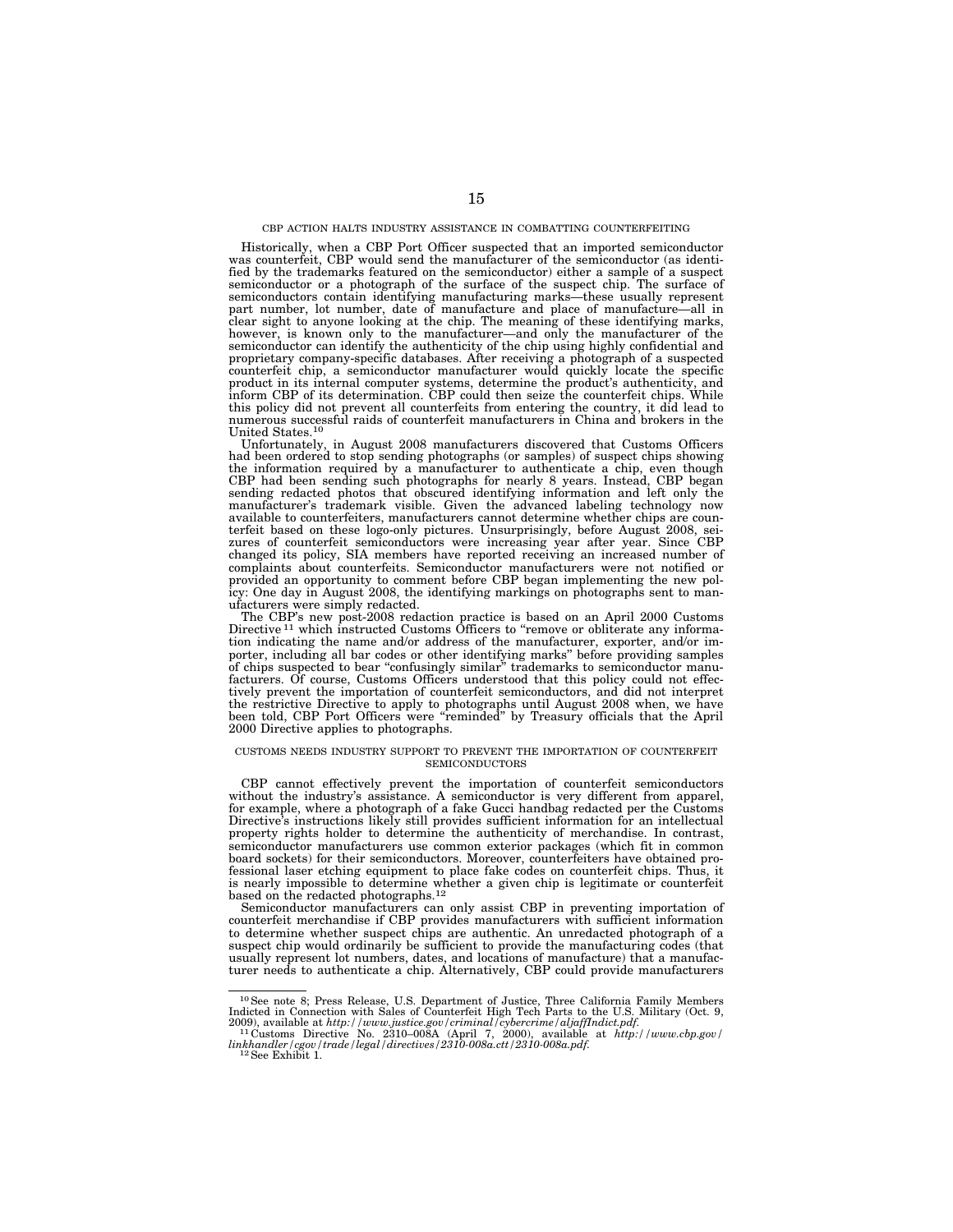## CBP ACTION HALTS INDUSTRY ASSISTANCE IN COMBATTING COUNTERFEITING

Historically, when a CBP Port Officer suspected that an imported semiconductor was counterfeit, CBP would send the manufacturer of the semiconductor (as identified by the trademarks featured on the semiconductor) either a sample of a suspect semiconductor or a photograph of the surface of the suspect chip. The surface of semiconductors contain identifying manufacturing marks—these usually represent part number, lot number, date of manufacture and place of manufacture—all in clear sight to anyone looking at the chip. The meaning of these identifying marks, however, is known only to the manufacturer—and only the manufacturer of the semiconductor can identify the authenticity of the chip using highly confidential and proprietary company-specific databases. After receiving a photograph of a suspected counterfeit chip, a semiconductor manufacturer would quickly locate the specific product in its internal computer systems, determine the product's authenticity, and inform CBP of its determination. CBP could then seize the counterfeit chips. While this policy did not prevent all counterfeits from entering the country, it did lead to numerous successful raids of counterfeit manufacturers in China and brokers in the United States.[10]

Unfortunately, in August 2008 manufacturers discovered that Customs Officers had been ordered to stop sending photographs (or samples) of suspect chips showing the information required by a manufacturer to authenticate a chip, even though CBP had been sending such photographs for nearly 8 years. Instead, CBP began sending redacted photos that obscured identifying information and left only the manufacturer's trademark visible. Given the advanced labeling technology now available to counterfeiters, manufacturers cannot determine whether chips are counterfeit based on these logo-only pictures. Unsurprisingly, before August 2008, seizures of counterfeit semiconductors were increasing year after year. Since CBP changed its policy, SIA members have reported receiving an increased number of complaints about counterfeits. Semiconductor manufacturers were not notified or provided an opportunity to comment before CBP began implementing the new policy: One day in August 2008, the identifying markings on photographs sent to manufacturers were simply redacted.

The CBP's new post-2008 redaction practice is based on an April 2000 Customs Directive[11] which instructed Customs Officers to "remove or obliterate any information indicating the name and/or address of the manufacturer, exporter, and/or importer, including all bar codes or other identifying marks" before providing samples of chips suspected to bear "confusingly similar" trademarks to semiconductor manufacturers. Of course, Customs Officers understood that this policy could not effectively prevent the importation of counterfeit semiconductors, and did not interpret the restrictive Directive to apply to photographs until August 2008 when, we have been told, CBP Port Officers were "reminded" by Treasury officials that the April 2000 Directive applies to photographs.

## CUSTOMS NEEDS INDUSTRY SUPPORT TO PREVENT THE IMPORTATION OF COUNTERFEIT SEMICONDUCTORS

CBP cannot effectively prevent the importation of counterfeit semiconductors without the industry's assistance. A semiconductor is very different from apparel, for example, where a photograph of a fake Gucci handbag redacted per the Customs Directive's instructions likely still provides sufficient information for an intellectual property rights holder to determine the authenticity of merchandise. In contrast, semiconductor manufacturers use common exterior packages (which fit in common board sockets) for their semiconductors. Moreover, counterfeiters have obtained professional laser etching equipment to place fake codes on counterfeit chips. Thus, it is nearly impossible to determine whether a given chip is legitimate or counterfeit based on the redacted photographs.[12]

Semiconductor manufacturers can only assist CBP in preventing importation of counterfeit merchandise if CBP provides manufacturers with sufficient information to determine whether suspect chips are authentic. An unredacted photograph of a suspect chip would ordinarily be sufficient to provide the manufacturing codes (that usually represent lot numbers, dates, and locations of manufacture) that a manufacturer needs to authenticate a chip. Alternatively, CBP could provide manufacturers

---

[10] See note 8; Press Release, U.S. Department of Justice, Three California Family Members Indicted in Connection with Sales of Counterfeit High Tech Parts to the U.S. Military (Oct. 9, 2009), available at *http://www.justice.gov/criminal/cybercrime/aljaffIndict.pdf*.

[11] Customs Directive No. 2310–008A (April 7, 2000), available at *http://www.cbp.gov/linkhandler/cgov/trade/legal/directives/2310-008a.ctt/2310-008a.pdf*.

[12] See Exhibit 1.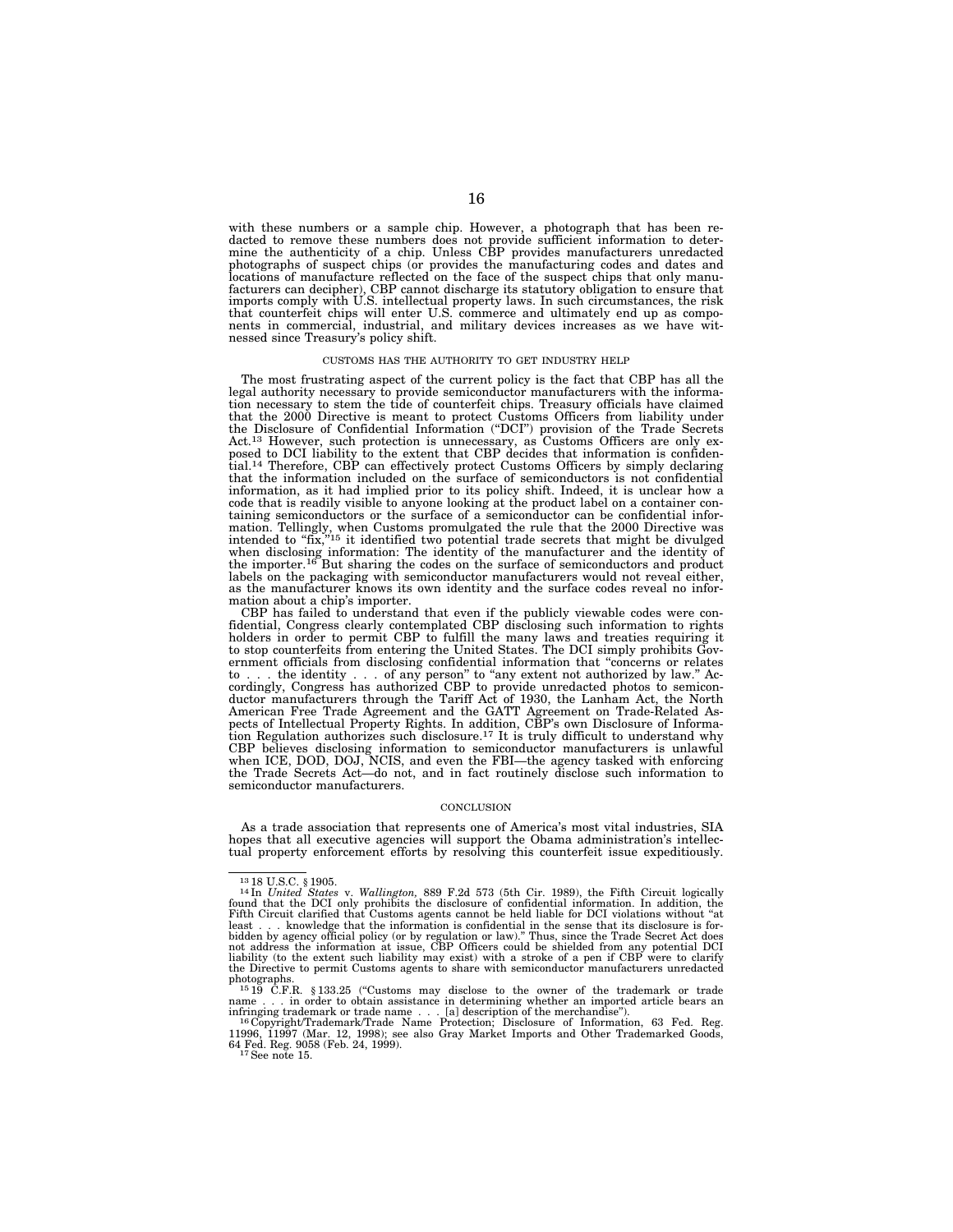with these numbers or a sample chip. However, a photograph that has been redacted to remove these numbers does not provide sufficient information to determine the authenticity of a chip. Unless CBP provides manufacturers unredacted photographs of suspect chips (or provides the manufacturing codes and dates and locations of manufacture reflected on the face of the suspect chips that only manufacturers can decipher), CBP cannot discharge its statutory obligation to ensure that imports comply with U.S. intellectual property laws. In such circumstances, the risk that counterfeit chips will enter U.S. commerce and ultimately end up as components in commercial, industrial, and military devices increases as we have witnessed since Treasury's policy shift.

## CUSTOMS HAS THE AUTHORITY TO GET INDUSTRY HELP

The most frustrating aspect of the current policy is the fact that CBP has all the legal authority necessary to provide semiconductor manufacturers with the information necessary to stem the tide of counterfeit chips. Treasury officials have claimed that the 2000 Directive is meant to protect Customs Officers from liability under the Disclosure of Confidential Information ("DCI") provision of the Trade Secrets Act.[13] However, such protection is unnecessary, as Customs Officers are only exposed to DCI liability to the extent that CBP decides that information is confidential.[14] Therefore, CBP can effectively protect Customs Officers by simply declaring that the information included on the surface of semiconductors is not confidential information, as it had implied prior to its policy shift. Indeed, it is unclear how a code that is readily visible to anyone looking at the product label on a container containing semiconductors or the surface of a semiconductor can be confidential information. Tellingly, when Customs promulgated the rule that the 2000 Directive was intended to "fix,"[15] it identified two potential trade secrets that might be divulged when disclosing information: The identity of the manufacturer and the identity of the importer.[16] But sharing the codes on the surface of semiconductors and product labels on the packaging with semiconductor manufacturers would not reveal either, as the manufacturer knows its own identity and the surface codes reveal no information about a chip's importer.

CBP has failed to understand that even if the publicly viewable codes were confidential, Congress clearly contemplated CBP disclosing such information to rights holders in order to permit CBP to fulfill the many laws and treaties requiring it to stop counterfeits from entering the United States. The DCI simply prohibits Government officials from disclosing confidential information that "concerns or relates to . . . the identity . . . of any person" to "any extent not authorized by law." Accordingly, Congress has authorized CBP to provide unredacted photos to semiconductor manufacturers through the Tariff Act of 1930, the Lanham Act, the North American Free Trade Agreement and the GATT Agreement on Trade-Related Aspects of Intellectual Property Rights. In addition, CBP's own Disclosure of Information Regulation authorizes such disclosure.[17] It is truly difficult to understand why CBP believes disclosing information to semiconductor manufacturers is unlawful when ICE, DOD, DOJ, NCIS, and even the FBI—the agency tasked with enforcing the Trade Secrets Act—do not, and in fact routinely disclose such information to semiconductor manufacturers.

## CONCLUSION

As a trade association that represents one of America's most vital industries, SIA hopes that all executive agencies will support the Obama administration's intellectual property enforcement efforts by resolving this counterfeit issue expeditiously.

---

[13] 18 U.S.C. § 1905.

[14] In *United States* v. *Wallington*, 889 F.2d 573 (5th Cir. 1989), the Fifth Circuit logically found that the DCI only prohibits the disclosure of confidential information. In addition, the Fifth Circuit clarified that Customs agents cannot be held liable for DCI violations without "at least . . . knowledge that the information is confidential in the sense that its disclosure is forbidden by agency official policy (or by regulation or law)." Thus, since the Trade Secret Act does not address the information at issue, CBP Officers could be shielded from any potential DCI liability (to the extent such liability may exist) with a stroke of a pen if CBP were to clarify the Directive to permit Customs agents to share with semiconductor manufacturers unredacted photographs.

[15] 19 C.F.R. § 133.25 ("Customs may disclose to the owner of the trademark or trade name . . . in order to obtain assistance in determining whether an imported article bears an infringing trademark or trade name . . . [a] description of the merchandise").

[16] Copyright/Trademark/Trade Name Protection; Disclosure of Information, 63 Fed. Reg. 11996, 11997 (Mar. 12, 1998); see also Gray Market Imports and Other Trademarked Goods, 64 Fed. Reg. 9058 (Feb. 24, 1999).

[17] See note 15.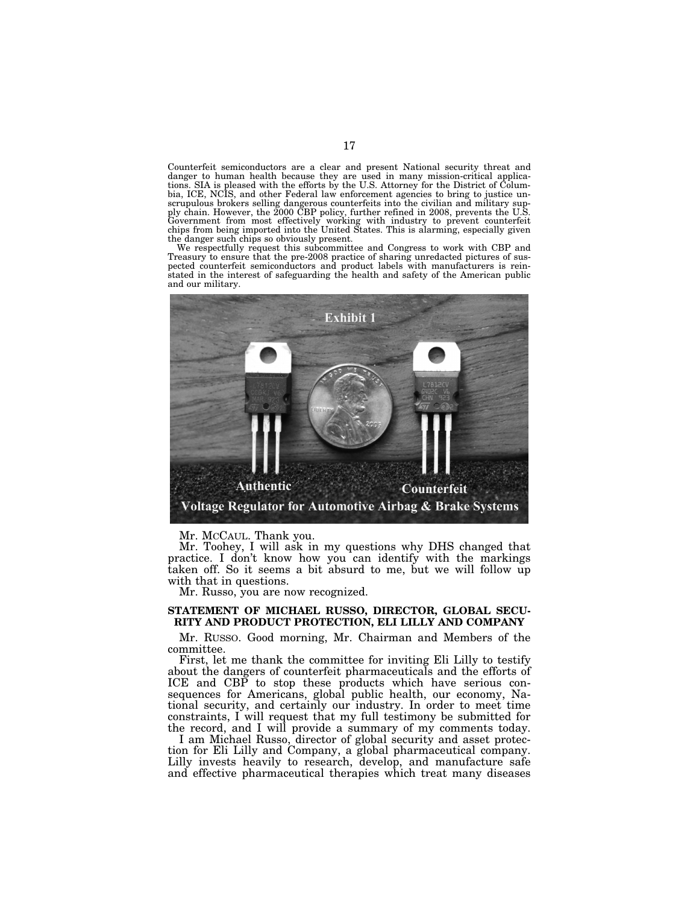Counterfeit semiconductors are a clear and present National security threat and danger to human health because they are used in many mission-critical applications. SIA is pleased with the efforts by the U.S. Attorney for the District of Columbia, ICE, NCIS, and other Federal law enforcement agencies to bring to justice unscrupulous brokers selling dangerous counterfeits into the civilian and military supply chain. However, the 2000 CBP policy, further refined in 2008, prevents the U.S. Government from most effectively working with industry to prevent counterfeit chips from being imported into the United States. This is alarming, especially given the danger such chips so obviously present.

We respectfully request this subcommittee and Congress to work with CBP and Treasury to ensure that the pre-2008 practice of sharing unredacted pictures of suspected counterfeit semiconductors and product labels with manufacturers is reinstated in the interest of safeguarding the health and safety of the American public and our military.

Exhibit 1

Authentic — Counterfeit

Voltage Regulator for Automotive Airbag & Brake Systems

Mr. McCAUL. Thank you.

Mr. Toohey, I will ask in my questions why DHS changed that practice. I don't know how you can identify with the markings taken off. So it seems a bit absurd to me, but we will follow up with that in questions.

Mr. Russo, you are now recognized.

## STATEMENT OF MICHAEL RUSSO, DIRECTOR, GLOBAL SECURITY AND PRODUCT PROTECTION, ELI LILLY AND COMPANY

Mr. RUSSO. Good morning, Mr. Chairman and Members of the committee.

First, let me thank the committee for inviting Eli Lilly to testify about the dangers of counterfeit pharmaceuticals and the efforts of ICE and CBP to stop these products which have serious consequences for Americans, global public health, our economy, National security, and certainly our industry. In order to meet time constraints, I will request that my full testimony be submitted for the record, and I will provide a summary of my comments today.

I am Michael Russo, director of global security and asset protection for Eli Lilly and Company, a global pharmaceutical company. Lilly invests heavily to research, develop, and manufacture safe and effective pharmaceutical therapies which treat many diseases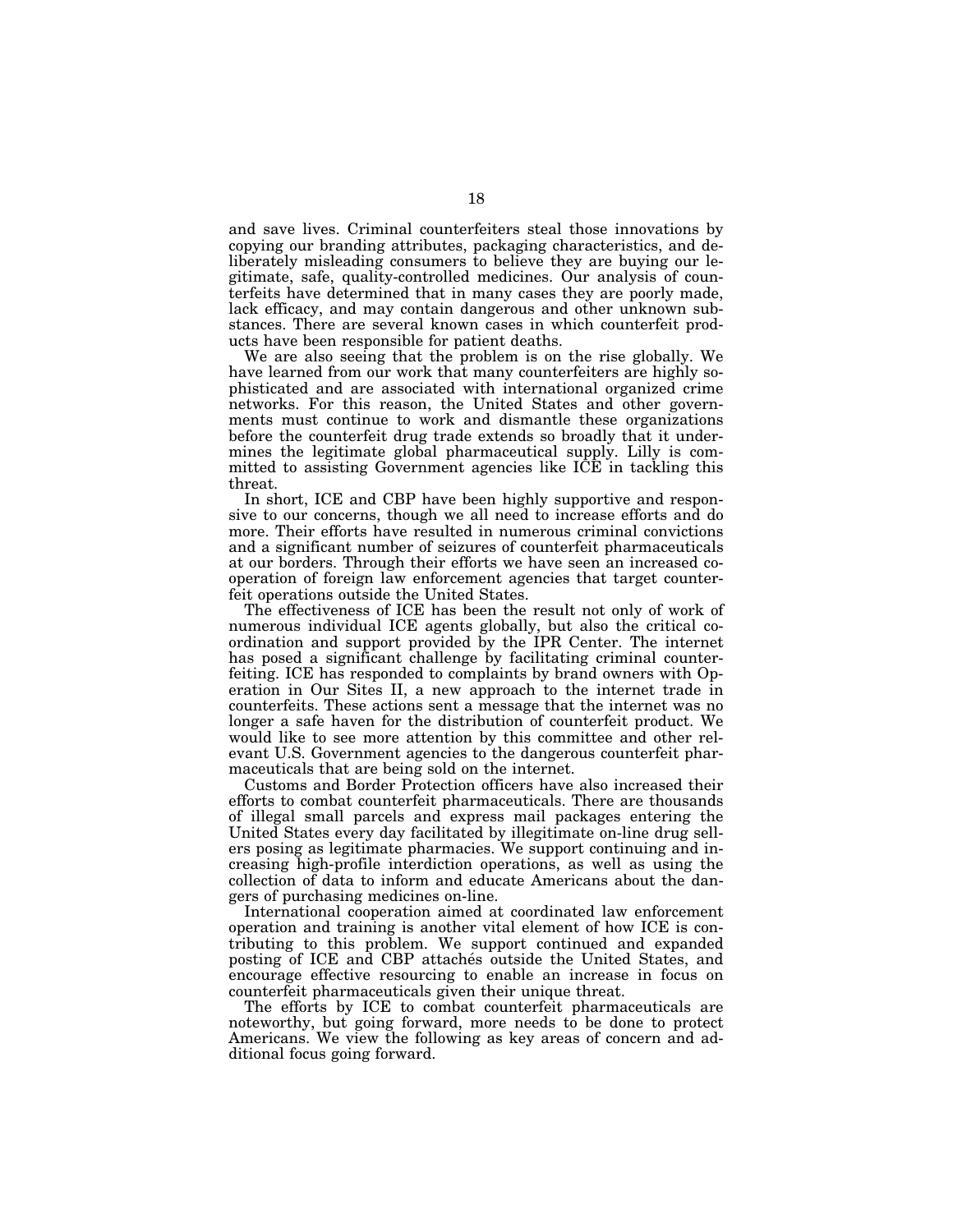and save lives. Criminal counterfeiters steal those innovations by copying our branding attributes, packaging characteristics, and deliberately misleading consumers to believe they are buying our legitimate, safe, quality-controlled medicines. Our analysis of counterfeits have determined that in many cases they are poorly made, lack efficacy, and may contain dangerous and other unknown substances. There are several known cases in which counterfeit products have been responsible for patient deaths.

We are also seeing that the problem is on the rise globally. We have learned from our work that many counterfeiters are highly sophisticated and are associated with international organized crime networks. For this reason, the United States and other governments must continue to work and dismantle these organizations before the counterfeit drug trade extends so broadly that it undermines the legitimate global pharmaceutical supply. Lilly is committed to assisting Government agencies like ICE in tackling this threat.

In short, ICE and CBP have been highly supportive and responsive to our concerns, though we all need to increase efforts and do more. Their efforts have resulted in numerous criminal convictions and a significant number of seizures of counterfeit pharmaceuticals at our borders. Through their efforts we have seen an increased cooperation of foreign law enforcement agencies that target counterfeit operations outside the United States.

The effectiveness of ICE has been the result not only of work of numerous individual ICE agents globally, but also the critical coordination and support provided by the IPR Center. The internet has posed a significant challenge by facilitating criminal counterfeiting. ICE has responded to complaints by brand owners with Operation in Our Sites II, a new approach to the internet trade in counterfeits. These actions sent a message that the internet was no longer a safe haven for the distribution of counterfeit product. We would like to see more attention by this committee and other relevant U.S. Government agencies to the dangerous counterfeit pharmaceuticals that are being sold on the internet.

Customs and Border Protection officers have also increased their efforts to combat counterfeit pharmaceuticals. There are thousands of illegal small parcels and express mail packages entering the United States every day facilitated by illegitimate on-line drug sellers posing as legitimate pharmacies. We support continuing and increasing high-profile interdiction operations, as well as using the collection of data to inform and educate Americans about the dangers of purchasing medicines on-line.

International cooperation aimed at coordinated law enforcement operation and training is another vital element of how ICE is contributing to this problem. We support continued and expanded posting of ICE and CBP attachés outside the United States, and encourage effective resourcing to enable an increase in focus on counterfeit pharmaceuticals given their unique threat.

The efforts by ICE to combat counterfeit pharmaceuticals are noteworthy, but going forward, more needs to be done to protect Americans. We view the following as key areas of concern and additional focus going forward.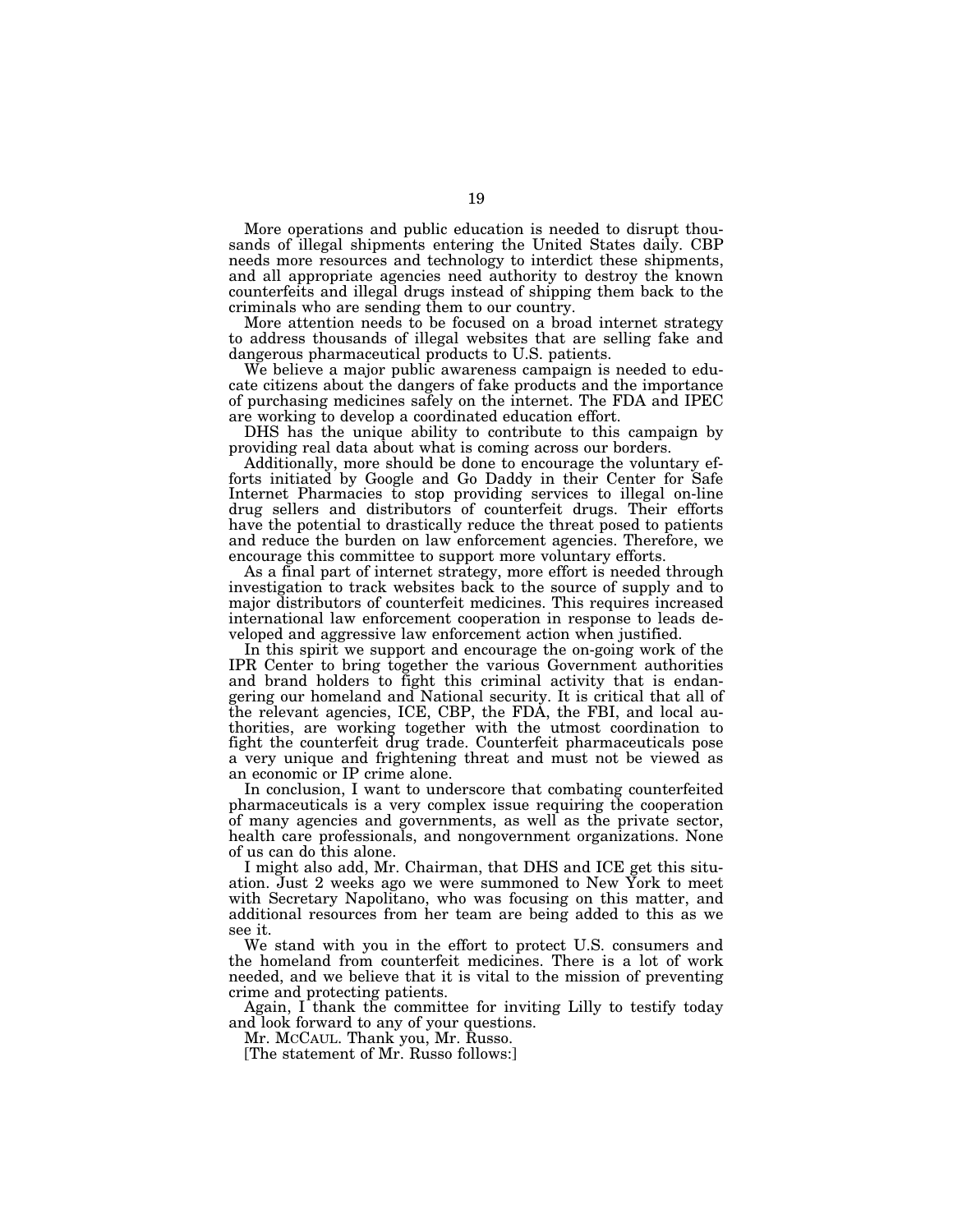More operations and public education is needed to disrupt thousands of illegal shipments entering the United States daily. CBP needs more resources and technology to interdict these shipments, and all appropriate agencies need authority to destroy the known counterfeits and illegal drugs instead of shipping them back to the criminals who are sending them to our country.

More attention needs to be focused on a broad internet strategy to address thousands of illegal websites that are selling fake and dangerous pharmaceutical products to U.S. patients.

We believe a major public awareness campaign is needed to educate citizens about the dangers of fake products and the importance of purchasing medicines safely on the internet. The FDA and IPEC are working to develop a coordinated education effort.

DHS has the unique ability to contribute to this campaign by providing real data about what is coming across our borders.

Additionally, more should be done to encourage the voluntary efforts initiated by Google and Go Daddy in their Center for Safe Internet Pharmacies to stop providing services to illegal on-line drug sellers and distributors of counterfeit drugs. Their efforts have the potential to drastically reduce the threat posed to patients and reduce the burden on law enforcement agencies. Therefore, we encourage this committee to support more voluntary efforts.

As a final part of internet strategy, more effort is needed through investigation to track websites back to the source of supply and to major distributors of counterfeit medicines. This requires increased international law enforcement cooperation in response to leads developed and aggressive law enforcement action when justified.

In this spirit we support and encourage the on-going work of the IPR Center to bring together the various Government authorities and brand holders to fight this criminal activity that is endangering our homeland and National security. It is critical that all of the relevant agencies, ICE, CBP, the FDA, the FBI, and local authorities, are working together with the utmost coordination to fight the counterfeit drug trade. Counterfeit pharmaceuticals pose a very unique and frightening threat and must not be viewed as an economic or IP crime alone.

In conclusion, I want to underscore that combating counterfeited pharmaceuticals is a very complex issue requiring the cooperation of many agencies and governments, as well as the private sector, health care professionals, and nongovernment organizations. None of us can do this alone.

I might also add, Mr. Chairman, that DHS and ICE get this situation. Just 2 weeks ago we were summoned to New York to meet with Secretary Napolitano, who was focusing on this matter, and additional resources from her team are being added to this as we see it.

We stand with you in the effort to protect U.S. consumers and the homeland from counterfeit medicines. There is a lot of work needed, and we believe that it is vital to the mission of preventing crime and protecting patients.

Again, I thank the committee for inviting Lilly to testify today and look forward to any of your questions.

Mr. MCCAUL. Thank you, Mr. Russo.

[The statement of Mr. Russo follows:]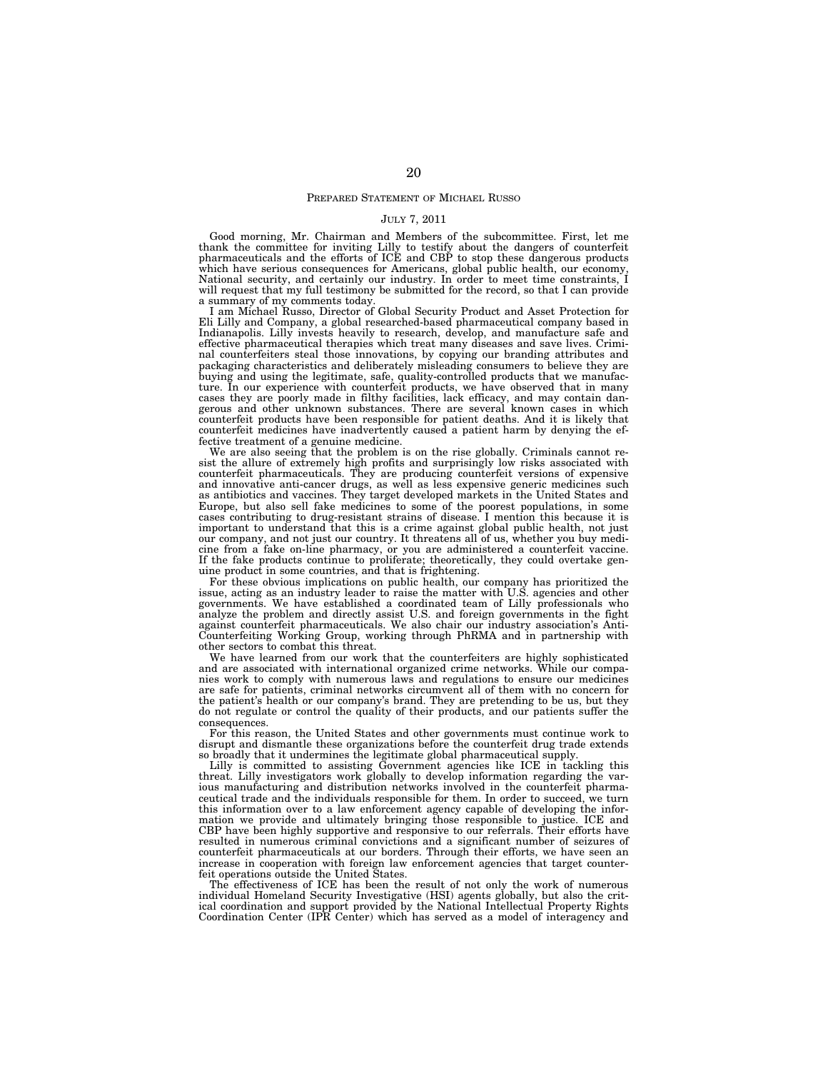## PREPARED STATEMENT OF MICHAEL RUSSO

JULY 7, 2011

Good morning, Mr. Chairman and Members of the subcommittee. First, let me thank the committee for inviting Lilly to testify about the dangers of counterfeit pharmaceuticals and the efforts of ICE and CBP to stop these dangerous products which have serious consequences for Americans, global public health, our economy, National security, and certainly our industry. In order to meet time constraints, I will request that my full testimony be submitted for the record, so that I can provide a summary of my comments today.

I am Michael Russo, Director of Global Security Product and Asset Protection for Eli Lilly and Company, a global researched-based pharmaceutical company based in Indianapolis. Lilly invests heavily to research, develop, and manufacture safe and effective pharmaceutical therapies which treat many diseases and save lives. Criminal counterfeiters steal those innovations, by copying our branding attributes and packaging characteristics and deliberately misleading consumers to believe they are buying and using the legitimate, safe, quality-controlled products that we manufacture. In our experience with counterfeit products, we have observed that in many cases they are poorly made in filthy facilities, lack efficacy, and may contain dangerous and other unknown substances. There are several known cases in which counterfeit products have been responsible for patient deaths. And it is likely that counterfeit medicines have inadvertently caused a patient harm by denying the effective treatment of a genuine medicine.

We are also seeing that the problem is on the rise globally. Criminals cannot resist the allure of extremely high profits and surprisingly low risks associated with counterfeit pharmaceuticals. They are producing counterfeit versions of expensive and innovative anti-cancer drugs, as well as less expensive generic medicines such as antibiotics and vaccines. They target developed markets in the United States and Europe, but also sell fake medicines to some of the poorest populations, in some cases contributing to drug-resistant strains of disease. I mention this because it is important to understand that this is a crime against global public health, not just our company, and not just our country. It threatens all of us, whether you buy medicine from a fake on-line pharmacy, or you are administered a counterfeit vaccine. If the fake products continue to proliferate; theoretically, they could overtake genuine product in some countries, and that is frightening.

For these obvious implications on public health, our company has prioritized the issue, acting as an industry leader to raise the matter with U.S. agencies and other governments. We have established a coordinated team of Lilly professionals who analyze the problem and directly assist U.S. and foreign governments in the fight against counterfeit pharmaceuticals. We also chair our industry association's Anti-Counterfeiting Working Group, working through PhRMA and in partnership with other sectors to combat this threat.

We have learned from our work that the counterfeiters are highly sophisticated and are associated with international organized crime networks. While our companies work to comply with numerous laws and regulations to ensure our medicines are safe for patients, criminal networks circumvent all of them with no concern for the patient's health or our company's brand. They are pretending to be us, but they do not regulate or control the quality of their products, and our patients suffer the consequences.

For this reason, the United States and other governments must continue work to disrupt and dismantle these organizations before the counterfeit drug trade extends so broadly that it undermines the legitimate global pharmaceutical supply.

Lilly is committed to assisting Government agencies like ICE in tackling this threat. Lilly investigators work globally to develop information regarding the various manufacturing and distribution networks involved in the counterfeit pharmaceutical trade and the individuals responsible for them. In order to succeed, we turn this information over to a law enforcement agency capable of developing the information we provide and ultimately bringing those responsible to justice. ICE and CBP have been highly supportive and responsive to our referrals. Their efforts have resulted in numerous criminal convictions and a significant number of seizures of counterfeit pharmaceuticals at our borders. Through their efforts, we have seen an increase in cooperation with foreign law enforcement agencies that target counterfeit operations outside the United States.

The effectiveness of ICE has been the result of not only the work of numerous individual Homeland Security Investigative (HSI) agents globally, but also the critical coordination and support provided by the National Intellectual Property Rights Coordination Center (IPR Center) which has served as a model of interagency and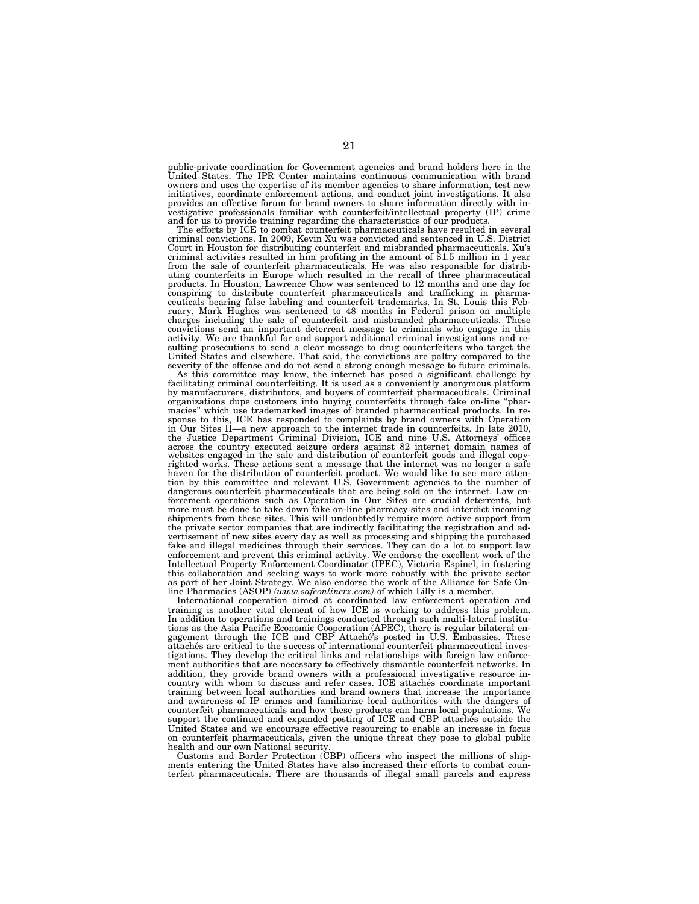public-private coordination for Government agencies and brand holders here in the United States. The IPR Center maintains continuous communication with brand owners and uses the expertise of its member agencies to share information, test new initiatives, coordinate enforcement actions, and conduct joint investigations. It also provides an effective forum for brand owners to share information directly with investigative professionals familiar with counterfeit/intellectual property (IP) crime and for us to provide training regarding the characteristics of our products.

The efforts by ICE to combat counterfeit pharmaceuticals have resulted in several criminal convictions. In 2009, Kevin Xu was convicted and sentenced in U.S. District Court in Houston for distributing counterfeit and misbranded pharmaceuticals. Xu's criminal activities resulted in him profiting in the amount of $1.5 million in 1 year from the sale of counterfeit pharmaceuticals. He was also responsible for distributing counterfeits in Europe which resulted in the recall of three pharmaceutical products. In Houston, Lawrence Chow was sentenced to 12 months and one day for conspiring to distribute counterfeit pharmaceuticals and trafficking in pharmaceuticals bearing false labeling and counterfeit trademarks. In St. Louis this February, Mark Hughes was sentenced to 48 months in Federal prison on multiple charges including the sale of counterfeit and misbranded pharmaceuticals. These convictions send an important deterrent message to criminals who engage in this activity. We are thankful for and support additional criminal investigations and resulting prosecutions to send a clear message to drug counterfeiters who target the United States and elsewhere. That said, the convictions are paltry compared to the severity of the offense and do not send a strong enough message to future criminals.

As this committee may know, the internet has posed a significant challenge by facilitating criminal counterfeiting. It is used as a conveniently anonymous platform by manufacturers, distributors, and buyers of counterfeit pharmaceuticals. Criminal organizations dupe customers into buying counterfeits through fake on-line "pharmacies" which use trademarked images of branded pharmaceutical products. In response to this, ICE has responded to complaints by brand owners with Operation in Our Sites II—a new approach to the internet trade in counterfeits. In late 2010, the Justice Department Criminal Division, ICE and nine U.S. Attorneys' offices across the country executed seizure orders against 82 internet domain names of websites engaged in the sale and distribution of counterfeit goods and illegal copyrighted works. These actions sent a message that the internet was no longer a safe haven for the distribution of counterfeit product. We would like to see more attention by this committee and relevant U.S. Government agencies to the number of dangerous counterfeit pharmaceuticals that are being sold on the internet. Law enforcement operations such as Operation in Our Sites are crucial deterrents, but more must be done to take down fake on-line pharmacy sites and interdict incoming shipments from these sites. This will undoubtedly require more active support from the private sector companies that are indirectly facilitating the registration and advertisement of new sites every day as well as processing and shipping the purchased fake and illegal medicines through their services. They can do a lot to support law enforcement and prevent this criminal activity. We endorse the excellent work of the Intellectual Property Enforcement Coordinator (IPEC), Victoria Espinel, in fostering this collaboration and seeking ways to work more robustly with the private sector as part of her Joint Strategy. We also endorse the work of the Alliance for Safe Online Pharmacies (ASOP) *(www.safeonlinerx.com)* of which Lilly is a member.

International cooperation aimed at coordinated law enforcement operation and training is another vital element of how ICE is working to address this problem. In addition to operations and trainings conducted through such multi-lateral institutions as the Asia Pacific Economic Cooperation (APEC), there is regular bilateral engagement through the ICE and CBP Attaché's posted in U.S. Embassies. These attachés are critical to the success of international counterfeit pharmaceutical investigations. They develop the critical links and relationships with foreign law enforcement authorities that are necessary to effectively dismantle counterfeit networks. In addition, they provide brand owners with a professional investigative resource in-country with whom to discuss and refer cases. ICE attachés coordinate important training between local authorities and brand owners that increase the importance and awareness of IP crimes and familiarize local authorities with the dangers of counterfeit pharmaceuticals and how these products can harm local populations. We support the continued and expanded posting of ICE and CBP attachés outside the United States and we encourage effective resourcing to enable an increase in focus on counterfeit pharmaceuticals, given the unique threat they pose to global public health and our own National security.

Customs and Border Protection (CBP) officers who inspect the millions of shipments entering the United States have also increased their efforts to combat counterfeit pharmaceuticals. There are thousands of illegal small parcels and express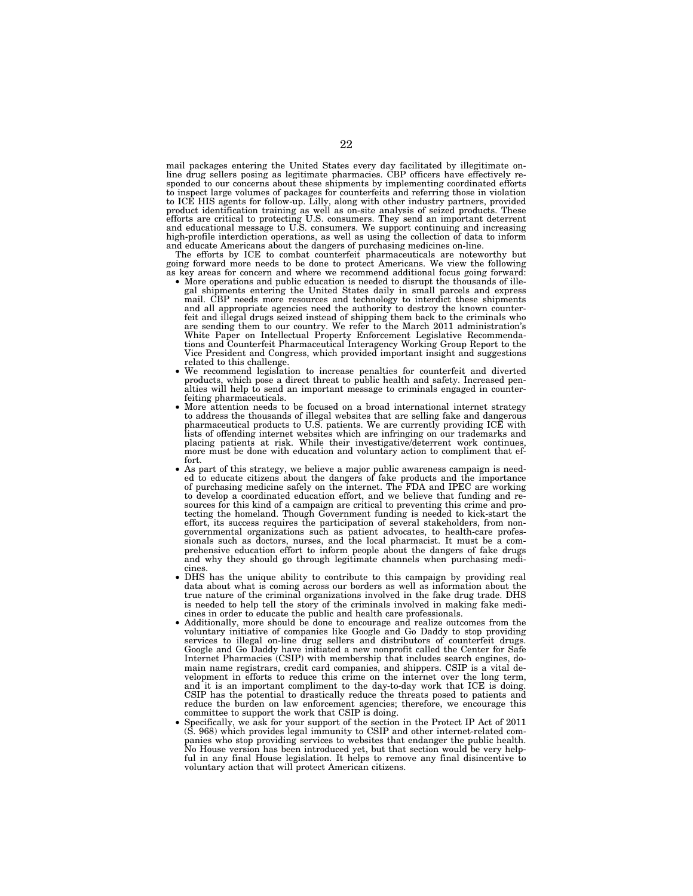mail packages entering the United States every day facilitated by illegitimate on-line drug sellers posing as legitimate pharmacies. CBP officers have effectively responded to our concerns about these shipments by implementing coordinated efforts to inspect large volumes of packages for counterfeits and referring those in violation to ICE HIS agents for follow-up. Lilly, along with other industry partners, provided product identification training as well as on-site analysis of seized products. These efforts are critical to protecting U.S. consumers. They send an important deterrent and educational message to U.S. consumers. We support continuing and increasing high-profile interdiction operations, as well as using the collection of data to inform and educate Americans about the dangers of purchasing medicines on-line.

The efforts by ICE to combat counterfeit pharmaceuticals are noteworthy but going forward more needs to be done to protect Americans. We view the following as key areas for concern and where we recommend additional focus going forward:

- More operations and public education is needed to disrupt the thousands of illegal shipments entering the United States daily in small parcels and express mail. CBP needs more resources and technology to interdict these shipments and all appropriate agencies need the authority to destroy the known counterfeit and illegal drugs seized instead of shipping them back to the criminals who are sending them to our country. We refer to the March 2011 administration's White Paper on Intellectual Property Enforcement Legislative Recommendations and Counterfeit Pharmaceutical Interagency Working Group Report to the Vice President and Congress, which provided important insight and suggestions related to this challenge.
- We recommend legislation to increase penalties for counterfeit and diverted products, which pose a direct threat to public health and safety. Increased penalties will help to send an important message to criminals engaged in counterfeiting pharmaceuticals.
- More attention needs to be focused on a broad international internet strategy to address the thousands of illegal websites that are selling fake and dangerous pharmaceutical products to U.S. patients. We are currently providing ICE with lists of offending internet websites which are infringing on our trademarks and placing patients at risk. While their investigative/deterrent work continues, more must be done with education and voluntary action to compliment that effort.
- As part of this strategy, we believe a major public awareness campaign is needed to educate citizens about the dangers of fake products and the importance of purchasing medicine safely on the internet. The FDA and IPEC are working to develop a coordinated education effort, and we believe that funding and resources for this kind of a campaign are critical to preventing this crime and protecting the homeland. Though Government funding is needed to kick-start the effort, its success requires the participation of several stakeholders, from non-governmental organizations such as patient advocates, to health-care professionals such as doctors, nurses, and the local pharmacist. It must be a comprehensive education effort to inform people about the dangers of fake drugs and why they should go through legitimate channels when purchasing medicines.
- DHS has the unique ability to contribute to this campaign by providing real data about what is coming across our borders as well as information about the true nature of the criminal organizations involved in the fake drug trade. DHS is needed to help tell the story of the criminals involved in making fake medicines in order to educate the public and health care professionals.
- Additionally, more should be done to encourage and realize outcomes from the voluntary initiative of companies like Google and Go Daddy to stop providing services to illegal on-line drug sellers and distributors of counterfeit drugs. Google and Go Daddy have initiated a new nonprofit called the Center for Safe Internet Pharmacies (CSIP) with membership that includes search engines, domain name registrars, credit card companies, and shippers. CSIP is a vital development in efforts to reduce this crime on the internet over the long term, and it is an important compliment to the day-to-day work that ICE is doing. CSIP has the potential to drastically reduce the threats posed to patients and reduce the burden on law enforcement agencies; therefore, we encourage this committee to support the work that CSIP is doing.
- Specifically, we ask for your support of the section in the Protect IP Act of 2011 (S. 968) which provides legal immunity to CSIP and other internet-related companies who stop providing services to websites that endanger the public health. No House version has been introduced yet, but that section would be very helpful in any final House legislation. It helps to remove any final disincentive to voluntary action that will protect American citizens.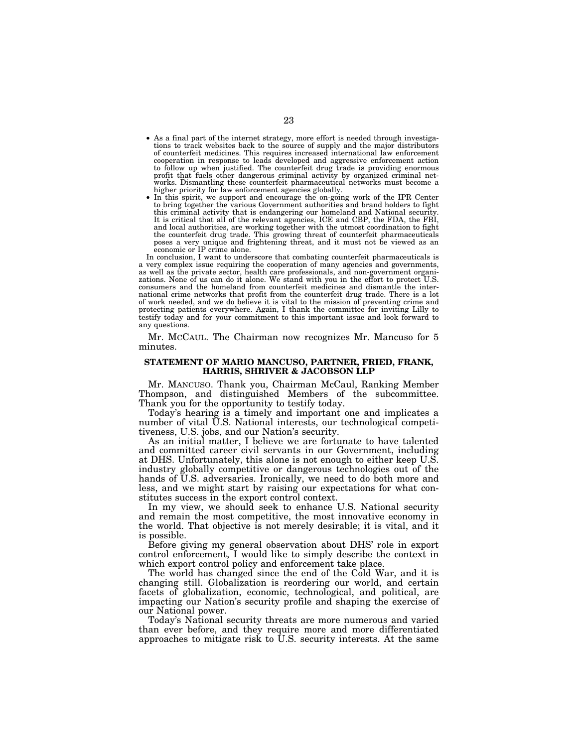- As a final part of the internet strategy, more effort is needed through investigations to track websites back to the source of supply and the major distributors of counterfeit medicines. This requires increased international law enforcement cooperation in response to leads developed and aggressive enforcement action to follow up when justified. The counterfeit drug trade is providing enormous profit that fuels other dangerous criminal activity by organized criminal networks. Dismantling these counterfeit pharmaceutical networks must become a higher priority for law enforcement agencies globally.
- In this spirit, we support and encourage the on-going work of the IPR Center to bring together the various Government authorities and brand holders to fight this criminal activity that is endangering our homeland and National security. It is critical that all of the relevant agencies, ICE and CBP, the FDA, the FBI, and local authorities, are working together with the utmost coordination to fight the counterfeit drug trade. This growing threat of counterfeit pharmaceuticals poses a very unique and frightening threat, and it must not be viewed as an economic or IP crime alone.

In conclusion, I want to underscore that combating counterfeit pharmaceuticals is a very complex issue requiring the cooperation of many agencies and governments, as well as the private sector, health care professionals, and non-government organizations. None of us can do it alone. We stand with you in the effort to protect U.S. consumers and the homeland from counterfeit medicines and dismantle the international crime networks that profit from the counterfeit drug trade. There is a lot of work needed, and we do believe it is vital to the mission of preventing crime and protecting patients everywhere. Again, I thank the committee for inviting Lilly to testify today and for your commitment to this important issue and look forward to any questions.

Mr. MCCAUL. The Chairman now recognizes Mr. Mancuso for 5 minutes.

### STATEMENT OF MARIO MANCUSO, PARTNER, FRIED, FRANK, HARRIS, SHRIVER & JACOBSON LLP

Mr. MANCUSO. Thank you, Chairman McCaul, Ranking Member Thompson, and distinguished Members of the subcommittee. Thank you for the opportunity to testify today.

Today's hearing is a timely and important one and implicates a number of vital U.S. National interests, our technological competitiveness, U.S. jobs, and our Nation's security.

As an initial matter, I believe we are fortunate to have talented and committed career civil servants in our Government, including at DHS. Unfortunately, this alone is not enough to either keep U.S. industry globally competitive or dangerous technologies out of the hands of U.S. adversaries. Ironically, we need to do both more and less, and we might start by raising our expectations for what constitutes success in the export control context.

In my view, we should seek to enhance U.S. National security and remain the most competitive, the most innovative economy in the world. That objective is not merely desirable; it is vital, and it is possible.

Before giving my general observation about DHS' role in export control enforcement, I would like to simply describe the context in which export control policy and enforcement take place.

The world has changed since the end of the Cold War, and it is changing still. Globalization is reordering our world, and certain facets of globalization, economic, technological, and political, are impacting our Nation's security profile and shaping the exercise of our National power.

Today's National security threats are more numerous and varied than ever before, and they require more and more differentiated approaches to mitigate risk to U.S. security interests. At the same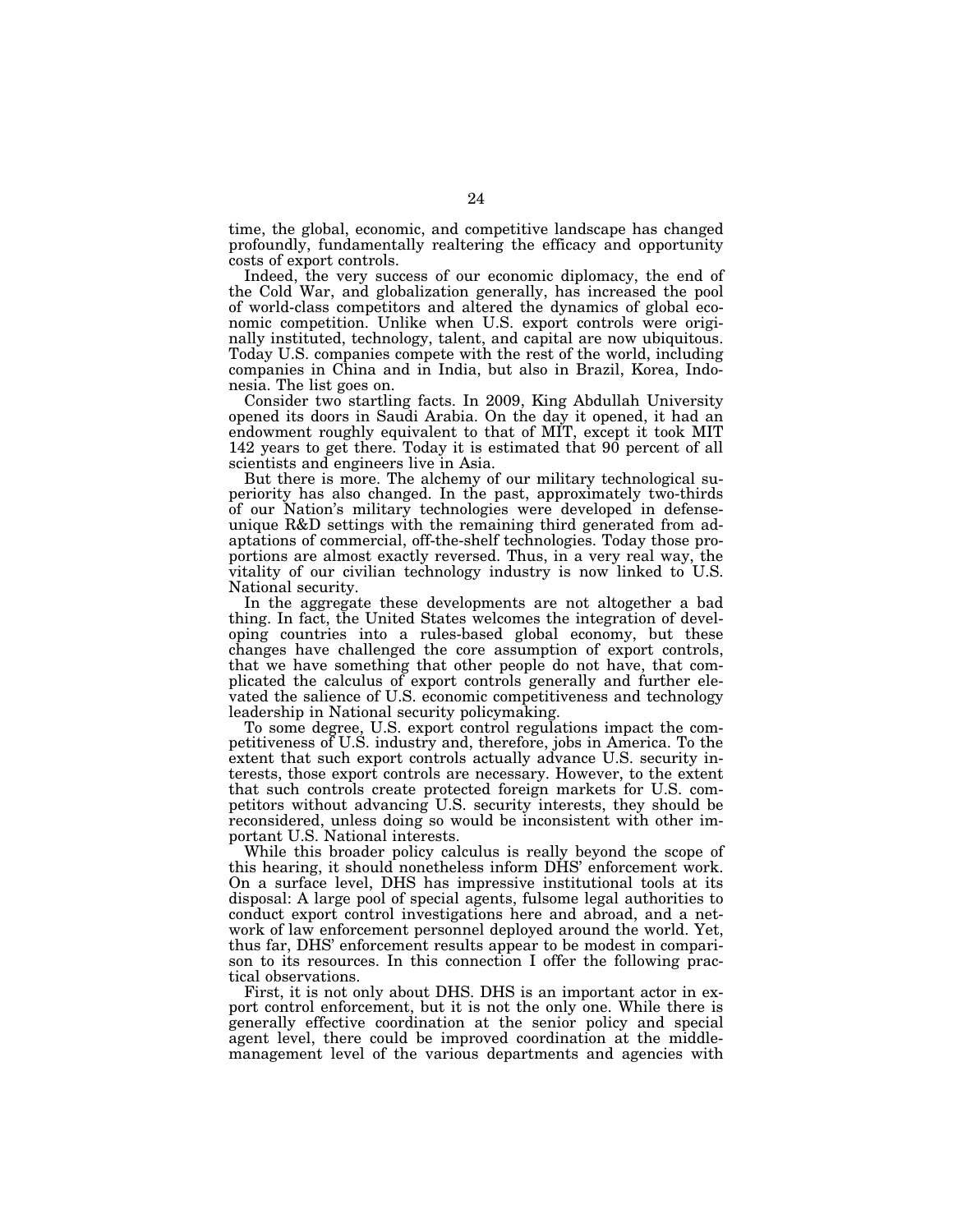time, the global, economic, and competitive landscape has changed profoundly, fundamentally realtering the efficacy and opportunity costs of export controls.

Indeed, the very success of our economic diplomacy, the end of the Cold War, and globalization generally, has increased the pool of world-class competitors and altered the dynamics of global economic competition. Unlike when U.S. export controls were originally instituted, technology, talent, and capital are now ubiquitous. Today U.S. companies compete with the rest of the world, including companies in China and in India, but also in Brazil, Korea, Indonesia. The list goes on.

Consider two startling facts. In 2009, King Abdullah University opened its doors in Saudi Arabia. On the day it opened, it had an endowment roughly equivalent to that of MIT, except it took MIT 142 years to get there. Today it is estimated that 90 percent of all scientists and engineers live in Asia.

But there is more. The alchemy of our military technological superiority has also changed. In the past, approximately two-thirds of our Nation's military technologies were developed in defense-unique R&D settings with the remaining third generated from adaptations of commercial, off-the-shelf technologies. Today those proportions are almost exactly reversed. Thus, in a very real way, the vitality of our civilian technology industry is now linked to U.S. National security.

In the aggregate these developments are not altogether a bad thing. In fact, the United States welcomes the integration of developing countries into a rules-based global economy, but these changes have challenged the core assumption of export controls, that we have something that other people do not have, that complicated the calculus of export controls generally and further elevated the salience of U.S. economic competitiveness and technology leadership in National security policymaking.

To some degree, U.S. export control regulations impact the competitiveness of U.S. industry and, therefore, jobs in America. To the extent that such export controls actually advance U.S. security interests, those export controls are necessary. However, to the extent that such controls create protected foreign markets for U.S. competitors without advancing U.S. security interests, they should be reconsidered, unless doing so would be inconsistent with other important U.S. National interests.

While this broader policy calculus is really beyond the scope of this hearing, it should nonetheless inform DHS' enforcement work. On a surface level, DHS has impressive institutional tools at its disposal: A large pool of special agents, fulsome legal authorities to conduct export control investigations here and abroad, and a network of law enforcement personnel deployed around the world. Yet, thus far, DHS' enforcement results appear to be modest in comparison to its resources. In this connection I offer the following practical observations.

First, it is not only about DHS. DHS is an important actor in export control enforcement, but it is not the only one. While there is generally effective coordination at the senior policy and special agent level, there could be improved coordination at the middle-management level of the various departments and agencies with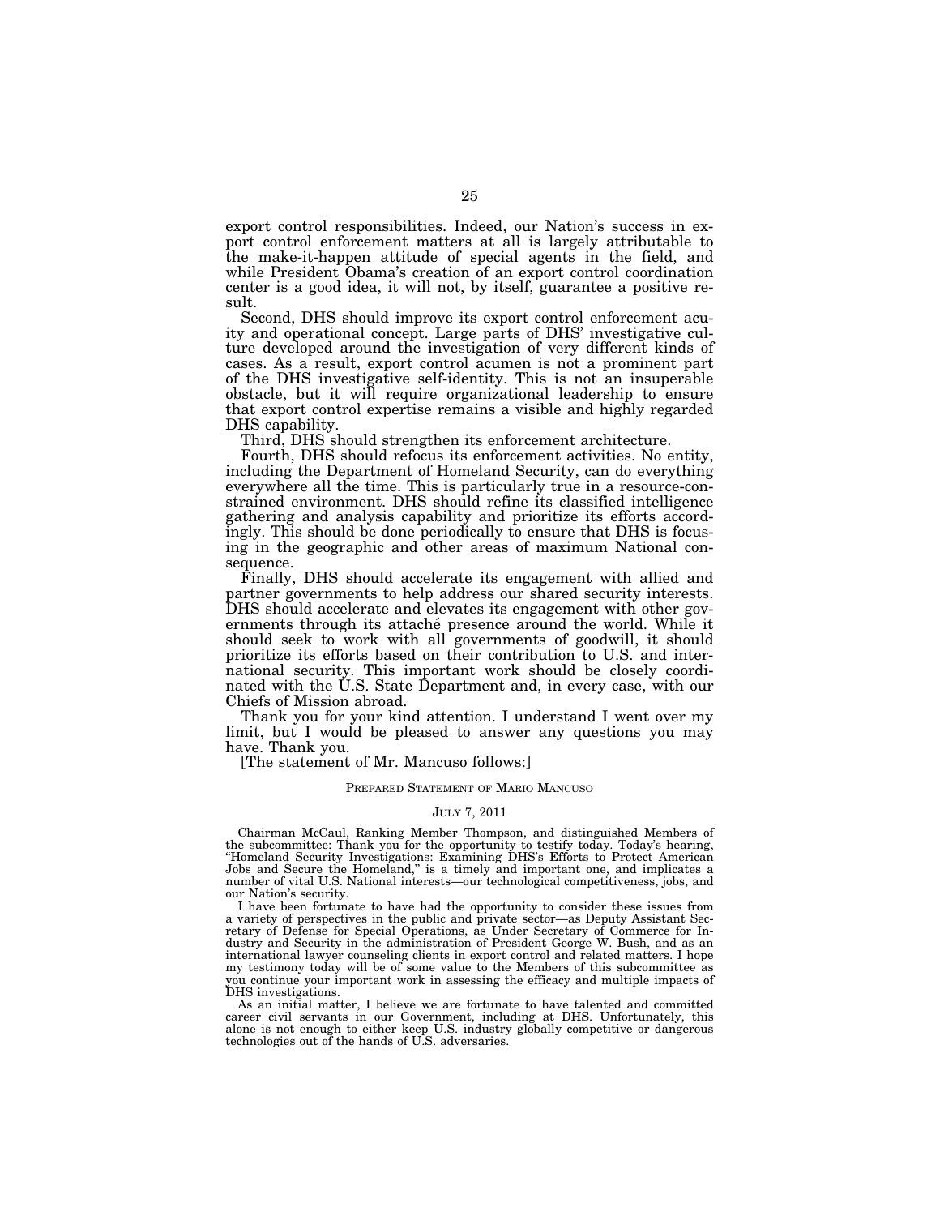export control responsibilities. Indeed, our Nation's success in export control enforcement matters at all is largely attributable to the make-it-happen attitude of special agents in the field, and while President Obama's creation of an export control coordination center is a good idea, it will not, by itself, guarantee a positive result.

Second, DHS should improve its export control enforcement acuity and operational concept. Large parts of DHS' investigative culture developed around the investigation of very different kinds of cases. As a result, export control acumen is not a prominent part of the DHS investigative self-identity. This is not an insuperable obstacle, but it will require organizational leadership to ensure that export control expertise remains a visible and highly regarded DHS capability.

Third, DHS should strengthen its enforcement architecture.

Fourth, DHS should refocus its enforcement activities. No entity, including the Department of Homeland Security, can do everything everywhere all the time. This is particularly true in a resource-constrained environment. DHS should refine its classified intelligence gathering and analysis capability and prioritize its efforts accordingly. This should be done periodically to ensure that DHS is focusing in the geographic and other areas of maximum National consequence.

Finally, DHS should accelerate its engagement with allied and partner governments to help address our shared security interests. DHS should accelerate and elevates its engagement with other governments through its attaché presence around the world. While it should seek to work with all governments of goodwill, it should prioritize its efforts based on their contribution to U.S. and international security. This important work should be closely coordinated with the U.S. State Department and, in every case, with our Chiefs of Mission abroad.

Thank you for your kind attention. I understand I went over my limit, but I would be pleased to answer any questions you may have. Thank you.

[The statement of Mr. Mancuso follows:]

PREPARED STATEMENT OF MARIO MANCUSO

JULY 7, 2011

Chairman McCaul, Ranking Member Thompson, and distinguished Members of the subcommittee: Thank you for the opportunity to testify today. Today's hearing, "Homeland Security Investigations: Examining DHS's Efforts to Protect American Jobs and Secure the Homeland," is a timely and important one, and implicates a number of vital U.S. National interests—our technological competitiveness, jobs, and our Nation's security.

I have been fortunate to have had the opportunity to consider these issues from a variety of perspectives in the public and private sector—as Deputy Assistant Secretary of Defense for Special Operations, as Under Secretary of Commerce for Industry and Security in the administration of President George W. Bush, and as an international lawyer counseling clients in export control and related matters. I hope my testimony today will be of some value to the Members of this subcommittee as you continue your important work in assessing the efficacy and multiple impacts of DHS investigations.

As an initial matter, I believe we are fortunate to have talented and committed career civil servants in our Government, including at DHS. Unfortunately, this alone is not enough to either keep U.S. industry globally competitive or dangerous technologies out of the hands of U.S. adversaries.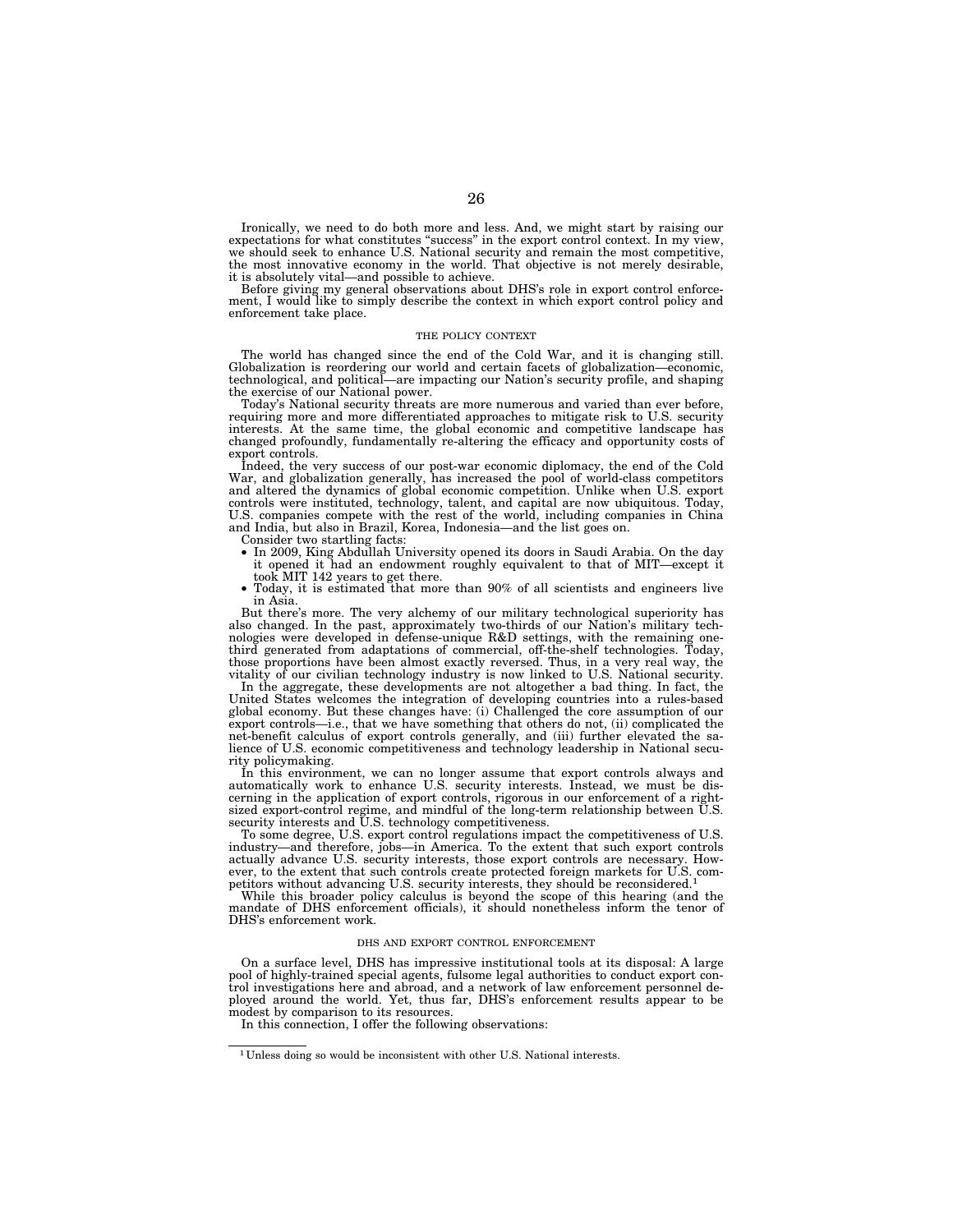Ironically, we need to do both more and less. And, we might start by raising our expectations for what constitutes "success" in the export control context. In my view, we should seek to enhance U.S. National security and remain the most competitive, the most innovative economy in the world. That objective is not merely desirable, it is absolutely vital—and possible to achieve.

Before giving my general observations about DHS's role in export control enforcement, I would like to simply describe the context in which export control policy and enforcement take place.

## THE POLICY CONTEXT

The world has changed since the end of the Cold War, and it is changing still. Globalization is reordering our world and certain facets of globalization—economic, technological, and political—are impacting our Nation's security profile, and shaping the exercise of our National power.

Today's National security threats are more numerous and varied than ever before, requiring more and more differentiated approaches to mitigate risk to U.S. security interests. At the same time, the global economic and competitive landscape has changed profoundly, fundamentally re-altering the efficacy and opportunity costs of export controls.

Indeed, the very success of our post-war economic diplomacy, the end of the Cold War, and globalization generally, has increased the pool of world-class competitors and altered the dynamics of global economic competition. Unlike when U.S. export controls were instituted, technology, talent, and capital are now ubiquitous. Today, U.S. companies compete with the rest of the world, including companies in China and India, but also in Brazil, Korea, Indonesia—and the list goes on.

Consider two startling facts:

- In 2009, King Abdullah University opened its doors in Saudi Arabia. On the day it opened it had an endowment roughly equivalent to that of MIT—except it took MIT 142 years to get there.
- Today, it is estimated that more than 90% of all scientists and engineers live in Asia.

But there's more. The very alchemy of our military technological superiority has also changed. In the past, approximately two-thirds of our Nation's military technologies were developed in defense-unique R&D settings, with the remaining one-third generated from adaptations of commercial, off-the-shelf technologies. Today, those proportions have been almost exactly reversed. Thus, in a very real way, the vitality of our civilian technology industry is now linked to U.S. National security.

In the aggregate, these developments are not altogether a bad thing. In fact, the United States welcomes the integration of developing countries into a rules-based global economy. But these changes have: (i) Challenged the core assumption of our export controls—i.e., that we have something that others do not, (ii) complicated the net-benefit calculus of export controls generally, and (iii) further elevated the salience of U.S. economic competitiveness and technology leadership in National security policymaking.

In this environment, we can no longer assume that export controls always and automatically work to enhance U.S. security interests. Instead, we must be discerning in the application of export controls, rigorous in our enforcement of a right-sized export-control regime, and mindful of the long-term relationship between U.S. security interests and U.S. technology competitiveness.

To some degree, U.S. export control regulations impact the competitiveness of U.S. industry—and therefore, jobs—in America. To the extent that such export controls actually advance U.S. security interests, those export controls are necessary. However, to the extent that such controls create protected foreign markets for U.S. competitors without advancing U.S. security interests, they should be reconsidered.[1]

While this broader policy calculus is beyond the scope of this hearing (and the mandate of DHS enforcement officials), it should nonetheless inform the tenor of DHS's enforcement work.

## DHS AND EXPORT CONTROL ENFORCEMENT

On a surface level, DHS has impressive institutional tools at its disposal: A large pool of highly-trained special agents, fulsome legal authorities to conduct export control investigations here and abroad, and a network of law enforcement personnel deployed around the world. Yet, thus far, DHS's enforcement results appear to be modest by comparison to its resources.

In this connection, I offer the following observations:

[1] Unless doing so would be inconsistent with other U.S. National interests.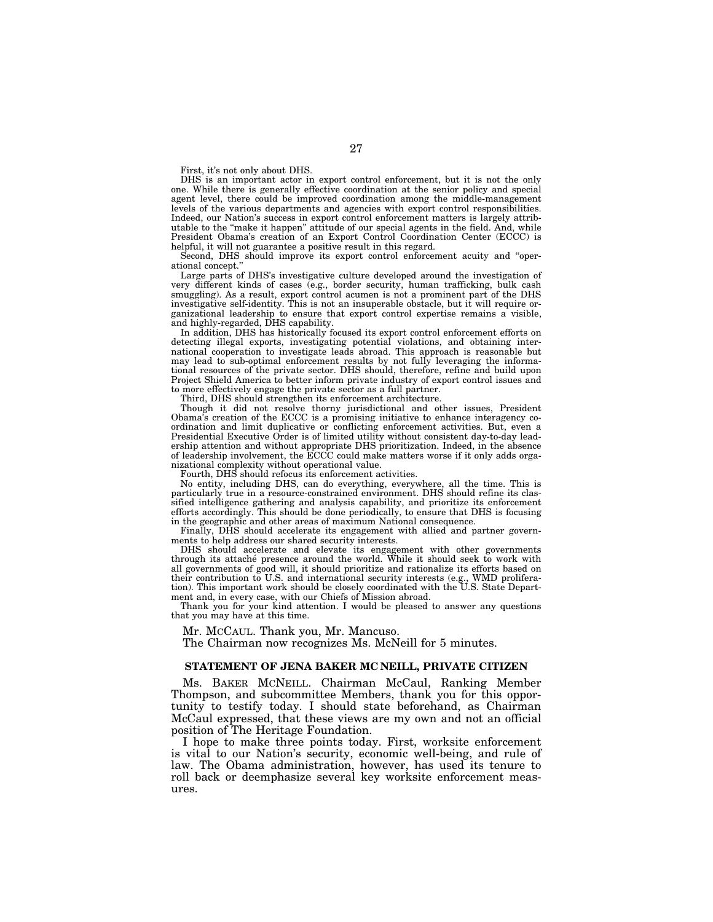First, it's not only about DHS.

DHS is an important actor in export control enforcement, but it is not the only one. While there is generally effective coordination at the senior policy and special agent level, there could be improved coordination among the middle-management levels of the various departments and agencies with export control responsibilities. Indeed, our Nation's success in export control enforcement matters is largely attributable to the "make it happen" attitude of our special agents in the field. And, while President Obama's creation of an Export Control Coordination Center (ECCC) is helpful, it will not guarantee a positive result in this regard.

Second, DHS should improve its export control enforcement acuity and "operational concept."

Large parts of DHS's investigative culture developed around the investigation of very different kinds of cases (e.g., border security, human trafficking, bulk cash smuggling). As a result, export control acumen is not a prominent part of the DHS investigative self-identity. This is not an insuperable obstacle, but it will require organizational leadership to ensure that export control expertise remains a visible, and highly-regarded, DHS capability.

In addition, DHS has historically focused its export control enforcement efforts on detecting illegal exports, investigating potential violations, and obtaining international cooperation to investigate leads abroad. This approach is reasonable but may lead to sub-optimal enforcement results by not fully leveraging the informational resources of the private sector. DHS should, therefore, refine and build upon Project Shield America to better inform private industry of export control issues and to more effectively engage the private sector as a full partner.

Third, DHS should strengthen its enforcement architecture.

Though it did not resolve thorny jurisdictional and other issues, President Obama's creation of the ECCC is a promising initiative to enhance interagency coordination and limit duplicative or conflicting enforcement activities. But, even a Presidential Executive Order is of limited utility without consistent day-to-day leadership attention and without appropriate DHS prioritization. Indeed, in the absence of leadership involvement, the ECCC could make matters worse if it only adds organizational complexity without operational value.

Fourth, DHS should refocus its enforcement activities.

No entity, including DHS, can do everything, everywhere, all the time. This is particularly true in a resource-constrained environment. DHS should refine its classified intelligence gathering and analysis capability, and prioritize its enforcement efforts accordingly. This should be done periodically, to ensure that DHS is focusing in the geographic and other areas of maximum National consequence.

Finally, DHS should accelerate its engagement with allied and partner governments to help address our shared security interests.

DHS should accelerate and elevate its engagement with other governments through its attaché presence around the world. While it should seek to work with all governments of good will, it should prioritize and rationalize its efforts based on their contribution to U.S. and international security interests (e.g., WMD proliferation). This important work should be closely coordinated with the U.S. State Department and, in every case, with our Chiefs of Mission abroad.

Thank you for your kind attention. I would be pleased to answer any questions that you may have at this time.

Mr. McCAUL. Thank you, Mr. Mancuso.

The Chairman now recognizes Ms. McNeill for 5 minutes.

### STATEMENT OF JENA BAKER MC NEILL, PRIVATE CITIZEN

Ms. BAKER MCNEILL. Chairman McCaul, Ranking Member Thompson, and subcommittee Members, thank you for this opportunity to testify today. I should state beforehand, as Chairman McCaul expressed, that these views are my own and not an official position of The Heritage Foundation.

I hope to make three points today. First, worksite enforcement is vital to our Nation's security, economic well-being, and rule of law. The Obama administration, however, has used its tenure to roll back or deemphasize several key worksite enforcement measures.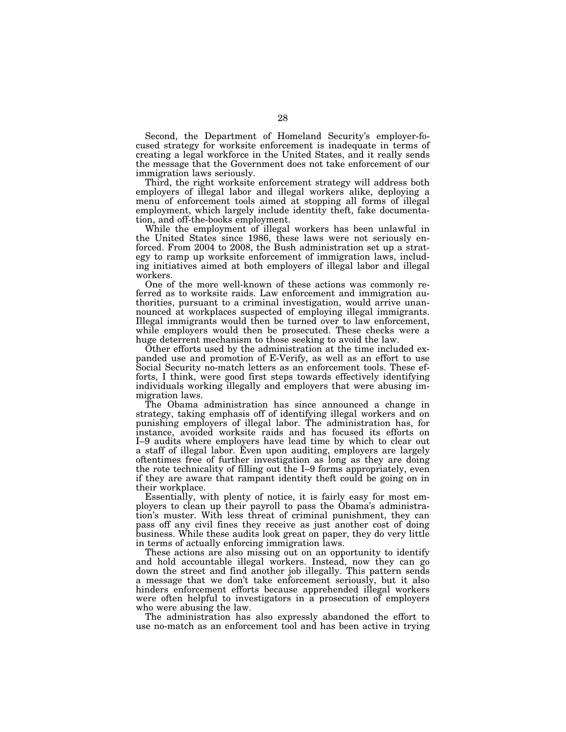Second, the Department of Homeland Security's employer-focused strategy for worksite enforcement is inadequate in terms of creating a legal workforce in the United States, and it really sends the message that the Government does not take enforcement of our immigration laws seriously.

Third, the right worksite enforcement strategy will address both employers of illegal labor and illegal workers alike, deploying a menu of enforcement tools aimed at stopping all forms of illegal employment, which largely include identity theft, fake documentation, and off-the-books employment.

While the employment of illegal workers has been unlawful in the United States since 1986, these laws were not seriously enforced. From 2004 to 2008, the Bush administration set up a strategy to ramp up worksite enforcement of immigration laws, including initiatives aimed at both employers of illegal labor and illegal workers.

One of the more well-known of these actions was commonly referred as to worksite raids. Law enforcement and immigration authorities, pursuant to a criminal investigation, would arrive unannounced at workplaces suspected of employing illegal immigrants. Illegal immigrants would then be turned over to law enforcement, while employers would then be prosecuted. These checks were a huge deterrent mechanism to those seeking to avoid the law.

Other efforts used by the administration at the time included expanded use and promotion of E-Verify, as well as an effort to use Social Security no-match letters as an enforcement tools. These efforts, I think, were good first steps towards effectively identifying individuals working illegally and employers that were abusing immigration laws.

The Obama administration has since announced a change in strategy, taking emphasis off of identifying illegal workers and on punishing employers of illegal labor. The administration has, for instance, avoided worksite raids and has focused its efforts on I–9 audits where employers have lead time by which to clear out a staff of illegal labor. Even upon auditing, employers are largely oftentimes free of further investigation as long as they are doing the rote technicality of filling out the I–9 forms appropriately, even if they are aware that rampant identity theft could be going on in their workplace.

Essentially, with plenty of notice, it is fairly easy for most employers to clean up their payroll to pass the Obama's administration's muster. With less threat of criminal punishment, they can pass off any civil fines they receive as just another cost of doing business. While these audits look great on paper, they do very little in terms of actually enforcing immigration laws.

These actions are also missing out on an opportunity to identify and hold accountable illegal workers. Instead, now they can go down the street and find another job illegally. This pattern sends a message that we don't take enforcement seriously, but it also hinders enforcement efforts because apprehended illegal workers were often helpful to investigators in a prosecution of employers who were abusing the law.

The administration has also expressly abandoned the effort to use no-match as an enforcement tool and has been active in trying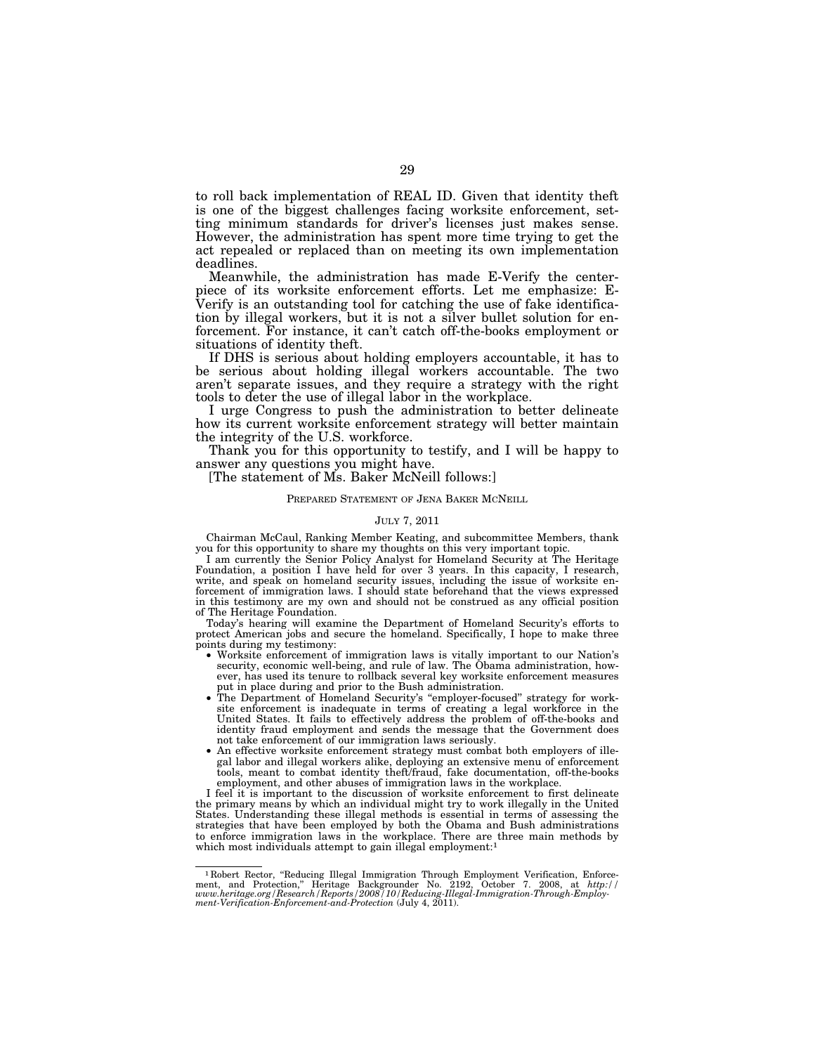to roll back implementation of REAL ID. Given that identity theft is one of the biggest challenges facing worksite enforcement, setting minimum standards for driver's licenses just makes sense. However, the administration has spent more time trying to get the act repealed or replaced than on meeting its own implementation deadlines.

Meanwhile, the administration has made E-Verify the centerpiece of its worksite enforcement efforts. Let me emphasize: E-Verify is an outstanding tool for catching the use of fake identification by illegal workers, but it is not a silver bullet solution for enforcement. For instance, it can't catch off-the-books employment or situations of identity theft.

If DHS is serious about holding employers accountable, it has to be serious about holding illegal workers accountable. The two aren't separate issues, and they require a strategy with the right tools to deter the use of illegal labor in the workplace.

I urge Congress to push the administration to better delineate how its current worksite enforcement strategy will better maintain the integrity of the U.S. workforce.

Thank you for this opportunity to testify, and I will be happy to answer any questions you might have.

[The statement of Ms. Baker McNeill follows:]

PREPARED STATEMENT OF JENA BAKER MCNEILL

JULY 7, 2011

Chairman McCaul, Ranking Member Keating, and subcommittee Members, thank you for this opportunity to share my thoughts on this very important topic.

I am currently the Senior Policy Analyst for Homeland Security at The Heritage Foundation, a position I have held for over 3 years. In this capacity, I research, write, and speak on homeland security issues, including the issue of worksite enforcement of immigration laws. I should state beforehand that the views expressed in this testimony are my own and should not be construed as any official position of The Heritage Foundation.

Today's hearing will examine the Department of Homeland Security's efforts to protect American jobs and secure the homeland. Specifically, I hope to make three points during my testimony:

- Worksite enforcement of immigration laws is vitally important to our Nation's security, economic well-being, and rule of law. The Obama administration, however, has used its tenure to rollback several key worksite enforcement measures put in place during and prior to the Bush administration.
- The Department of Homeland Security's "employer-focused" strategy for worksite enforcement is inadequate in terms of creating a legal workforce in the United States. It fails to effectively address the problem of off-the-books and identity fraud employment and sends the message that the Government does not take enforcement of our immigration laws seriously.
- An effective worksite enforcement strategy must combat both employers of illegal labor and illegal workers alike, deploying an extensive menu of enforcement tools, meant to combat identity theft/fraud, fake documentation, off-the-books employment, and other abuses of immigration laws in the workplace.

I feel it is important to the discussion of worksite enforcement to first delineate the primary means by which an individual might try to work illegally in the United States. Understanding these illegal methods is essential in terms of assessing the strategies that have been employed by both the Obama and Bush administrations to enforce immigration laws in the workplace. There are three main methods by which most individuals attempt to gain illegal employment:[1]

---

[1] Robert Rector, "Reducing Illegal Immigration Through Employment Verification, Enforcement, and Protection," Heritage Backgrounder No. 2192, October 7. 2008, at *http://www.heritage.org/Research/Reports/2008/10/Reducing-Illegal-Immigration-Through-Employment-Verification-Enforcement-and-Protection* (July 4, 2011).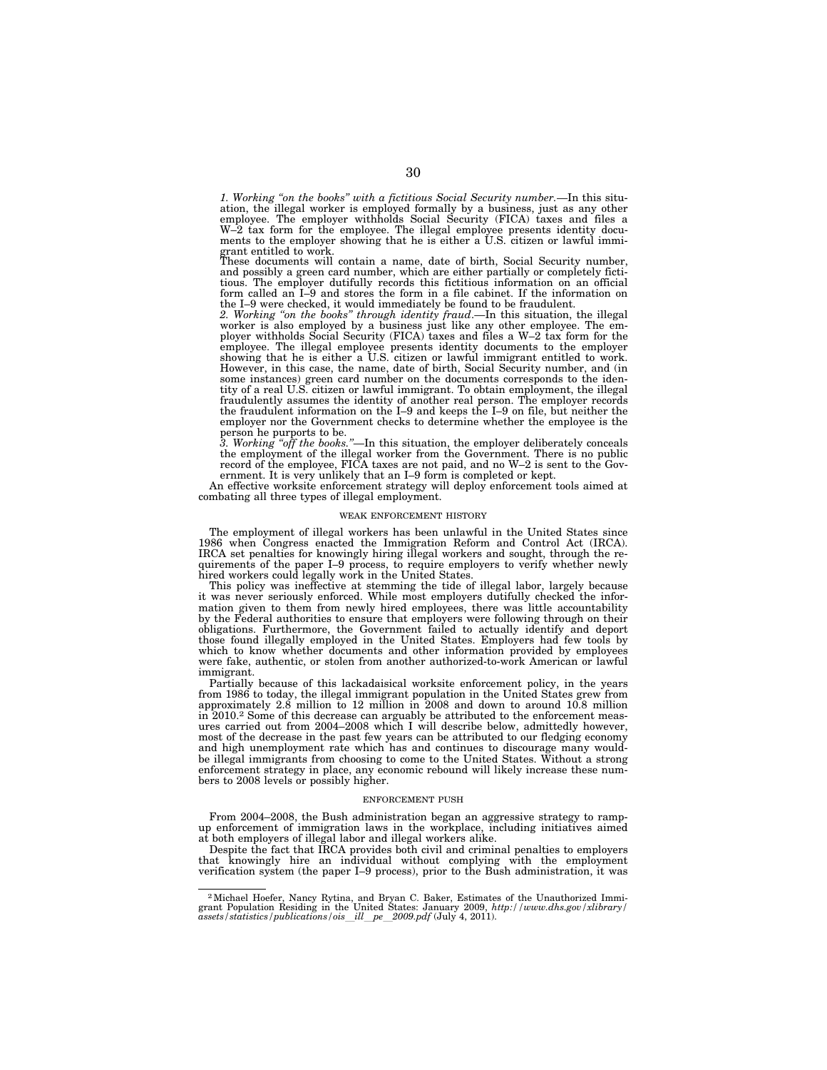*1. Working "on the books" with a fictitious Social Security number.*—In this situation, the illegal worker is employed formally by a business, just as any other employee. The employer withholds Social Security (FICA) taxes and files a W–2 tax form for the employee. The illegal employee presents identity documents to the employer showing that he is either a U.S. citizen or lawful immigrant entitled to work.

These documents will contain a name, date of birth, Social Security number, and possibly a green card number, which are either partially or completely fictitious. The employer dutifully records this fictitious information on an official form called an I–9 and stores the form in a file cabinet. If the information on the I–9 were checked, it would immediately be found to be fraudulent.

*2. Working "on the books" through identity fraud.*—In this situation, the illegal worker is also employed by a business just like any other employee. The employer withholds Social Security (FICA) taxes and files a W–2 tax form for the employee. The illegal employee presents identity documents to the employer showing that he is either a U.S. citizen or lawful immigrant entitled to work. However, in this case, the name, date of birth, Social Security number, and (in some instances) green card number on the documents corresponds to the identity of a real U.S. citizen or lawful immigrant. To obtain employment, the illegal fraudulently assumes the identity of another real person. The employer records the fraudulent information on the I–9 and keeps the I–9 on file, but neither the employer nor the Government checks to determine whether the employee is the person he purports to be.

*3. Working "off the books."*—In this situation, the employer deliberately conceals the employment of the illegal worker from the Government. There is no public record of the employee, FICA taxes are not paid, and no W–2 is sent to the Government. It is very unlikely that an I–9 form is completed or kept.

An effective worksite enforcement strategy will deploy enforcement tools aimed at combating all three types of illegal employment.

WEAK ENFORCEMENT HISTORY

The employment of illegal workers has been unlawful in the United States since 1986 when Congress enacted the Immigration Reform and Control Act (IRCA). IRCA set penalties for knowingly hiring illegal workers and sought, through the requirements of the paper I–9 process, to require employers to verify whether newly hired workers could legally work in the United States.

This policy was ineffective at stemming the tide of illegal labor, largely because it was never seriously enforced. While most employers dutifully checked the information given to them from newly hired employees, there was little accountability by the Federal authorities to ensure that employers were following through on their obligations. Furthermore, the Government failed to actually identify and deport those found illegally employed in the United States. Employers had few tools by which to know whether documents and other information provided by employees were fake, authentic, or stolen from another authorized-to-work American or lawful immigrant.

Partially because of this lackadaisical worksite enforcement policy, in the years from 1986 to today, the illegal immigrant population in the United States grew from approximately 2.8 million to 12 million in 2008 and down to around 10.8 million in 2010.[2] Some of this decrease can arguably be attributed to the enforcement measures carried out from 2004–2008 which I will describe below, admittedly however, most of the decrease in the past few years can be attributed to our fledging economy and high unemployment rate which has and continues to discourage many would-be illegal immigrants from choosing to come to the United States. Without a strong enforcement strategy in place, any economic rebound will likely increase these numbers to 2008 levels or possibly higher.

ENFORCEMENT PUSH

From 2004–2008, the Bush administration began an aggressive strategy to ramp-up enforcement of immigration laws in the workplace, including initiatives aimed at both employers of illegal labor and illegal workers alike.

Despite the fact that IRCA provides both civil and criminal penalties to employers that knowingly hire an individual without complying with the employment verification system (the paper I–9 process), prior to the Bush administration, it was

---

[2] Michael Hoefer, Nancy Rytina, and Bryan C. Baker, Estimates of the Unauthorized Immigrant Population Residing in the United States: January 2009, *http://www.dhs.gov/xlibrary/assets/statistics/publications/ois_ill_pe_2009.pdf* (July 4, 2011).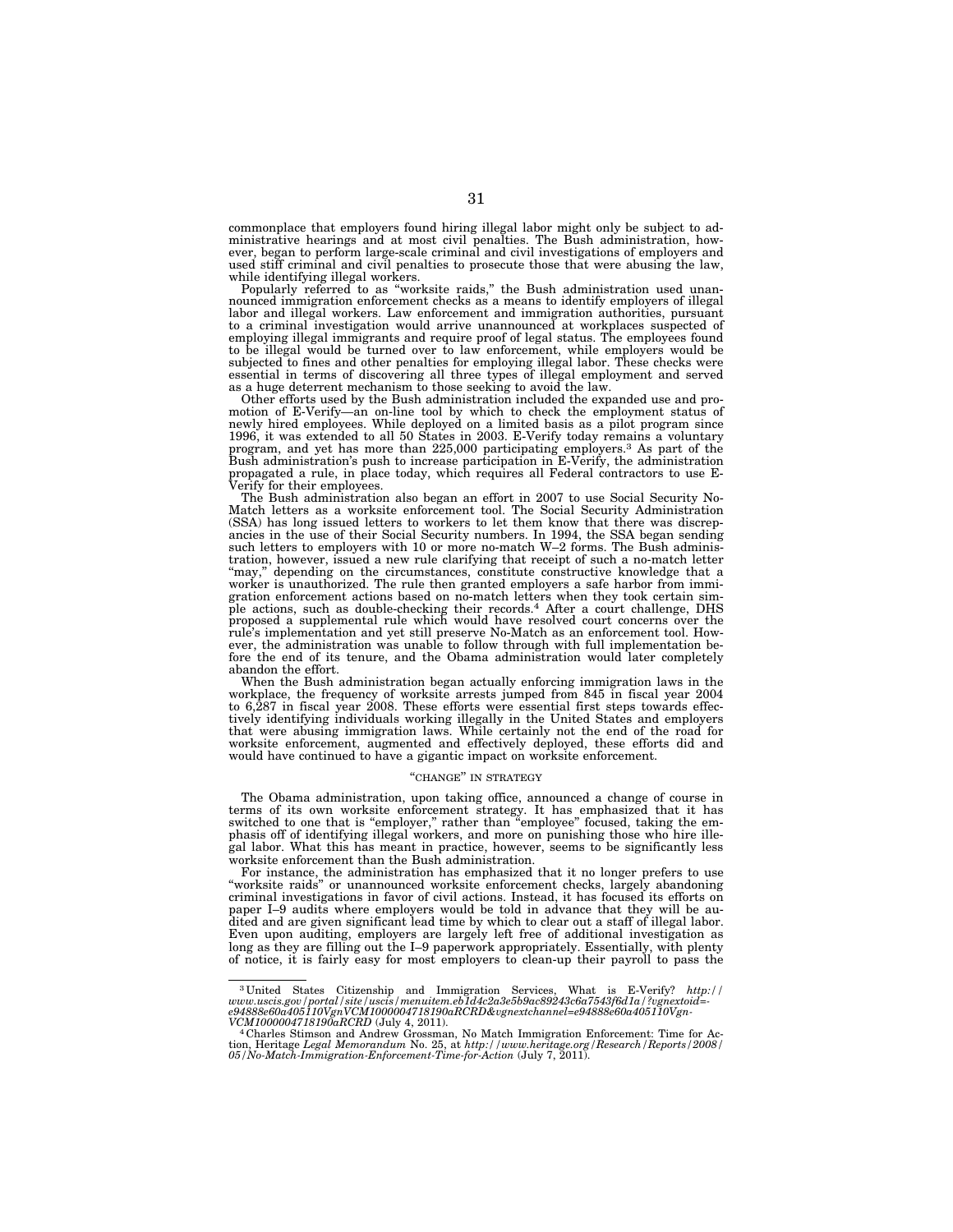commonplace that employers found hiring illegal labor might only be subject to administrative hearings and at most civil penalties. The Bush administration, however, began to perform large-scale criminal and civil investigations of employers and used stiff criminal and civil penalties to prosecute those that were abusing the law, while identifying illegal workers.

Popularly referred to as "worksite raids," the Bush administration used unannounced immigration enforcement checks as a means to identify employers of illegal labor and illegal workers. Law enforcement and immigration authorities, pursuant to a criminal investigation would arrive unannounced at workplaces suspected of employing illegal immigrants and require proof of legal status. The employees found to be illegal would be turned over to law enforcement, while employers would be subjected to fines and other penalties for employing illegal labor. These checks were essential in terms of discovering all three types of illegal employment and served as a huge deterrent mechanism to those seeking to avoid the law.

Other efforts used by the Bush administration included the expanded use and promotion of E-Verify—an on-line tool by which to check the employment status of newly hired employees. While deployed on a limited basis as a pilot program since 1996, it was extended to all 50 States in 2003. E-Verify today remains a voluntary program, and yet has more than 225,000 participating employers.[3] As part of the Bush administration's push to increase participation in E-Verify, the administration propagated a rule, in place today, which requires all Federal contractors to use E-Verify for their employees.

The Bush administration also began an effort in 2007 to use Social Security No-Match letters as a worksite enforcement tool. The Social Security Administration (SSA) has long issued letters to workers to let them know that there was discrepancies in the use of their Social Security numbers. In 1994, the SSA began sending such letters to employers with 10 or more no-match W–2 forms. The Bush administration, however, issued a new rule clarifying that receipt of such a no-match letter "may," depending on the circumstances, constitute constructive knowledge that a worker is unauthorized. The rule then granted employers a safe harbor from immigration enforcement actions based on no-match letters when they took certain simple actions, such as double-checking their records.[4] After a court challenge, DHS proposed a supplemental rule which would have resolved court concerns over the rule's implementation and yet still preserve No-Match as an enforcement tool. However, the administration was unable to follow through with full implementation before the end of its tenure, and the Obama administration would later completely abandon the effort.

When the Bush administration began actually enforcing immigration laws in the workplace, the frequency of worksite arrests jumped from 845 in fiscal year 2004 to 6,287 in fiscal year 2008. These efforts were essential first steps towards effectively identifying individuals working illegally in the United States and employers that were abusing immigration laws. While certainly not the end of the road for worksite enforcement, augmented and effectively deployed, these efforts did and would have continued to have a gigantic impact on worksite enforcement.

### "CHANGE" IN STRATEGY

The Obama administration, upon taking office, announced a change of course in terms of its own worksite enforcement strategy. It has emphasized that it has switched to one that is "employer," rather than "employee" focused, taking the emphasis off of identifying illegal workers, and more on punishing those who hire illegal labor. What this has meant in practice, however, seems to be significantly less worksite enforcement than the Bush administration.

For instance, the administration has emphasized that it no longer prefers to use "worksite raids" or unannounced worksite enforcement checks, largely abandoning criminal investigations in favor of civil actions. Instead, it has focused its efforts on paper I–9 audits where employers would be told in advance that they will be audited and are given significant lead time by which to clear out a staff of illegal labor. Even upon auditing, employers are largely left free of additional investigation as long as they are filling out the I–9 paperwork appropriately. Essentially, with plenty of notice, it is fairly easy for most employers to clean-up their payroll to pass the

---

[3] United States Citizenship and Immigration Services, What is E-Verify? *http://www.uscis.gov/portal/site/uscis/menuitem.eb1d4c2a3e5b9ac89243c6a7543f6d1a/?vgnextoid=e94888e60a405110VgnVCM1000004718190aRCRD&vgnextchannel=e94888e60a405110VgnVCM1000004718190aRCRD* (July 4, 2011).

[4] Charles Stimson and Andrew Grossman, No Match Immigration Enforcement: Time for Action, Heritage *Legal Memorandum* No. 25, at *http://www.heritage.org/Research/Reports/2008/05/No-Match-Immigration-Enforcement-Time-for-Action* (July 7, 2011).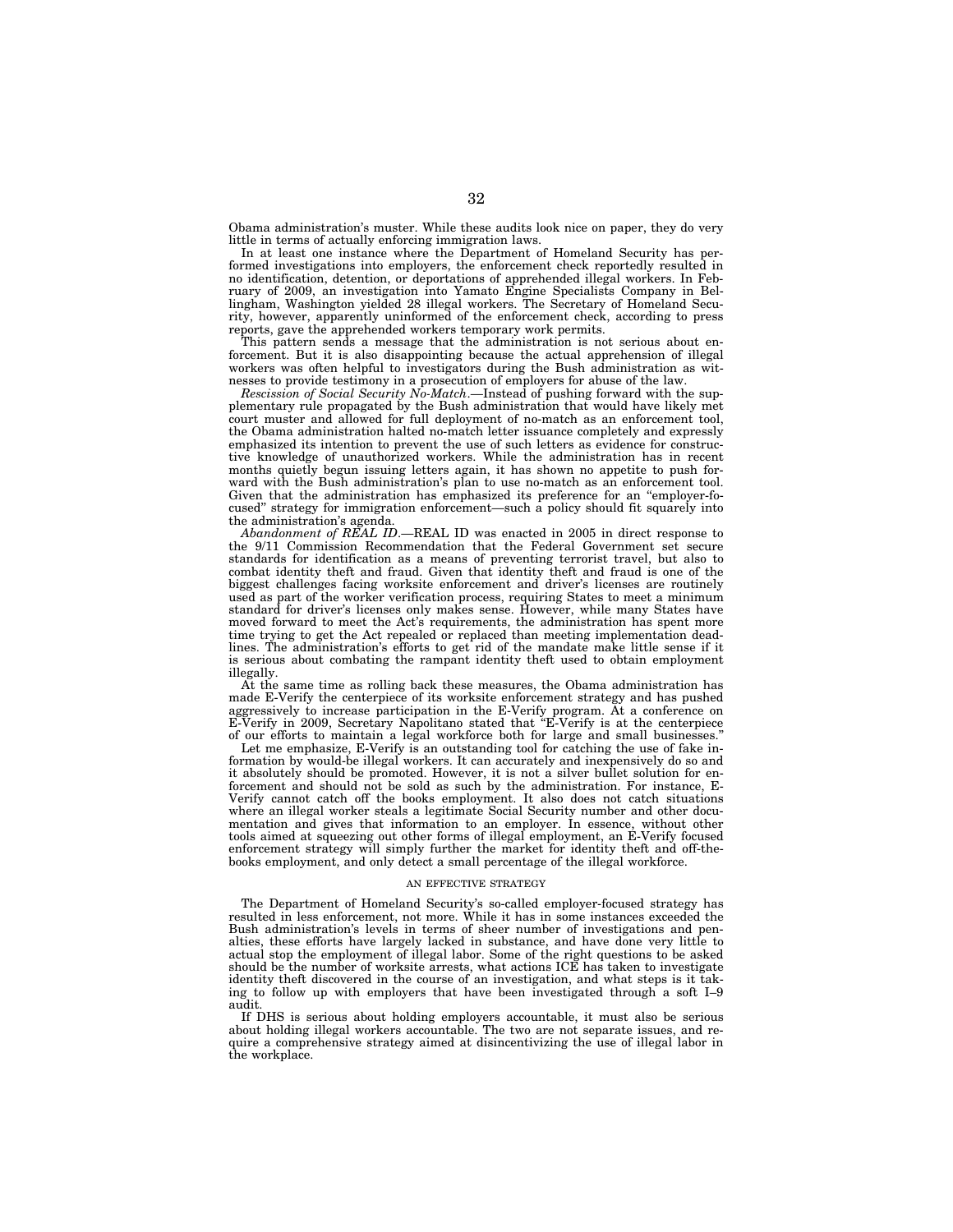Obama administration's muster. While these audits look nice on paper, they do very little in terms of actually enforcing immigration laws.

In at least one instance where the Department of Homeland Security has performed investigations into employers, the enforcement check reportedly resulted in no identification, detention, or deportations of apprehended illegal workers. In February of 2009, an investigation into Yamato Engine Specialists Company in Bellingham, Washington yielded 28 illegal workers. The Secretary of Homeland Security, however, apparently uninformed of the enforcement check, according to press reports, gave the apprehended workers temporary work permits.

This pattern sends a message that the administration is not serious about enforcement. But it is also disappointing because the actual apprehension of illegal workers was often helpful to investigators during the Bush administration as witnesses to provide testimony in a prosecution of employers for abuse of the law.

*Rescission of Social Security No-Match.*—Instead of pushing forward with the supplementary rule propagated by the Bush administration that would have likely met court muster and allowed for full deployment of no-match as an enforcement tool, the Obama administration halted no-match letter issuance completely and expressly emphasized its intention to prevent the use of such letters as evidence for constructive knowledge of unauthorized workers. While the administration has in recent months quietly begun issuing letters again, it has shown no appetite to push forward with the Bush administration's plan to use no-match as an enforcement tool. Given that the administration has emphasized its preference for an "employer-focused" strategy for immigration enforcement—such a policy should fit squarely into the administration's agenda.

*Abandonment of REAL ID.*—REAL ID was enacted in 2005 in direct response to the 9/11 Commission Recommendation that the Federal Government set secure standards for identification as a means of preventing terrorist travel, but also to combat identity theft and fraud. Given that identity theft and fraud is one of the biggest challenges facing worksite enforcement and driver's licenses are routinely used as part of the worker verification process, requiring States to meet a minimum standard for driver's licenses only makes sense. However, while many States have moved forward to meet the Act's requirements, the administration has spent more time trying to get the Act repealed or replaced than meeting implementation deadlines. The administration's efforts to get rid of the mandate make little sense if it is serious about combating the rampant identity theft used to obtain employment illegally.

At the same time as rolling back these measures, the Obama administration has made E-Verify the centerpiece of its worksite enforcement strategy and has pushed aggressively to increase participation in the E-Verify program. At a conference on E-Verify in 2009, Secretary Napolitano stated that "E-Verify is at the centerpiece of our efforts to maintain a legal workforce both for large and small businesses."

Let me emphasize, E-Verify is an outstanding tool for catching the use of fake information by would-be illegal workers. It can accurately and inexpensively do so and it absolutely should be promoted. However, it is not a silver bullet solution for enforcement and should not be sold as such by the administration. For instance, E-Verify cannot catch off the books employment. It also does not catch situations where an illegal worker steals a legitimate Social Security number and other documentation and gives that information to an employer. In essence, without other tools aimed at squeezing out other forms of illegal employment, an E-Verify focused enforcement strategy will simply further the market for identity theft and off-the-books employment, and only detect a small percentage of the illegal workforce.

## AN EFFECTIVE STRATEGY

The Department of Homeland Security's so-called employer-focused strategy has resulted in less enforcement, not more. While it has in some instances exceeded the Bush administration's levels in terms of sheer number of investigations and penalties, these efforts have largely lacked in substance, and have done very little to actual stop the employment of illegal labor. Some of the right questions to be asked should be the number of worksite arrests, what actions ICE has taken to investigate identity theft discovered in the course of an investigation, and what steps is it taking to follow up with employers that have been investigated through a soft I–9 audit.

If DHS is serious about holding employers accountable, it must also be serious about holding illegal workers accountable. The two are not separate issues, and require a comprehensive strategy aimed at disincentivizing the use of illegal labor in the workplace.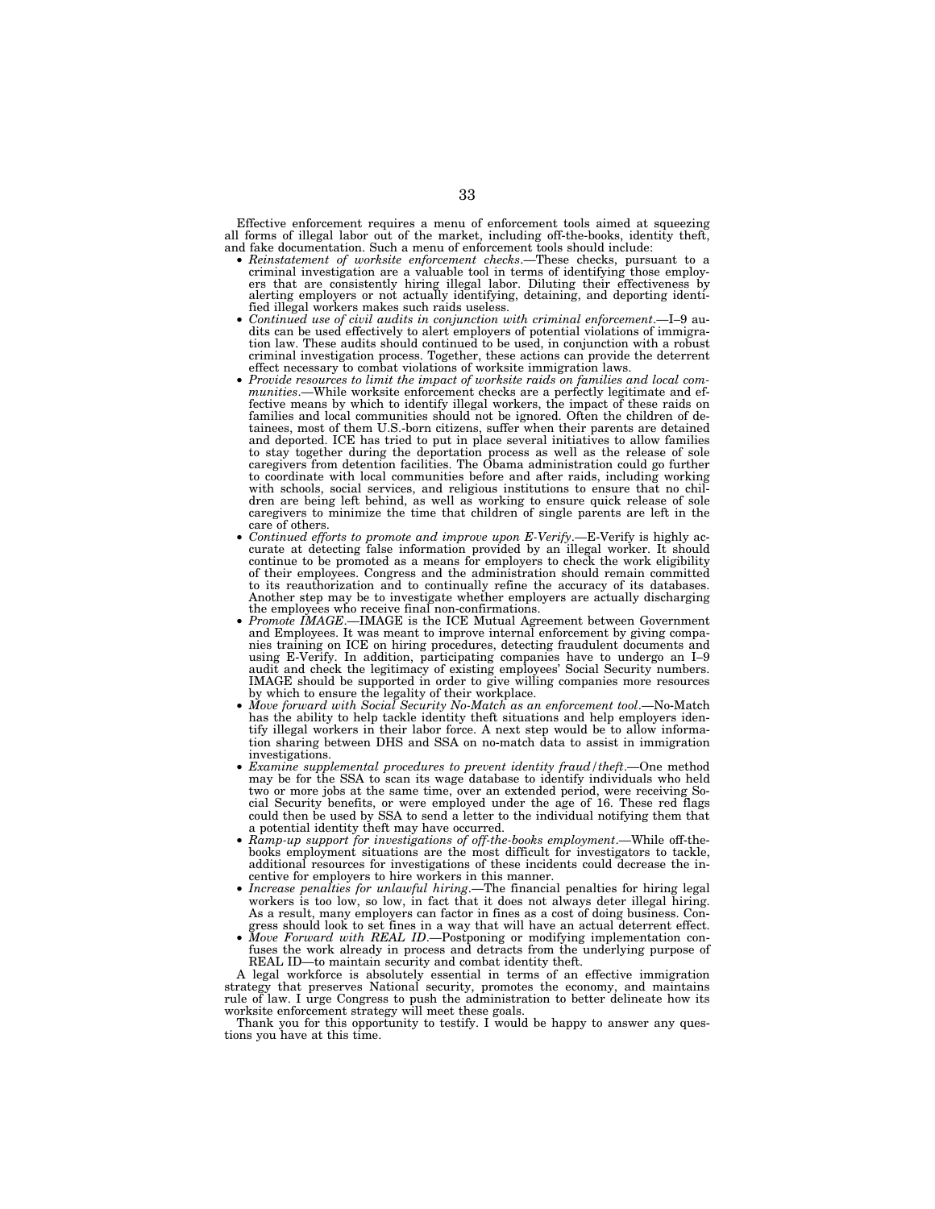Effective enforcement requires a menu of enforcement tools aimed at squeezing all forms of illegal labor out of the market, including off-the-books, identity theft, and fake documentation. Such a menu of enforcement tools should include:

- *Reinstatement of worksite enforcement checks*.—These checks, pursuant to a criminal investigation are a valuable tool in terms of identifying those employers that are consistently hiring illegal labor. Diluting their effectiveness by alerting employers or not actually identifying, detaining, and deporting identified illegal workers makes such raids useless.
- *Continued use of civil audits in conjunction with criminal enforcement*.—I–9 audits can be used effectively to alert employers of potential violations of immigration law. These audits should continued to be used, in conjunction with a robust criminal investigation process. Together, these actions can provide the deterrent effect necessary to combat violations of worksite immigration laws.
- *Provide resources to limit the impact of worksite raids on families and local communities*.—While worksite enforcement checks are a perfectly legitimate and effective means by which to identify illegal workers, the impact of these raids on families and local communities should not be ignored. Often the children of detainees, most of them U.S.-born citizens, suffer when their parents are detained and deported. ICE has tried to put in place several initiatives to allow families to stay together during the deportation process as well as the release of sole caregivers from detention facilities. The Obama administration could go further to coordinate with local communities before and after raids, including working with schools, social services, and religious institutions to ensure that no children are being left behind, as well as working to ensure quick release of sole caregivers to minimize the time that children of single parents are left in the care of others.
- *Continued efforts to promote and improve upon E-Verify*.—E-Verify is highly accurate at detecting false information provided by an illegal worker. It should continue to be promoted as a means for employers to check the work eligibility of their employees. Congress and the administration should remain committed to its reauthorization and to continually refine the accuracy of its databases. Another step may be to investigate whether employers are actually discharging the employees who receive final non-confirmations.
- *Promote IMAGE*.—IMAGE is the ICE Mutual Agreement between Government and Employees. It was meant to improve internal enforcement by giving companies training on ICE on hiring procedures, detecting fraudulent documents and using E-Verify. In addition, participating companies have to undergo an I–9 audit and check the legitimacy of existing employees' Social Security numbers. IMAGE should be supported in order to give willing companies more resources by which to ensure the legality of their workplace.
- *Move forward with Social Security No-Match as an enforcement tool*.—No-Match has the ability to help tackle identity theft situations and help employers identify illegal workers in their labor force. A next step would be to allow information sharing between DHS and SSA on no-match data to assist in immigration investigations.
- *Examine supplemental procedures to prevent identity fraud/theft*.—One method may be for the SSA to scan its wage database to identify individuals who held two or more jobs at the same time, over an extended period, were receiving Social Security benefits, or were employed under the age of 16. These red flags could then be used by SSA to send a letter to the individual notifying them that a potential identity theft may have occurred.
- *Ramp-up support for investigations of off-the-books employment*.—While off-the-books employment situations are the most difficult for investigators to tackle, additional resources for investigations of these incidents could decrease the incentive for employers to hire workers in this manner.
- *Increase penalties for unlawful hiring*.—The financial penalties for hiring legal workers is too low, so low, in fact that it does not always deter illegal hiring. As a result, many employers can factor in fines as a cost of doing business. Congress should look to set fines in a way that will have an actual deterrent effect.
- *Move Forward with REAL ID*.—Postponing or modifying implementation confuses the work already in process and detracts from the underlying purpose of REAL ID—to maintain security and combat identity theft.

A legal workforce is absolutely essential in terms of an effective immigration strategy that preserves National security, promotes the economy, and maintains rule of law. I urge Congress to push the administration to better delineate how its worksite enforcement strategy will meet these goals.

Thank you for this opportunity to testify. I would be happy to answer any questions you have at this time.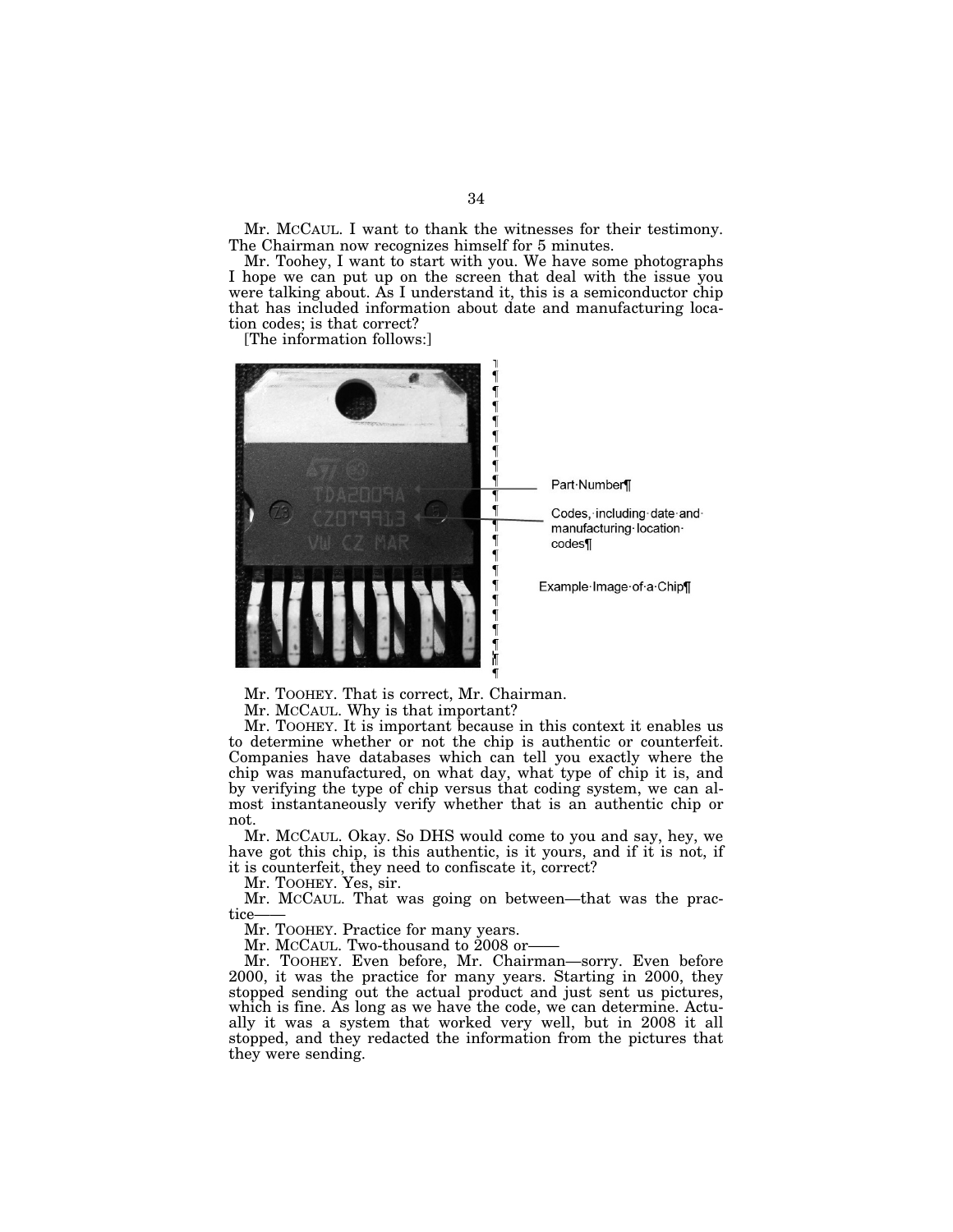Mr. McCAUL. I want to thank the witnesses for their testimony. The Chairman now recognizes himself for 5 minutes.

Mr. Toohey, I want to start with you. We have some photographs I hope we can put up on the screen that deal with the issue you were talking about. As I understand it, this is a semiconductor chip that has included information about date and manufacturing location codes; is that correct?

[The information follows:]

Part Number

Codes, including date and manufacturing location codes

Example Image of a Chip

Mr. TOOHEY. That is correct, Mr. Chairman.

Mr. McCAUL. Why is that important?

Mr. TOOHEY. It is important because in this context it enables us to determine whether or not the chip is authentic or counterfeit. Companies have databases which can tell you exactly where the chip was manufactured, on what day, what type of chip it is, and by verifying the type of chip versus that coding system, we can almost instantaneously verify whether that is an authentic chip or not.

Mr. McCAUL. Okay. So DHS would come to you and say, hey, we have got this chip, is this authentic, is it yours, and if it is not, if it is counterfeit, they need to confiscate it, correct?

Mr. TOOHEY. Yes, sir.

Mr. McCAUL. That was going on between—that was the practice——

Mr. TOOHEY. Practice for many years.

Mr. McCAUL. Two-thousand to 2008 or——

Mr. TOOHEY. Even before, Mr. Chairman—sorry. Even before 2000, it was the practice for many years. Starting in 2000, they stopped sending out the actual product and just sent us pictures, which is fine. As long as we have the code, we can determine. Actually it was a system that worked very well, but in 2008 it all stopped, and they redacted the information from the pictures that they were sending.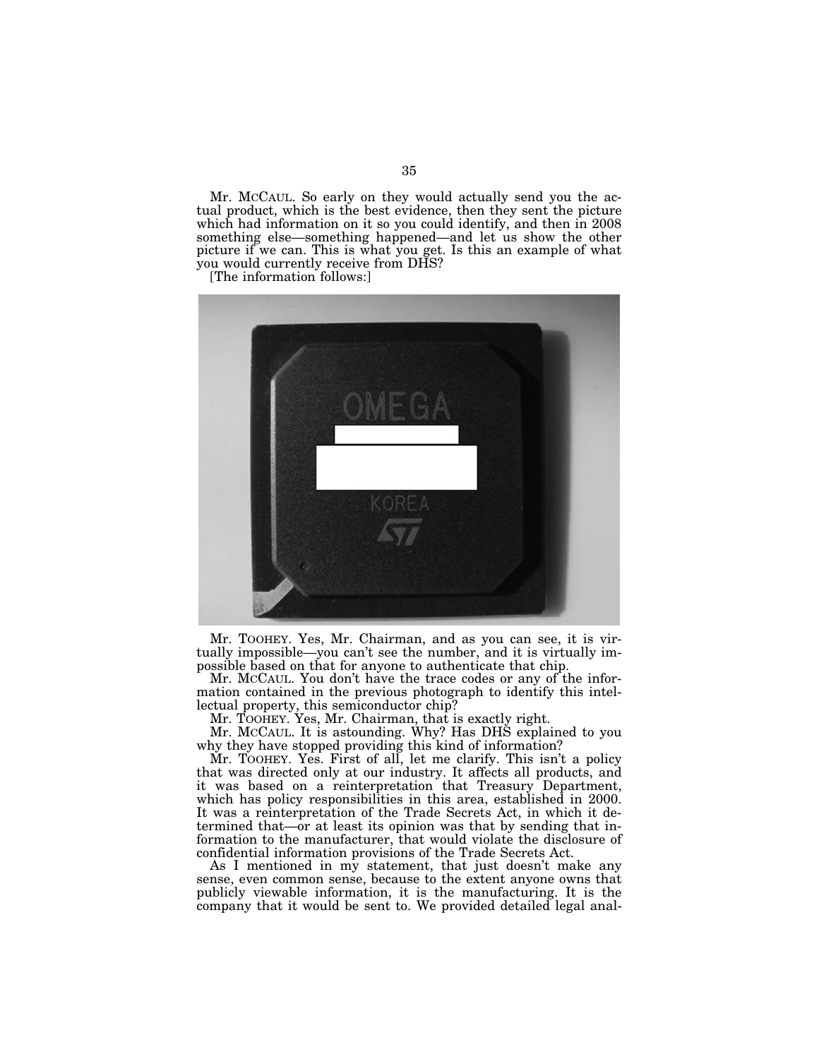Mr. McCAUL. So early on they would actually send you the actual product, which is the best evidence, then they sent the picture which had information on it so you could identify, and then in 2008 something else—something happened—and let us show the other picture if we can. This is what you get. Is this an example of what you would currently receive from DHS?

[The information follows:]

Mr. TOOHEY. Yes, Mr. Chairman, and as you can see, it is virtually impossible—you can't see the number, and it is virtually impossible based on that for anyone to authenticate that chip.

Mr. McCAUL. You don't have the trace codes or any of the information contained in the previous photograph to identify this intellectual property, this semiconductor chip?

Mr. TOOHEY. Yes, Mr. Chairman, that is exactly right.

Mr. McCAUL. It is astounding. Why? Has DHS explained to you why they have stopped providing this kind of information?

Mr. TOOHEY. Yes. First of all, let me clarify. This isn't a policy that was directed only at our industry. It affects all products, and it was based on a reinterpretation that Treasury Department, which has policy responsibilities in this area, established in 2000. It was a reinterpretation of the Trade Secrets Act, in which it determined that—or at least its opinion was that by sending that information to the manufacturer, that would violate the disclosure of confidential information provisions of the Trade Secrets Act.

As I mentioned in my statement, that just doesn't make any sense, even common sense, because to the extent anyone owns that publicly viewable information, it is the manufacturing. It is the company that it would be sent to. We provided detailed legal anal-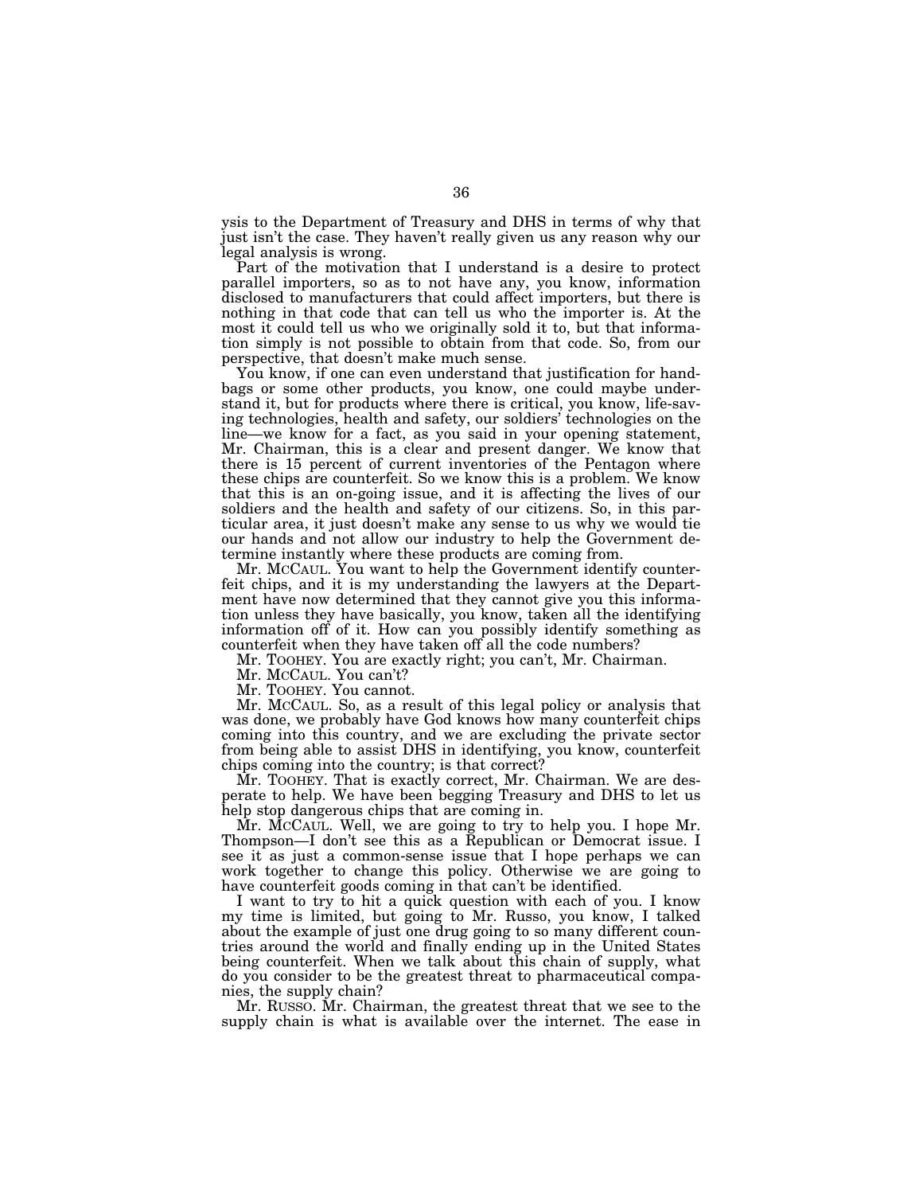ysis to the Department of Treasury and DHS in terms of why that just isn't the case. They haven't really given us any reason why our legal analysis is wrong.

Part of the motivation that I understand is a desire to protect parallel importers, so as to not have any, you know, information disclosed to manufacturers that could affect importers, but there is nothing in that code that can tell us who the importer is. At the most it could tell us who we originally sold it to, but that information simply is not possible to obtain from that code. So, from our perspective, that doesn't make much sense.

You know, if one can even understand that justification for handbags or some other products, you know, one could maybe understand it, but for products where there is critical, you know, life-saving technologies, health and safety, our soldiers' technologies on the line—we know for a fact, as you said in your opening statement, Mr. Chairman, this is a clear and present danger. We know that there is 15 percent of current inventories of the Pentagon where these chips are counterfeit. So we know this is a problem. We know that this is an on-going issue, and it is affecting the lives of our soldiers and the health and safety of our citizens. So, in this particular area, it just doesn't make any sense to us why we would tie our hands and not allow our industry to help the Government determine instantly where these products are coming from.

Mr. MCCAUL. You want to help the Government identify counterfeit chips, and it is my understanding the lawyers at the Department have now determined that they cannot give you this information unless they have basically, you know, taken all the identifying information off of it. How can you possibly identify something as counterfeit when they have taken off all the code numbers?

Mr. TOOHEY. You are exactly right; you can't, Mr. Chairman.

Mr. MCCAUL. You can't?

Mr. TOOHEY. You cannot.

Mr. MCCAUL. So, as a result of this legal policy or analysis that was done, we probably have God knows how many counterfeit chips coming into this country, and we are excluding the private sector from being able to assist DHS in identifying, you know, counterfeit chips coming into the country; is that correct?

Mr. TOOHEY. That is exactly correct, Mr. Chairman. We are desperate to help. We have been begging Treasury and DHS to let us help stop dangerous chips that are coming in.

Mr. MCCAUL. Well, we are going to try to help you. I hope Mr. Thompson—I don't see this as a Republican or Democrat issue. I see it as just a common-sense issue that I hope perhaps we can work together to change this policy. Otherwise we are going to have counterfeit goods coming in that can't be identified.

I want to try to hit a quick question with each of you. I know my time is limited, but going to Mr. Russo, you know, I talked about the example of just one drug going to so many different countries around the world and finally ending up in the United States being counterfeit. When we talk about this chain of supply, what do you consider to be the greatest threat to pharmaceutical companies, the supply chain?

Mr. RUSSO. Mr. Chairman, the greatest threat that we see to the supply chain is what is available over the internet. The ease in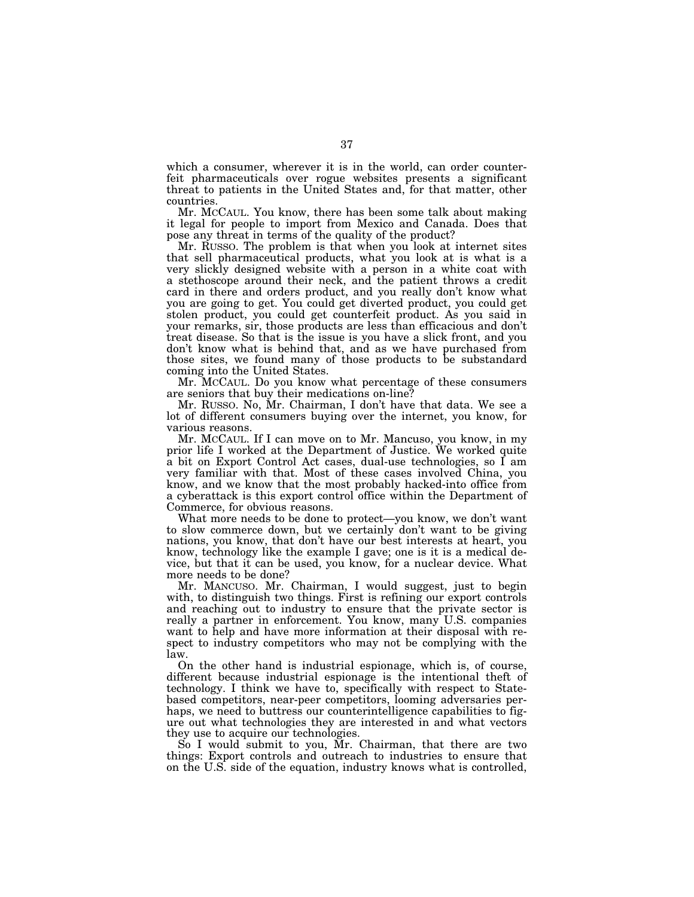which a consumer, wherever it is in the world, can order counterfeit pharmaceuticals over rogue websites presents a significant threat to patients in the United States and, for that matter, other countries.

Mr. McCAUL. You know, there has been some talk about making it legal for people to import from Mexico and Canada. Does that pose any threat in terms of the quality of the product?

Mr. RUSSO. The problem is that when you look at internet sites that sell pharmaceutical products, what you look at is what is a very slickly designed website with a person in a white coat with a stethoscope around their neck, and the patient throws a credit card in there and orders product, and you really don't know what you are going to get. You could get diverted product, you could get stolen product, you could get counterfeit product. As you said in your remarks, sir, those products are less than efficacious and don't treat disease. So that is the issue is you have a slick front, and you don't know what is behind that, and as we have purchased from those sites, we found many of those products to be substandard coming into the United States.

Mr. McCAUL. Do you know what percentage of these consumers are seniors that buy their medications on-line?

Mr. RUSSO. No, Mr. Chairman, I don't have that data. We see a lot of different consumers buying over the internet, you know, for various reasons.

Mr. McCAUL. If I can move on to Mr. Mancuso, you know, in my prior life I worked at the Department of Justice. We worked quite a bit on Export Control Act cases, dual-use technologies, so I am very familiar with that. Most of these cases involved China, you know, and we know that the most probably hacked-into office from a cyberattack is this export control office within the Department of Commerce, for obvious reasons.

What more needs to be done to protect—you know, we don't want to slow commerce down, but we certainly don't want to be giving nations, you know, that don't have our best interests at heart, you know, technology like the example I gave; one is it is a medical device, but that it can be used, you know, for a nuclear device. What more needs to be done?

Mr. MANCUSO. Mr. Chairman, I would suggest, just to begin with, to distinguish two things. First is refining our export controls and reaching out to industry to ensure that the private sector is really a partner in enforcement. You know, many U.S. companies want to help and have more information at their disposal with respect to industry competitors who may not be complying with the law.

On the other hand is industrial espionage, which is, of course, different because industrial espionage is the intentional theft of technology. I think we have to, specifically with respect to State-based competitors, near-peer competitors, looming adversaries perhaps, we need to buttress our counterintelligence capabilities to figure out what technologies they are interested in and what vectors they use to acquire our technologies.

So I would submit to you, Mr. Chairman, that there are two things: Export controls and outreach to industries to ensure that on the U.S. side of the equation, industry knows what is controlled,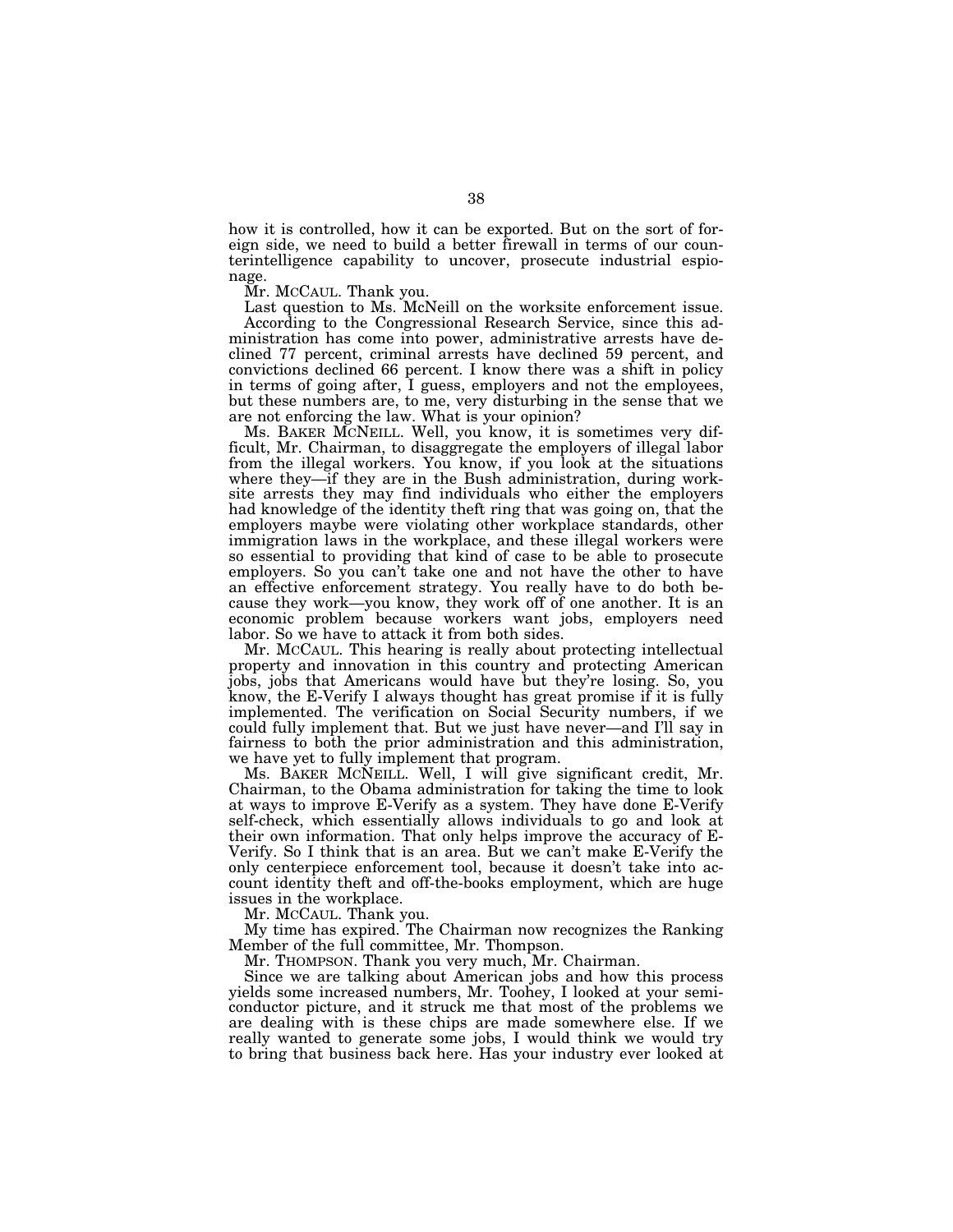how it is controlled, how it can be exported. But on the sort of foreign side, we need to build a better firewall in terms of our counterintelligence capability to uncover, prosecute industrial espionage.

Mr. MCCAUL. Thank you.

Last question to Ms. McNeill on the worksite enforcement issue. According to the Congressional Research Service, since this administration has come into power, administrative arrests have declined 77 percent, criminal arrests have declined 59 percent, and convictions declined 66 percent. I know there was a shift in policy in terms of going after, I guess, employers and not the employees, but these numbers are, to me, very disturbing in the sense that we are not enforcing the law. What is your opinion?

Ms. BAKER MCNEILL. Well, you know, it is sometimes very difficult, Mr. Chairman, to disaggregate the employers of illegal labor from the illegal workers. You know, if you look at the situations where they—if they are in the Bush administration, during worksite arrests they may find individuals who either the employers had knowledge of the identity theft ring that was going on, that the employers maybe were violating other workplace standards, other immigration laws in the workplace, and these illegal workers were so essential to providing that kind of case to be able to prosecute employers. So you can't take one and not have the other to have an effective enforcement strategy. You really have to do both because they work—you know, they work off of one another. It is an economic problem because workers want jobs, employers need labor. So we have to attack it from both sides.

Mr. MCCAUL. This hearing is really about protecting intellectual property and innovation in this country and protecting American jobs, jobs that Americans would have but they're losing. So, you know, the E-Verify I always thought has great promise if it is fully implemented. The verification on Social Security numbers, if we could fully implement that. But we just have never—and I'll say in fairness to both the prior administration and this administration, we have yet to fully implement that program.

Ms. BAKER MCNEILL. Well, I will give significant credit, Mr. Chairman, to the Obama administration for taking the time to look at ways to improve E-Verify as a system. They have done E-Verify self-check, which essentially allows individuals to go and look at their own information. That only helps improve the accuracy of E-Verify. So I think that is an area. But we can't make E-Verify the only centerpiece enforcement tool, because it doesn't take into account identity theft and off-the-books employment, which are huge issues in the workplace.

Mr. MCCAUL. Thank you.

My time has expired. The Chairman now recognizes the Ranking Member of the full committee, Mr. Thompson.

Mr. THOMPSON. Thank you very much, Mr. Chairman.

Since we are talking about American jobs and how this process yields some increased numbers, Mr. Toohey, I looked at your semiconductor picture, and it struck me that most of the problems we are dealing with is these chips are made somewhere else. If we really wanted to generate some jobs, I would think we would try to bring that business back here. Has your industry ever looked at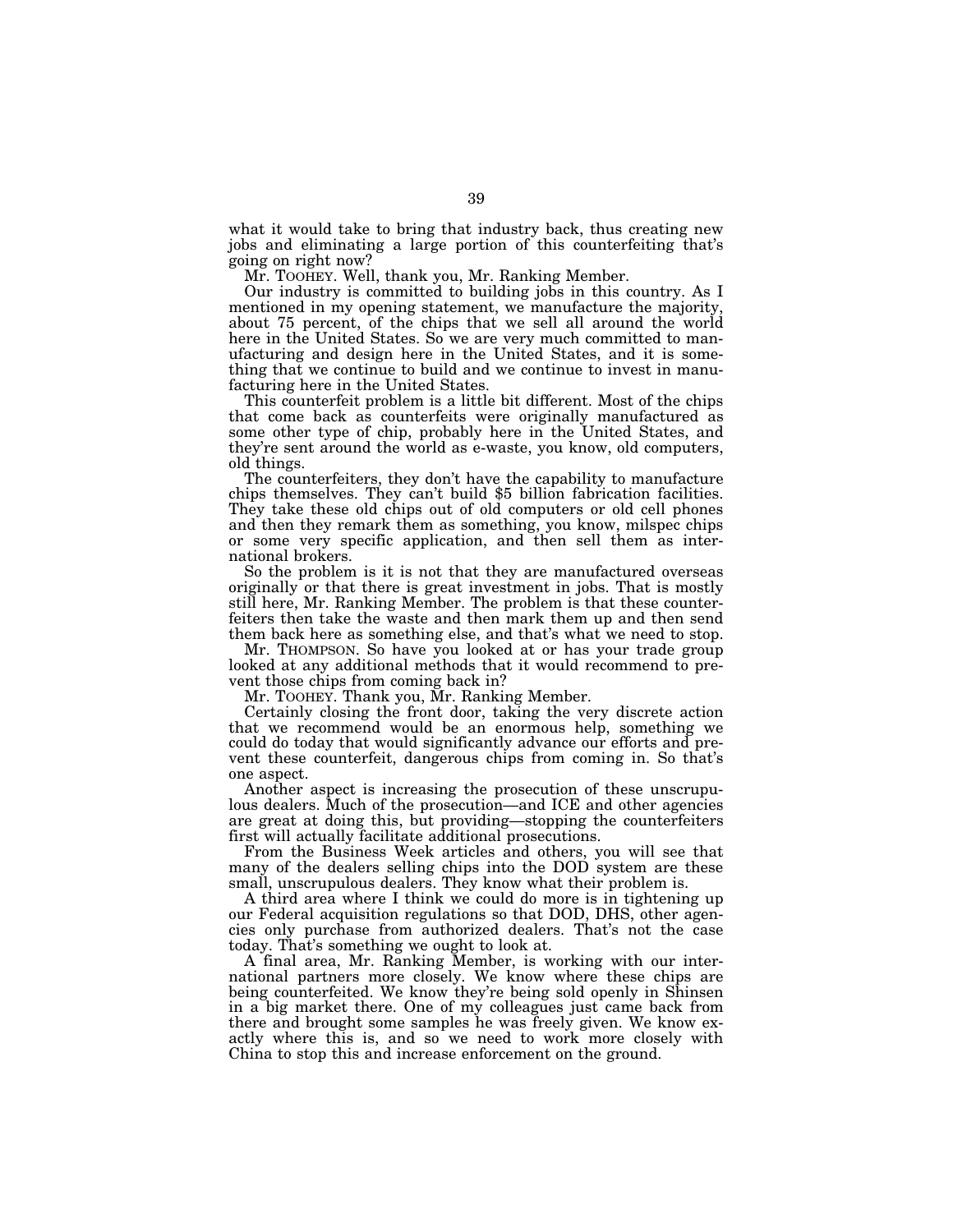what it would take to bring that industry back, thus creating new jobs and eliminating a large portion of this counterfeiting that's going on right now?

Mr. TOOHEY. Well, thank you, Mr. Ranking Member.

Our industry is committed to building jobs in this country. As I mentioned in my opening statement, we manufacture the majority, about 75 percent, of the chips that we sell all around the world here in the United States. So we are very much committed to manufacturing and design here in the United States, and it is something that we continue to build and we continue to invest in manufacturing here in the United States.

This counterfeit problem is a little bit different. Most of the chips that come back as counterfeits were originally manufactured as some other type of chip, probably here in the United States, and they're sent around the world as e-waste, you know, old computers, old things.

The counterfeiters, they don't have the capability to manufacture chips themselves. They can't build $5 billion fabrication facilities. They take these old chips out of old computers or old cell phones and then they remark them as something, you know, milspec chips or some very specific application, and then sell them as international brokers.

So the problem is it is not that they are manufactured overseas originally or that there is great investment in jobs. That is mostly still here, Mr. Ranking Member. The problem is that these counterfeiters then take the waste and then mark them up and then send them back here as something else, and that's what we need to stop.

Mr. THOMPSON. So have you looked at or has your trade group looked at any additional methods that it would recommend to prevent those chips from coming back in?

Mr. TOOHEY. Thank you, Mr. Ranking Member.

Certainly closing the front door, taking the very discrete action that we recommend would be an enormous help, something we could do today that would significantly advance our efforts and prevent these counterfeit, dangerous chips from coming in. So that's one aspect.

Another aspect is increasing the prosecution of these unscrupulous dealers. Much of the prosecution—and ICE and other agencies are great at doing this, but providing—stopping the counterfeiters first will actually facilitate additional prosecutions.

From the Business Week articles and others, you will see that many of the dealers selling chips into the DOD system are these small, unscrupulous dealers. They know what their problem is.

A third area where I think we could do more is in tightening up our Federal acquisition regulations so that DOD, DHS, other agencies only purchase from authorized dealers. That's not the case today. That's something we ought to look at.

A final area, Mr. Ranking Member, is working with our international partners more closely. We know where these chips are being counterfeited. We know they're being sold openly in Shinsen in a big market there. One of my colleagues just came back from there and brought some samples he was freely given. We know exactly where this is, and so we need to work more closely with China to stop this and increase enforcement on the ground.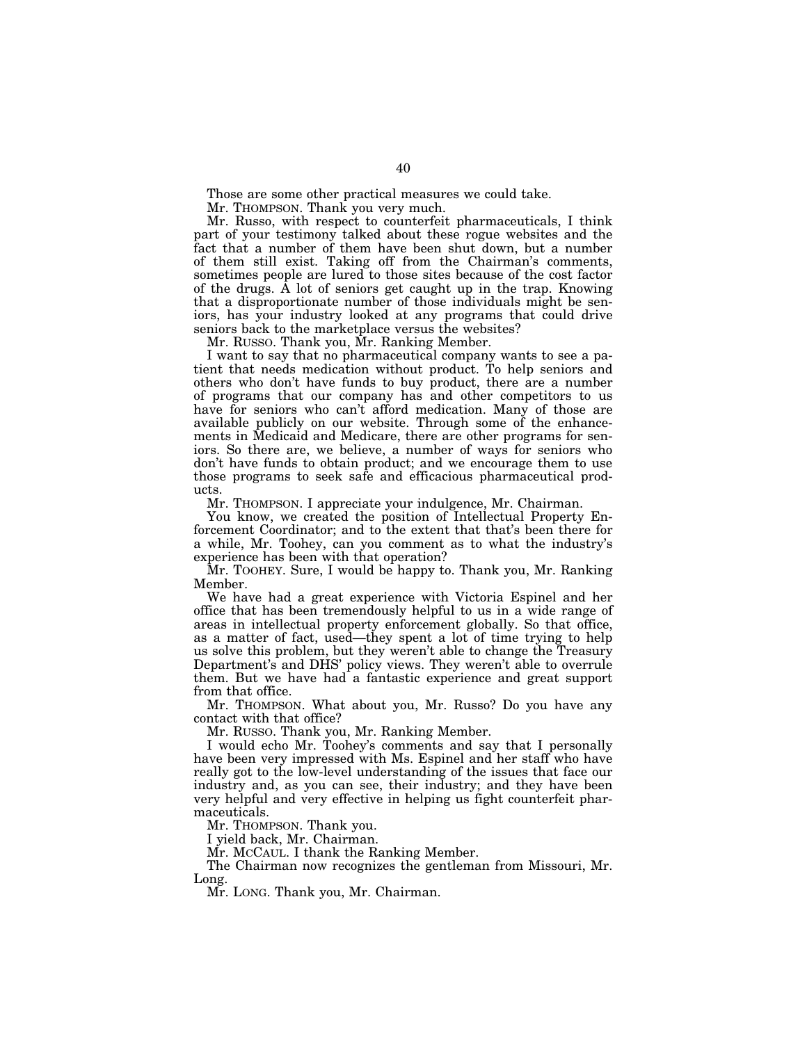Those are some other practical measures we could take.

Mr. THOMPSON. Thank you very much.

Mr. Russo, with respect to counterfeit pharmaceuticals, I think part of your testimony talked about these rogue websites and the fact that a number of them have been shut down, but a number of them still exist. Taking off from the Chairman's comments, sometimes people are lured to those sites because of the cost factor of the drugs. A lot of seniors get caught up in the trap. Knowing that a disproportionate number of those individuals might be seniors, has your industry looked at any programs that could drive seniors back to the marketplace versus the websites?

Mr. RUSSO. Thank you, Mr. Ranking Member.

I want to say that no pharmaceutical company wants to see a patient that needs medication without product. To help seniors and others who don't have funds to buy product, there are a number of programs that our company has and other competitors to us have for seniors who can't afford medication. Many of those are available publicly on our website. Through some of the enhancements in Medicaid and Medicare, there are other programs for seniors. So there are, we believe, a number of ways for seniors who don't have funds to obtain product; and we encourage them to use those programs to seek safe and efficacious pharmaceutical products.

Mr. THOMPSON. I appreciate your indulgence, Mr. Chairman.

You know, we created the position of Intellectual Property Enforcement Coordinator; and to the extent that that's been there for a while, Mr. Toohey, can you comment as to what the industry's experience has been with that operation?

Mr. TOOHEY. Sure, I would be happy to. Thank you, Mr. Ranking Member.

We have had a great experience with Victoria Espinel and her office that has been tremendously helpful to us in a wide range of areas in intellectual property enforcement globally. So that office, as a matter of fact, used—they spent a lot of time trying to help us solve this problem, but they weren't able to change the Treasury Department's and DHS' policy views. They weren't able to overrule them. But we have had a fantastic experience and great support from that office.

Mr. THOMPSON. What about you, Mr. Russo? Do you have any contact with that office?

Mr. RUSSO. Thank you, Mr. Ranking Member.

I would echo Mr. Toohey's comments and say that I personally have been very impressed with Ms. Espinel and her staff who have really got to the low-level understanding of the issues that face our industry and, as you can see, their industry; and they have been very helpful and very effective in helping us fight counterfeit pharmaceuticals.

Mr. THOMPSON. Thank you.

I yield back, Mr. Chairman.

Mr. MCCAUL. I thank the Ranking Member.

The Chairman now recognizes the gentleman from Missouri, Mr. Long.

Mr. LONG. Thank you, Mr. Chairman.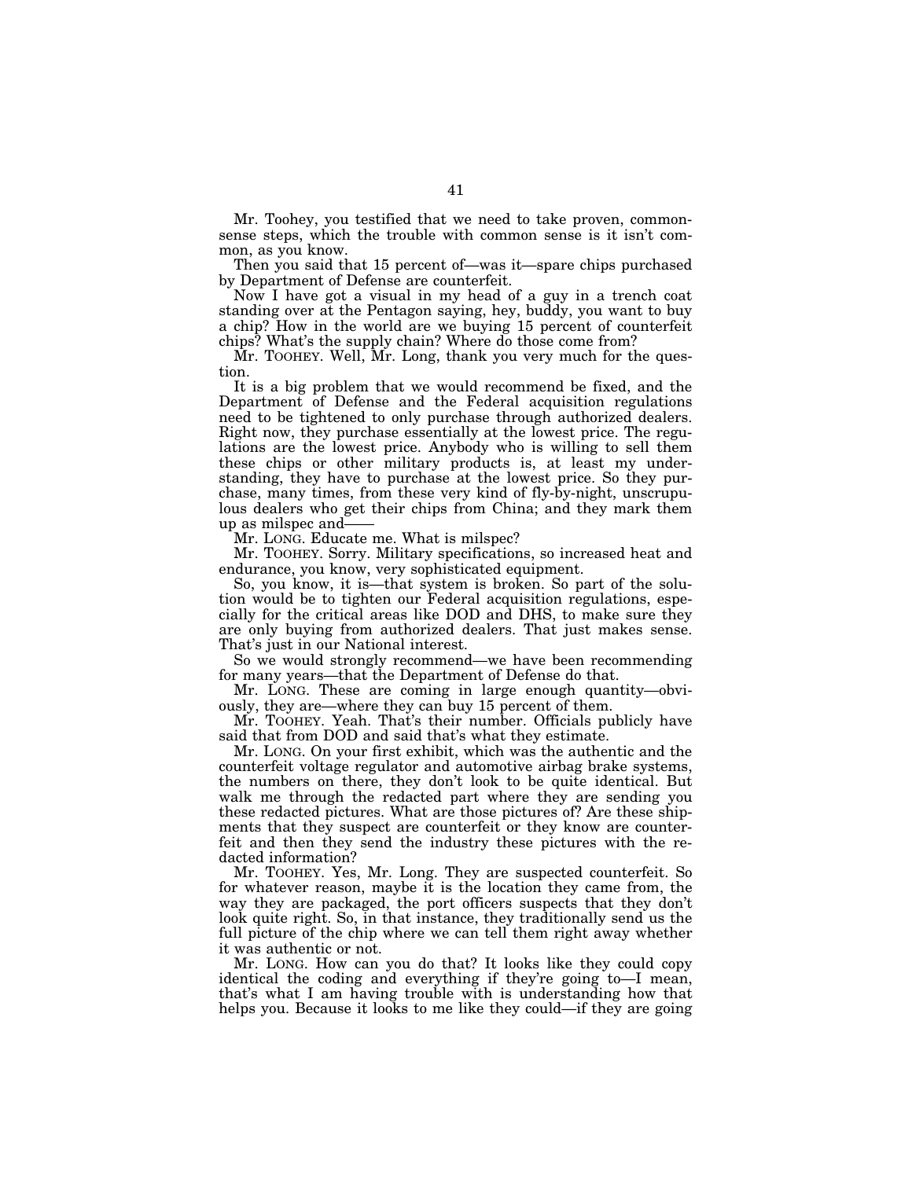Mr. Toohey, you testified that we need to take proven, commonsense steps, which the trouble with common sense is it isn't common, as you know.

Then you said that 15 percent of—was it—spare chips purchased by Department of Defense are counterfeit.

Now I have got a visual in my head of a guy in a trench coat standing over at the Pentagon saying, hey, buddy, you want to buy a chip? How in the world are we buying 15 percent of counterfeit chips? What's the supply chain? Where do those come from?

Mr. TOOHEY. Well, Mr. Long, thank you very much for the question.

It is a big problem that we would recommend be fixed, and the Department of Defense and the Federal acquisition regulations need to be tightened to only purchase through authorized dealers. Right now, they purchase essentially at the lowest price. The regulations are the lowest price. Anybody who is willing to sell them these chips or other military products is, at least my understanding, they have to purchase at the lowest price. So they purchase, many times, from these very kind of fly-by-night, unscrupulous dealers who get their chips from China; and they mark them up as milspec and——

Mr. LONG. Educate me. What is milspec?

Mr. TOOHEY. Sorry. Military specifications, so increased heat and endurance, you know, very sophisticated equipment.

So, you know, it is—that system is broken. So part of the solution would be to tighten our Federal acquisition regulations, especially for the critical areas like DOD and DHS, to make sure they are only buying from authorized dealers. That just makes sense. That's just in our National interest.

So we would strongly recommend—we have been recommending for many years—that the Department of Defense do that.

Mr. LONG. These are coming in large enough quantity—obviously, they are—where they can buy 15 percent of them.

Mr. TOOHEY. Yeah. That's their number. Officials publicly have said that from DOD and said that's what they estimate.

Mr. LONG. On your first exhibit, which was the authentic and the counterfeit voltage regulator and automotive airbag brake systems, the numbers on there, they don't look to be quite identical. But walk me through the redacted part where they are sending you these redacted pictures. What are those pictures of? Are these shipments that they suspect are counterfeit or they know are counterfeit and then they send the industry these pictures with the redacted information?

Mr. TOOHEY. Yes, Mr. Long. They are suspected counterfeit. So for whatever reason, maybe it is the location they came from, the way they are packaged, the port officers suspects that they don't look quite right. So, in that instance, they traditionally send us the full picture of the chip where we can tell them right away whether it was authentic or not.

Mr. LONG. How can you do that? It looks like they could copy identical the coding and everything if they're going to—I mean, that's what I am having trouble with is understanding how that helps you. Because it looks to me like they could—if they are going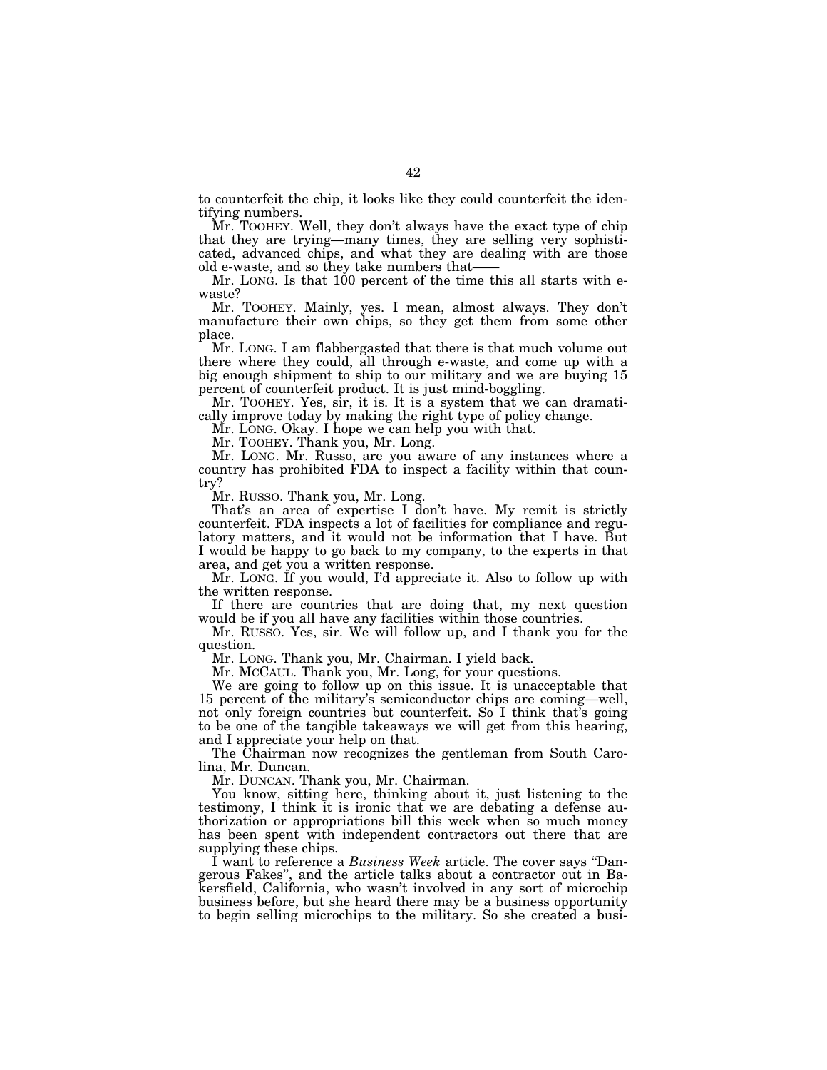to counterfeit the chip, it looks like they could counterfeit the identifying numbers.

Mr. TOOHEY. Well, they don't always have the exact type of chip that they are trying—many times, they are selling very sophisticated, advanced chips, and what they are dealing with are those old e-waste, and so they take numbers that——

Mr. LONG. Is that 100 percent of the time this all starts with e-waste?

Mr. TOOHEY. Mainly, yes. I mean, almost always. They don't manufacture their own chips, so they get them from some other place.

Mr. LONG. I am flabbergasted that there is that much volume out there where they could, all through e-waste, and come up with a big enough shipment to ship to our military and we are buying 15 percent of counterfeit product. It is just mind-boggling.

Mr. TOOHEY. Yes, sir, it is. It is a system that we can dramatically improve today by making the right type of policy change.

Mr. LONG. Okay. I hope we can help you with that.

Mr. TOOHEY. Thank you, Mr. Long.

Mr. LONG. Mr. Russo, are you aware of any instances where a country has prohibited FDA to inspect a facility within that country?

Mr. RUSSO. Thank you, Mr. Long.

That's an area of expertise I don't have. My remit is strictly counterfeit. FDA inspects a lot of facilities for compliance and regulatory matters, and it would not be information that I have. But I would be happy to go back to my company, to the experts in that area, and get you a written response.

Mr. LONG. If you would, I'd appreciate it. Also to follow up with the written response.

If there are countries that are doing that, my next question would be if you all have any facilities within those countries.

Mr. RUSSO. Yes, sir. We will follow up, and I thank you for the question.

Mr. LONG. Thank you, Mr. Chairman. I yield back.

Mr. MCCAUL. Thank you, Mr. Long, for your questions.

We are going to follow up on this issue. It is unacceptable that 15 percent of the military's semiconductor chips are coming—well, not only foreign countries but counterfeit. So I think that's going to be one of the tangible takeaways we will get from this hearing, and I appreciate your help on that.

The Chairman now recognizes the gentleman from South Carolina, Mr. Duncan.

Mr. DUNCAN. Thank you, Mr. Chairman.

You know, sitting here, thinking about it, just listening to the testimony, I think it is ironic that we are debating a defense authorization or appropriations bill this week when so much money has been spent with independent contractors out there that are supplying these chips.

I want to reference a *Business Week* article. The cover says "Dangerous Fakes", and the article talks about a contractor out in Bakersfield, California, who wasn't involved in any sort of microchip business before, but she heard there may be a business opportunity to begin selling microchips to the military. So she created a busi-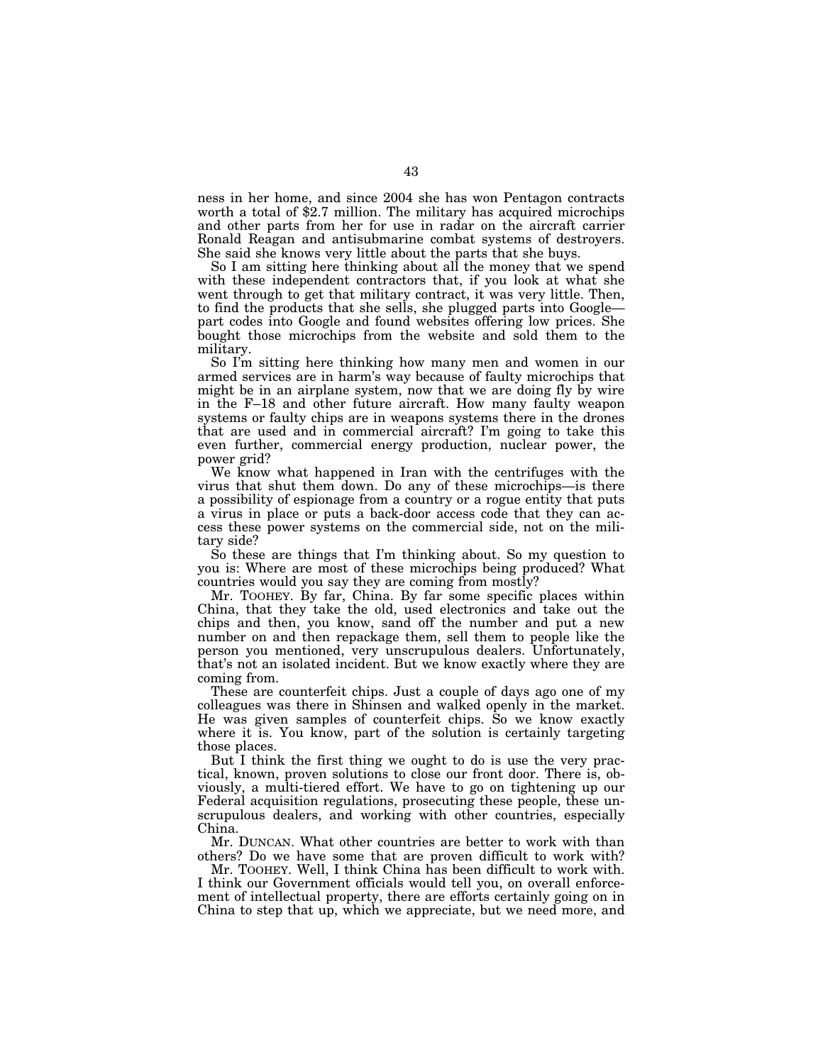ness in her home, and since 2004 she has won Pentagon contracts worth a total of $2.7 million. The military has acquired microchips and other parts from her for use in radar on the aircraft carrier Ronald Reagan and antisubmarine combat systems of destroyers. She said she knows very little about the parts that she buys.

So I am sitting here thinking about all the money that we spend with these independent contractors that, if you look at what she went through to get that military contract, it was very little. Then, to find the products that she sells, she plugged parts into Google—part codes into Google and found websites offering low prices. She bought those microchips from the website and sold them to the military.

So I'm sitting here thinking how many men and women in our armed services are in harm's way because of faulty microchips that might be in an airplane system, now that we are doing fly by wire in the F–18 and other future aircraft. How many faulty weapon systems or faulty chips are in weapons systems there in the drones that are used and in commercial aircraft? I'm going to take this even further, commercial energy production, nuclear power, the power grid?

We know what happened in Iran with the centrifuges with the virus that shut them down. Do any of these microchips—is there a possibility of espionage from a country or a rogue entity that puts a virus in place or puts a back-door access code that they can access these power systems on the commercial side, not on the military side?

So these are things that I'm thinking about. So my question to you is: Where are most of these microchips being produced? What countries would you say they are coming from mostly?

Mr. TOOHEY. By far, China. By far some specific places within China, that they take the old, used electronics and take out the chips and then, you know, sand off the number and put a new number on and then repackage them, sell them to people like the person you mentioned, very unscrupulous dealers. Unfortunately, that's not an isolated incident. But we know exactly where they are coming from.

These are counterfeit chips. Just a couple of days ago one of my colleagues was there in Shinsen and walked openly in the market. He was given samples of counterfeit chips. So we know exactly where it is. You know, part of the solution is certainly targeting those places.

But I think the first thing we ought to do is use the very practical, known, proven solutions to close our front door. There is, obviously, a multi-tiered effort. We have to go on tightening up our Federal acquisition regulations, prosecuting these people, these unscrupulous dealers, and working with other countries, especially China.

Mr. DUNCAN. What other countries are better to work with than others? Do we have some that are proven difficult to work with?

Mr. TOOHEY. Well, I think China has been difficult to work with. I think our Government officials would tell you, on overall enforcement of intellectual property, there are efforts certainly going on in China to step that up, which we appreciate, but we need more, and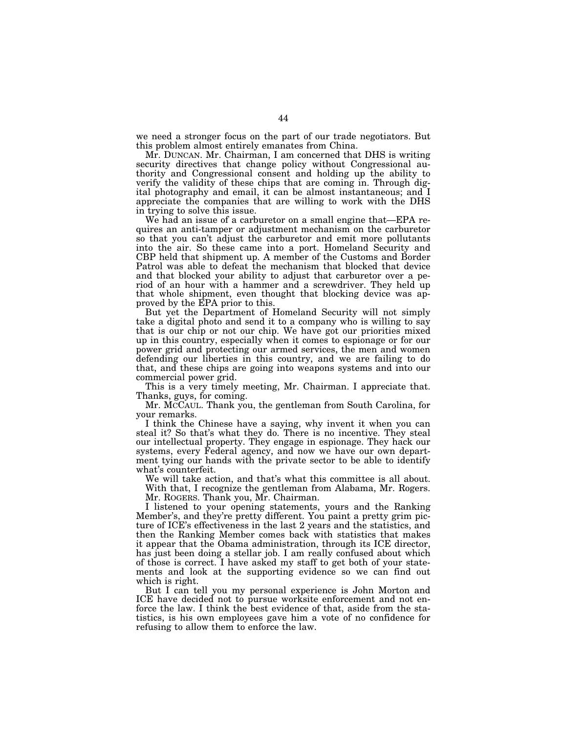we need a stronger focus on the part of our trade negotiators. But this problem almost entirely emanates from China.

Mr. DUNCAN. Mr. Chairman, I am concerned that DHS is writing security directives that change policy without Congressional authority and Congressional consent and holding up the ability to verify the validity of these chips that are coming in. Through digital photography and email, it can be almost instantaneous; and I appreciate the companies that are willing to work with the DHS in trying to solve this issue.

We had an issue of a carburetor on a small engine that—EPA requires an anti-tamper or adjustment mechanism on the carburetor so that you can't adjust the carburetor and emit more pollutants into the air. So these came into a port. Homeland Security and CBP held that shipment up. A member of the Customs and Border Patrol was able to defeat the mechanism that blocked that device and that blocked your ability to adjust that carburetor over a period of an hour with a hammer and a screwdriver. They held up that whole shipment, even thought that blocking device was approved by the EPA prior to this.

But yet the Department of Homeland Security will not simply take a digital photo and send it to a company who is willing to say that is our chip or not our chip. We have got our priorities mixed up in this country, especially when it comes to espionage or for our power grid and protecting our armed services, the men and women defending our liberties in this country, and we are failing to do that, and these chips are going into weapons systems and into our commercial power grid.

This is a very timely meeting, Mr. Chairman. I appreciate that. Thanks, guys, for coming.

Mr. MCCAUL. Thank you, the gentleman from South Carolina, for your remarks.

I think the Chinese have a saying, why invent it when you can steal it? So that's what they do. There is no incentive. They steal our intellectual property. They engage in espionage. They hack our systems, every Federal agency, and now we have our own department tying our hands with the private sector to be able to identify what's counterfeit.

We will take action, and that's what this committee is all about.

With that, I recognize the gentleman from Alabama, Mr. Rogers.

Mr. ROGERS. Thank you, Mr. Chairman.

I listened to your opening statements, yours and the Ranking Member's, and they're pretty different. You paint a pretty grim picture of ICE's effectiveness in the last 2 years and the statistics, and then the Ranking Member comes back with statistics that makes it appear that the Obama administration, through its ICE director, has just been doing a stellar job. I am really confused about which of those is correct. I have asked my staff to get both of your statements and look at the supporting evidence so we can find out which is right.

But I can tell you my personal experience is John Morton and ICE have decided not to pursue worksite enforcement and not enforce the law. I think the best evidence of that, aside from the statistics, is his own employees gave him a vote of no confidence for refusing to allow them to enforce the law.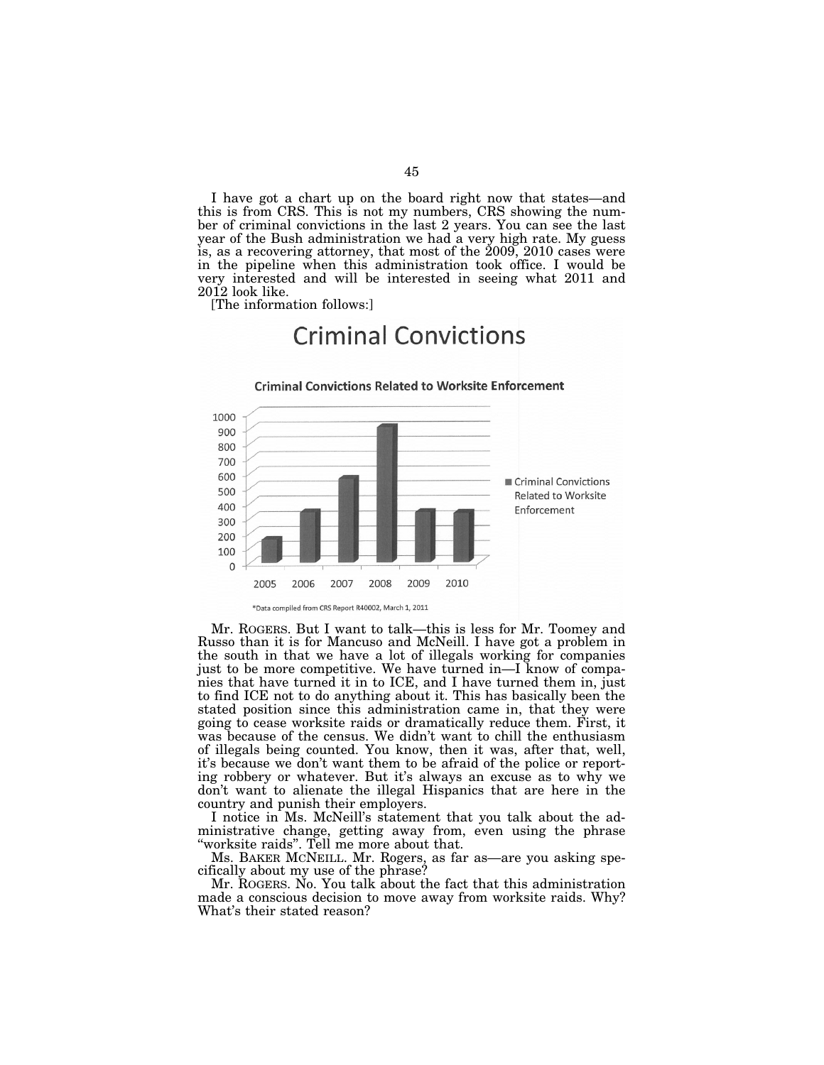I have got a chart up on the board right now that states—and this is from CRS. This is not my numbers, CRS showing the number of criminal convictions in the last 2 years. You can see the last year of the Bush administration we had a very high rate. My guess is, as a recovering attorney, that most of the 2009, 2010 cases were in the pipeline when this administration took office. I would be very interested and will be interested in seeing what 2011 and 2012 look like.

[The information follows:]

# Criminal Convictions

**Criminal Convictions Related to Worksite Enforcement**

| Year | Criminal Convictions Related to Worksite Enforcement |
| --- | --- |
| 2005 | ~160 |
| 2006 | ~340 |
| 2007 | ~560 |
| 2008 | ~910 |
| 2009 | ~340 |
| 2010 | ~340 |

*Data compiled from CRS Report R40002, March 1, 2011

Mr. ROGERS. But I want to talk—this is less for Mr. Toomey and Russo than it is for Mancuso and McNeill. I have got a problem in the south in that we have a lot of illegals working for companies just to be more competitive. We have turned in—I know of companies that have turned it in to ICE, and I have turned them in, just to find ICE not to do anything about it. This has basically been the stated position since this administration came in, that they were going to cease worksite raids or dramatically reduce them. First, it was because of the census. We didn't want to chill the enthusiasm of illegals being counted. You know, then it was, after that, well, it's because we don't want them to be afraid of the police or reporting robbery or whatever. But it's always an excuse as to why we don't want to alienate the illegal Hispanics that are here in the country and punish their employers.

I notice in Ms. McNeill's statement that you talk about the administrative change, getting away from, even using the phrase "worksite raids". Tell me more about that.

Ms. BAKER MCNEILL. Mr. Rogers, as far as—are you asking specifically about my use of the phrase?

Mr. ROGERS. No. You talk about the fact that this administration made a conscious decision to move away from worksite raids. Why? What's their stated reason?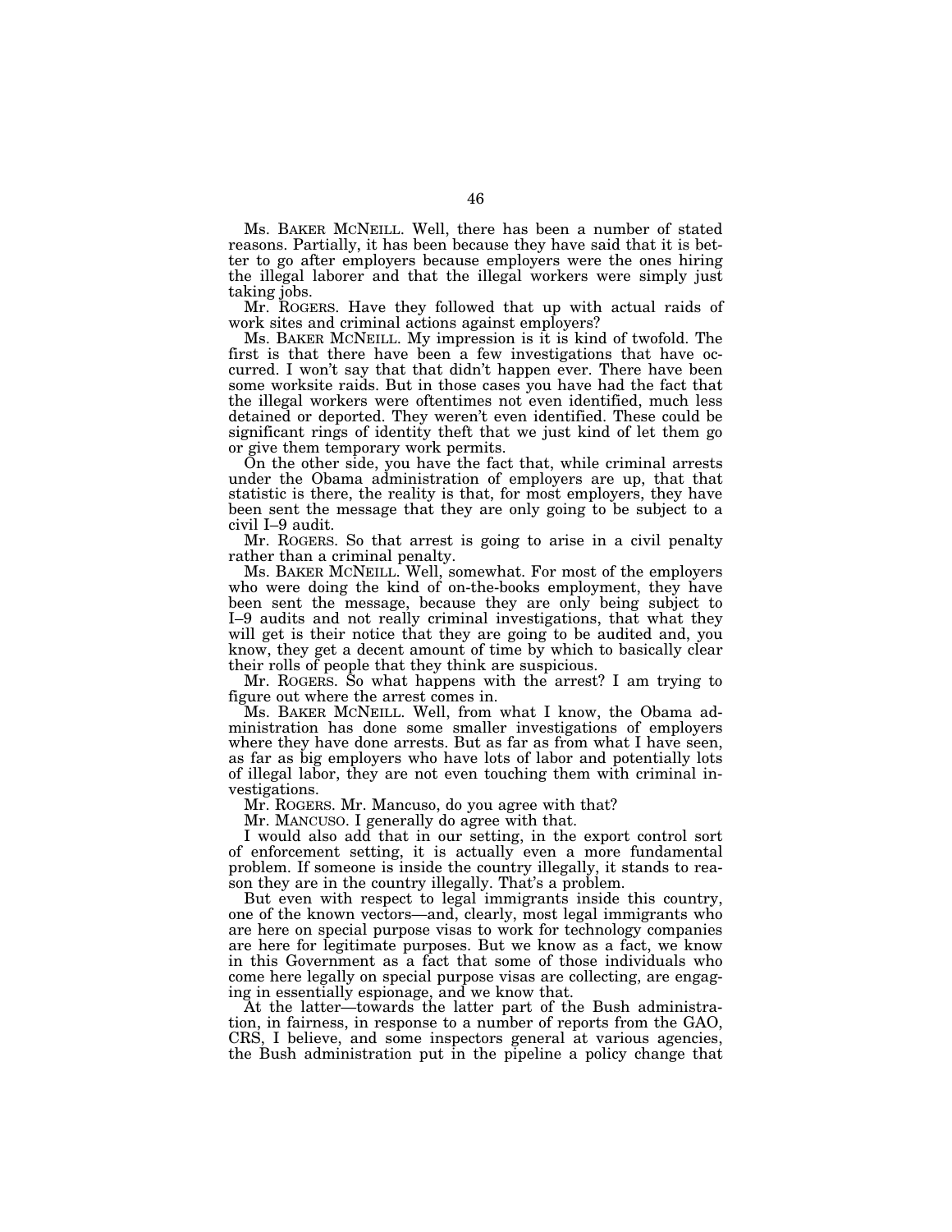Ms. BAKER MCNEILL. Well, there has been a number of stated reasons. Partially, it has been because they have said that it is better to go after employers because employers were the ones hiring the illegal laborer and that the illegal workers were simply just taking jobs.

Mr. ROGERS. Have they followed that up with actual raids of work sites and criminal actions against employers?

Ms. BAKER MCNEILL. My impression is it is kind of twofold. The first is that there have been a few investigations that have occurred. I won't say that that didn't happen ever. There have been some worksite raids. But in those cases you have had the fact that the illegal workers were oftentimes not even identified, much less detained or deported. They weren't even identified. These could be significant rings of identity theft that we just kind of let them go or give them temporary work permits.

On the other side, you have the fact that, while criminal arrests under the Obama administration of employers are up, that that statistic is there, the reality is that, for most employers, they have been sent the message that they are only going to be subject to a civil I–9 audit.

Mr. ROGERS. So that arrest is going to arise in a civil penalty rather than a criminal penalty.

Ms. BAKER MCNEILL. Well, somewhat. For most of the employers who were doing the kind of on-the-books employment, they have been sent the message, because they are only being subject to I–9 audits and not really criminal investigations, that what they will get is their notice that they are going to be audited and, you know, they get a decent amount of time by which to basically clear their rolls of people that they think are suspicious.

Mr. ROGERS. So what happens with the arrest? I am trying to figure out where the arrest comes in.

Ms. BAKER MCNEILL. Well, from what I know, the Obama administration has done some smaller investigations of employers where they have done arrests. But as far as from what I have seen, as far as big employers who have lots of labor and potentially lots of illegal labor, they are not even touching them with criminal investigations.

Mr. ROGERS. Mr. Mancuso, do you agree with that?

Mr. MANCUSO. I generally do agree with that.

I would also add that in our setting, in the export control sort of enforcement setting, it is actually even a more fundamental problem. If someone is inside the country illegally, it stands to reason they are in the country illegally. That's a problem.

But even with respect to legal immigrants inside this country, one of the known vectors—and, clearly, most legal immigrants who are here on special purpose visas to work for technology companies are here for legitimate purposes. But we know as a fact, we know in this Government as a fact that some of those individuals who come here legally on special purpose visas are collecting, are engaging in essentially espionage, and we know that.

At the latter—towards the latter part of the Bush administration, in fairness, in response to a number of reports from the GAO, CRS, I believe, and some inspectors general at various agencies, the Bush administration put in the pipeline a policy change that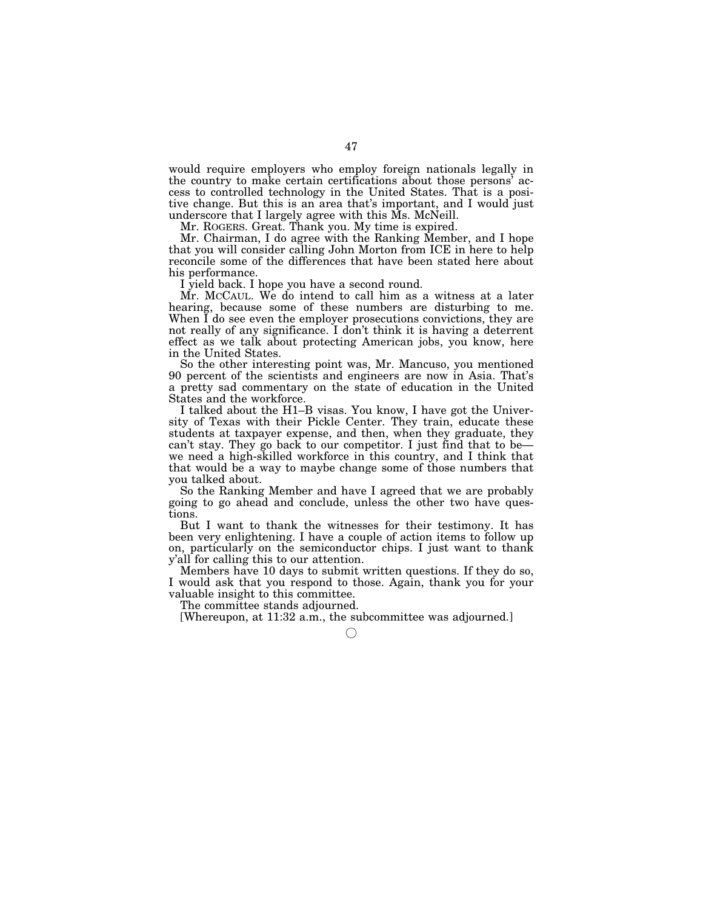would require employers who employ foreign nationals legally in the country to make certain certifications about those persons' access to controlled technology in the United States. That is a positive change. But this is an area that's important, and I would just underscore that I largely agree with this Ms. McNeill.

Mr. ROGERS. Great. Thank you. My time is expired.

Mr. Chairman, I do agree with the Ranking Member, and I hope that you will consider calling John Morton from ICE in here to help reconcile some of the differences that have been stated here about his performance.

I yield back. I hope you have a second round.

Mr. MCCAUL. We do intend to call him as a witness at a later hearing, because some of these numbers are disturbing to me. When I do see even the employer prosecutions convictions, they are not really of any significance. I don't think it is having a deterrent effect as we talk about protecting American jobs, you know, here in the United States.

So the other interesting point was, Mr. Mancuso, you mentioned 90 percent of the scientists and engineers are now in Asia. That's a pretty sad commentary on the state of education in the United States and the workforce.

I talked about the H1–B visas. You know, I have got the University of Texas with their Pickle Center. They train, educate these students at taxpayer expense, and then, when they graduate, they can't stay. They go back to our competitor. I just find that to be—we need a high-skilled workforce in this country, and I think that that would be a way to maybe change some of those numbers that you talked about.

So the Ranking Member and have I agreed that we are probably going to go ahead and conclude, unless the other two have questions.

But I want to thank the witnesses for their testimony. It has been very enlightening. I have a couple of action items to follow up on, particularly on the semiconductor chips. I just want to thank y'all for calling this to our attention.

Members have 10 days to submit written questions. If they do so, I would ask that you respond to those. Again, thank you for your valuable insight to this committee.

The committee stands adjourned.

[Whereupon, at 11:32 a.m., the subcommittee was adjourned.]

○